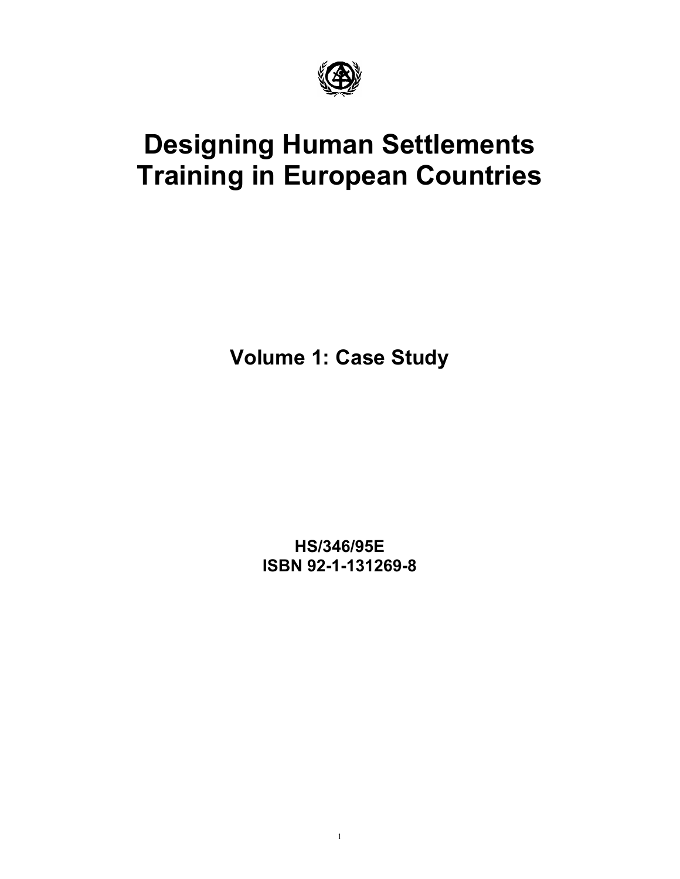# Designing Human Settlements Training in European Countries

## Volume 1: Case Study

**HS/346/95E**
**ISBN 92-1-131269-8**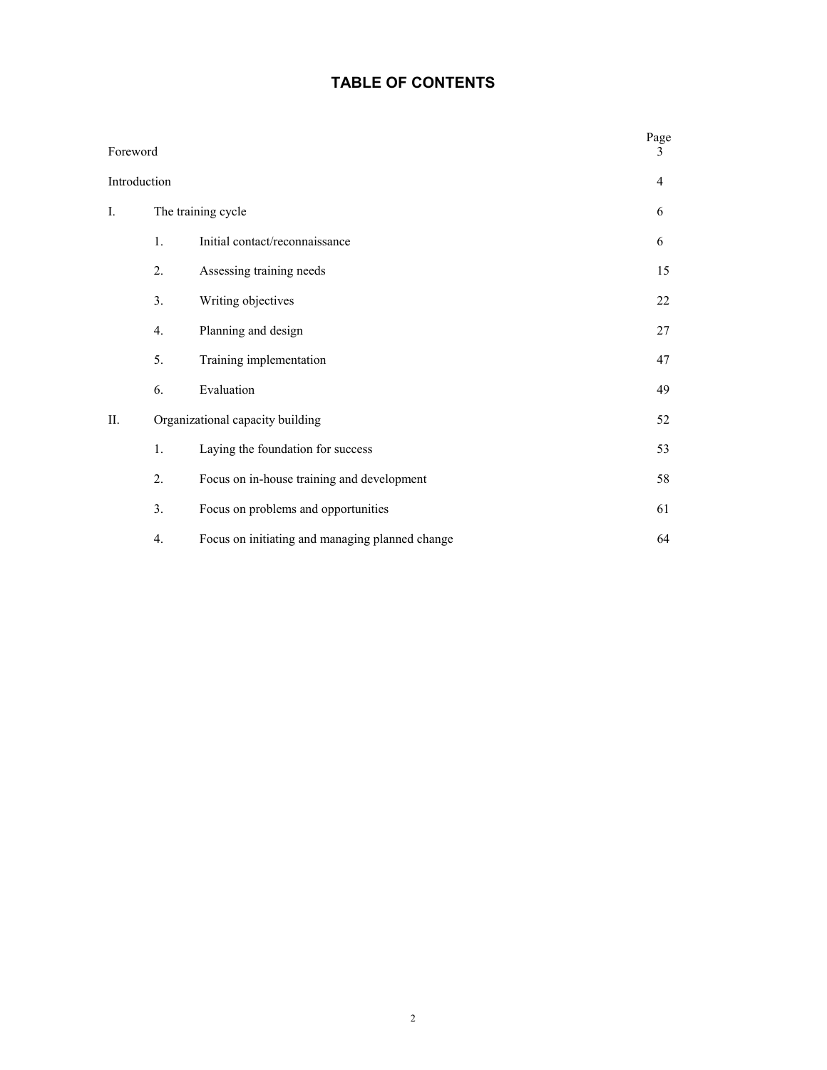# TABLE OF CONTENTS

| | | | Page |
|---|---|---|---|
| Foreword | | | 3 |
| Introduction | | | 4 |
| I. | The training cycle | | 6 |
| | 1. | Initial contact/reconnaissance | 6 |
| | 2. | Assessing training needs | 15 |
| | 3. | Writing objectives | 22 |
| | 4. | Planning and design | 27 |
| | 5. | Training implementation | 47 |
| | 6. | Evaluation | 49 |
| II. | Organizational capacity building | | 52 |
| | 1. | Laying the foundation for success | 53 |
| | 2. | Focus on in-house training and development | 58 |
| | 3. | Focus on problems and opportunities | 61 |
| | 4. | Focus on initiating and managing planned change | 64 |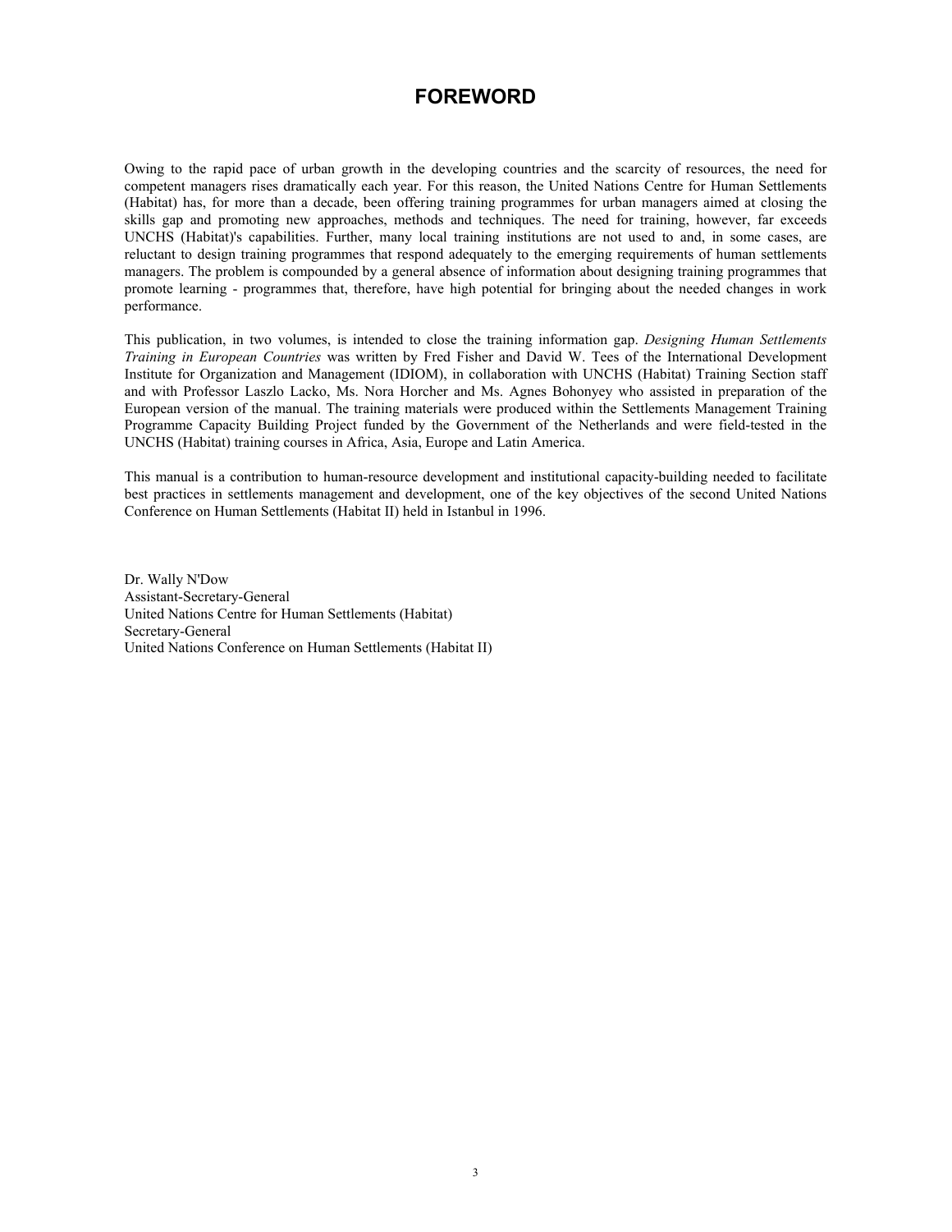# FOREWORD

Owing to the rapid pace of urban growth in the developing countries and the scarcity of resources, the need for competent managers rises dramatically each year. For this reason, the United Nations Centre for Human Settlements (Habitat) has, for more than a decade, been offering training programmes for urban managers aimed at closing the skills gap and promoting new approaches, methods and techniques. The need for training, however, far exceeds UNCHS (Habitat)'s capabilities. Further, many local training institutions are not used to and, in some cases, are reluctant to design training programmes that respond adequately to the emerging requirements of human settlements managers. The problem is compounded by a general absence of information about designing training programmes that promote learning - programmes that, therefore, have high potential for bringing about the needed changes in work performance.

This publication, in two volumes, is intended to close the training information gap. *Designing Human Settlements Training in European Countries* was written by Fred Fisher and David W. Tees of the International Development Institute for Organization and Management (IDIOM), in collaboration with UNCHS (Habitat) Training Section staff and with Professor Laszlo Lacko, Ms. Nora Horcher and Ms. Agnes Bohonyey who assisted in preparation of the European version of the manual. The training materials were produced within the Settlements Management Training Programme Capacity Building Project funded by the Government of the Netherlands and were field-tested in the UNCHS (Habitat) training courses in Africa, Asia, Europe and Latin America.

This manual is a contribution to human-resource development and institutional capacity-building needed to facilitate best practices in settlements management and development, one of the key objectives of the second United Nations Conference on Human Settlements (Habitat II) held in Istanbul in 1996.

Dr. Wally N'Dow
Assistant-Secretary-General
United Nations Centre for Human Settlements (Habitat)
Secretary-General
United Nations Conference on Human Settlements (Habitat II)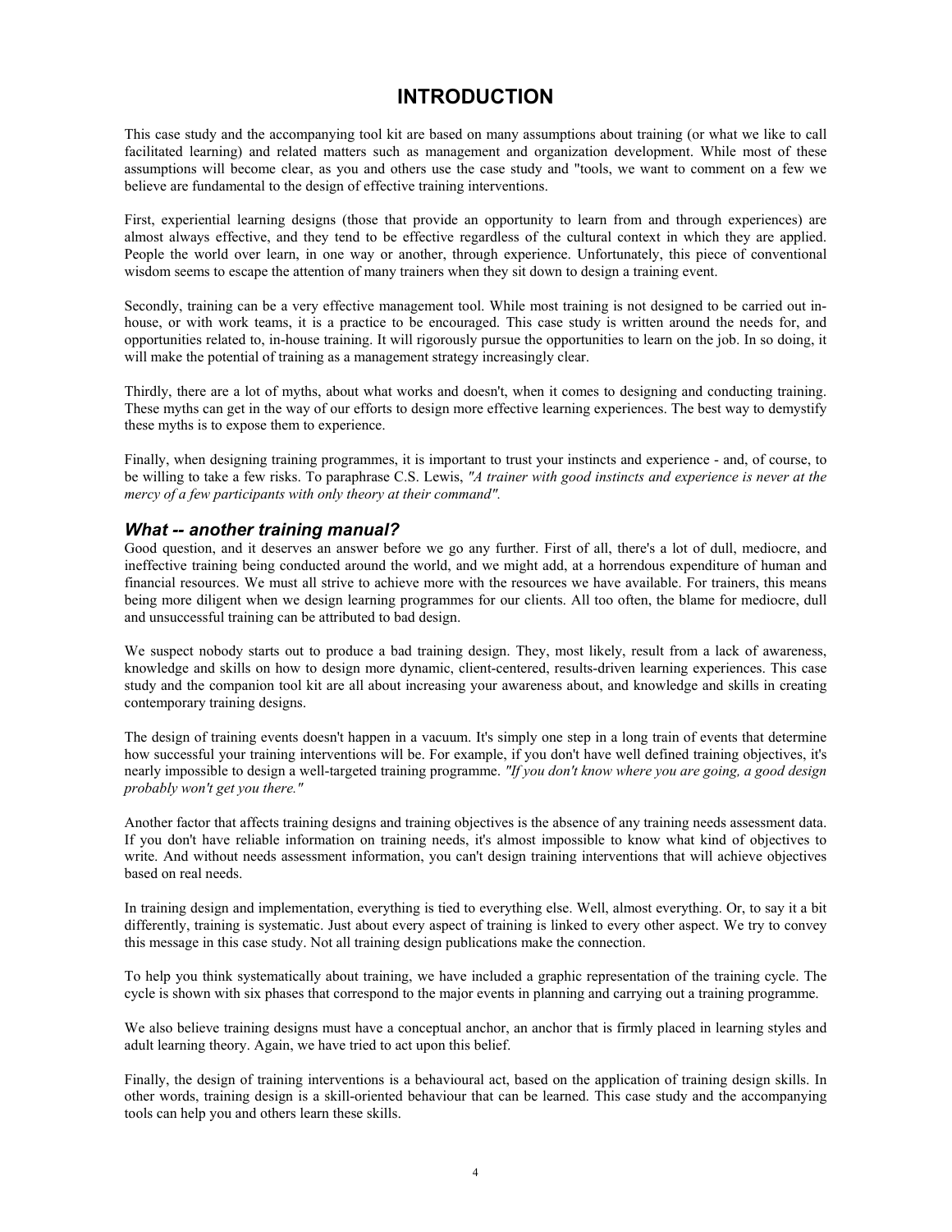# INTRODUCTION

This case study and the accompanying tool kit are based on many assumptions about training (or what we like to call facilitated learning) and related matters such as management and organization development. While most of these assumptions will become clear, as you and others use the case study and "tools, we want to comment on a few we believe are fundamental to the design of effective training interventions.

First, experiential learning designs (those that provide an opportunity to learn from and through experiences) are almost always effective, and they tend to be effective regardless of the cultural context in which they are applied. People the world over learn, in one way or another, through experience. Unfortunately, this piece of conventional wisdom seems to escape the attention of many trainers when they sit down to design a training event.

Secondly, training can be a very effective management tool. While most training is not designed to be carried out in-house, or with work teams, it is a practice to be encouraged. This case study is written around the needs for, and opportunities related to, in-house training. It will rigorously pursue the opportunities to learn on the job. In so doing, it will make the potential of training as a management strategy increasingly clear.

Thirdly, there are a lot of myths, about what works and doesn't, when it comes to designing and conducting training. These myths can get in the way of our efforts to design more effective learning experiences. The best way to demystify these myths is to expose them to experience.

Finally, when designing training programmes, it is important to trust your instincts and experience - and, of course, to be willing to take a few risks. To paraphrase C.S. Lewis, *"A trainer with good instincts and experience is never at the mercy of a few participants with only theory at their command".*

## *What -- another training manual?*

Good question, and it deserves an answer before we go any further. First of all, there's a lot of dull, mediocre, and ineffective training being conducted around the world, and we might add, at a horrendous expenditure of human and financial resources. We must all strive to achieve more with the resources we have available. For trainers, this means being more diligent when we design learning programmes for our clients. All too often, the blame for mediocre, dull and unsuccessful training can be attributed to bad design.

We suspect nobody starts out to produce a bad training design. They, most likely, result from a lack of awareness, knowledge and skills on how to design more dynamic, client-centered, results-driven learning experiences. This case study and the companion tool kit are all about increasing your awareness about, and knowledge and skills in creating contemporary training designs.

The design of training events doesn't happen in a vacuum. It's simply one step in a long train of events that determine how successful your training interventions will be. For example, if you don't have well defined training objectives, it's nearly impossible to design a well-targeted training programme. *"If you don't know where you are going, a good design probably won't get you there."*

Another factor that affects training designs and training objectives is the absence of any training needs assessment data. If you don't have reliable information on training needs, it's almost impossible to know what kind of objectives to write. And without needs assessment information, you can't design training interventions that will achieve objectives based on real needs.

In training design and implementation, everything is tied to everything else. Well, almost everything. Or, to say it a bit differently, training is systematic. Just about every aspect of training is linked to every other aspect. We try to convey this message in this case study. Not all training design publications make the connection.

To help you think systematically about training, we have included a graphic representation of the training cycle. The cycle is shown with six phases that correspond to the major events in planning and carrying out a training programme.

We also believe training designs must have a conceptual anchor, an anchor that is firmly placed in learning styles and adult learning theory. Again, we have tried to act upon this belief.

Finally, the design of training interventions is a behavioural act, based on the application of training design skills. In other words, training design is a skill-oriented behaviour that can be learned. This case study and the accompanying tools can help you and others learn these skills.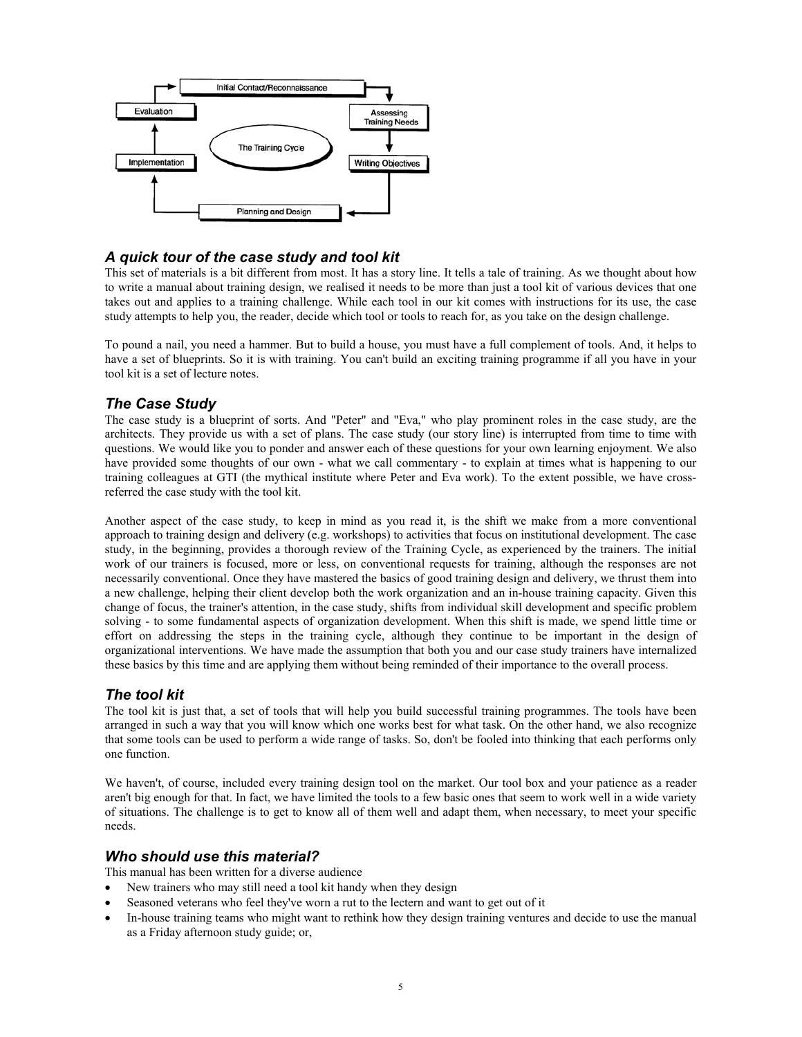Initial Contact/Reconnaissance → Assessing Training Needs → Writing Objectives → Planning and Design → Implementation → Evaluation → Initial Contact/Reconnaissance

The Training Cycle

### *A quick tour of the case study and tool kit*

This set of materials is a bit different from most. It has a story line. It tells a tale of training. As we thought about how to write a manual about training design, we realised it needs to be more than just a tool kit of various devices that one takes out and applies to a training challenge. While each tool in our kit comes with instructions for its use, the case study attempts to help you, the reader, decide which tool or tools to reach for, as you take on the design challenge.

To pound a nail, you need a hammer. But to build a house, you must have a full complement of tools. And, it helps to have a set of blueprints. So it is with training. You can't build an exciting training programme if all you have in your tool kit is a set of lecture notes.

### *The Case Study*

The case study is a blueprint of sorts. And "Peter" and "Eva," who play prominent roles in the case study, are the architects. They provide us with a set of plans. The case study (our story line) is interrupted from time to time with questions. We would like you to ponder and answer each of these questions for your own learning enjoyment. We also have provided some thoughts of our own - what we call commentary - to explain at times what is happening to our training colleagues at GTI (the mythical institute where Peter and Eva work). To the extent possible, we have cross-referred the case study with the tool kit.

Another aspect of the case study, to keep in mind as you read it, is the shift we make from a more conventional approach to training design and delivery (e.g. workshops) to activities that focus on institutional development. The case study, in the beginning, provides a thorough review of the Training Cycle, as experienced by the trainers. The initial work of our trainers is focused, more or less, on conventional requests for training, although the responses are not necessarily conventional. Once they have mastered the basics of good training design and delivery, we thrust them into a new challenge, helping their client develop both the work organization and an in-house training capacity. Given this change of focus, the trainer's attention, in the case study, shifts from individual skill development and specific problem solving - to some fundamental aspects of organization development. When this shift is made, we spend little time or effort on addressing the steps in the training cycle, although they continue to be important in the design of organizational interventions. We have made the assumption that both you and our case study trainers have internalized these basics by this time and are applying them without being reminded of their importance to the overall process.

### *The tool kit*

The tool kit is just that, a set of tools that will help you build successful training programmes. The tools have been arranged in such a way that you will know which one works best for what task. On the other hand, we also recognize that some tools can be used to perform a wide range of tasks. So, don't be fooled into thinking that each performs only one function.

We haven't, of course, included every training design tool on the market. Our tool box and your patience as a reader aren't big enough for that. In fact, we have limited the tools to a few basic ones that seem to work well in a wide variety of situations. The challenge is to get to know all of them well and adapt them, when necessary, to meet your specific needs.

### *Who should use this material?*

This manual has been written for a diverse audience

- New trainers who may still need a tool kit handy when they design
- Seasoned veterans who feel they've worn a rut to the lectern and want to get out of it
- In-house training teams who might want to rethink how they design training ventures and decide to use the manual as a Friday afternoon study guide; or,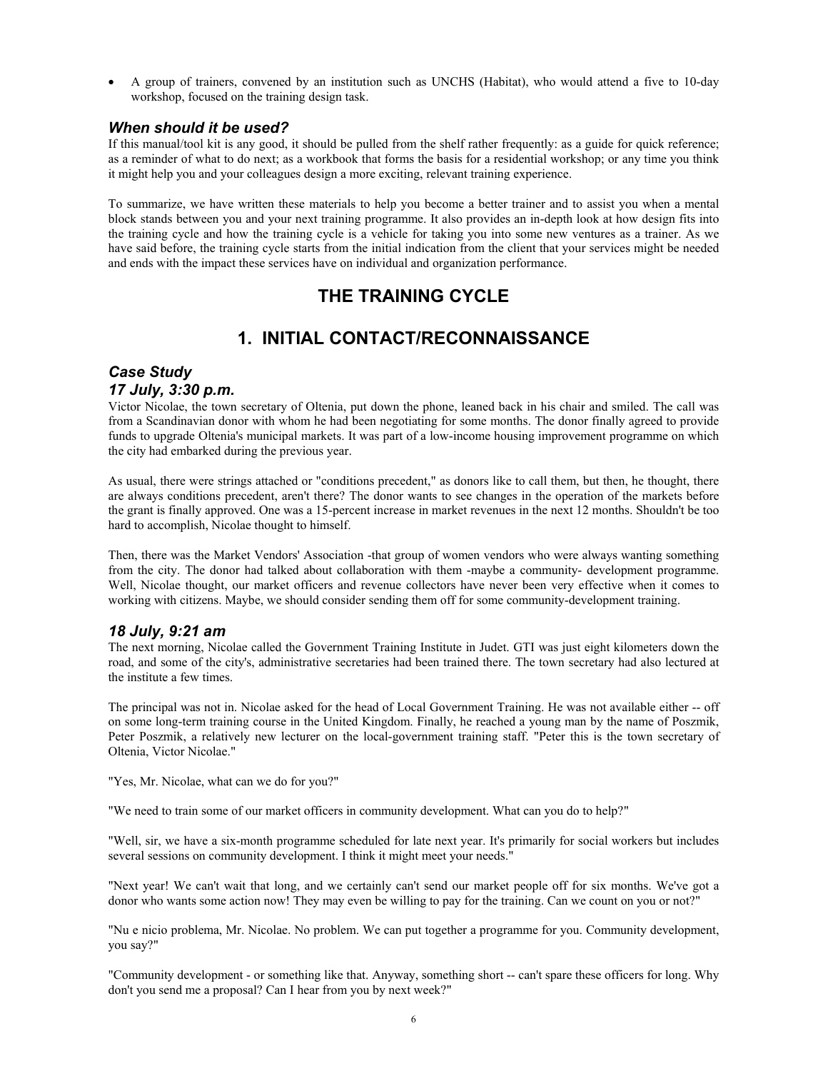- A group of trainers, convened by an institution such as UNCHS (Habitat), who would attend a five to 10-day workshop, focused on the training design task.

### *When should it be used?*

If this manual/tool kit is any good, it should be pulled from the shelf rather frequently: as a guide for quick reference; as a reminder of what to do next; as a workbook that forms the basis for a residential workshop; or any time you think it might help you and your colleagues design a more exciting, relevant training experience.

To summarize, we have written these materials to help you become a better trainer and to assist you when a mental block stands between you and your next training programme. It also provides an in-depth look at how design fits into the training cycle and how the training cycle is a vehicle for taking you into some new ventures as a trainer. As we have said before, the training cycle starts from the initial indication from the client that your services might be needed and ends with the impact these services have on individual and organization performance.

# THE TRAINING CYCLE

## 1. INITIAL CONTACT/RECONNAISSANCE

### *Case Study*
### *17 July, 3:30 p.m.*

Victor Nicolae, the town secretary of Oltenia, put down the phone, leaned back in his chair and smiled. The call was from a Scandinavian donor with whom he had been negotiating for some months. The donor finally agreed to provide funds to upgrade Oltenia's municipal markets. It was part of a low-income housing improvement programme on which the city had embarked during the previous year.

As usual, there were strings attached or "conditions precedent," as donors like to call them, but then, he thought, there are always conditions precedent, aren't there? The donor wants to see changes in the operation of the markets before the grant is finally approved. One was a 15-percent increase in market revenues in the next 12 months. Shouldn't be too hard to accomplish, Nicolae thought to himself.

Then, there was the Market Vendors' Association -that group of women vendors who were always wanting something from the city. The donor had talked about collaboration with them -maybe a community- development programme. Well, Nicolae thought, our market officers and revenue collectors have never been very effective when it comes to working with citizens. Maybe, we should consider sending them off for some community-development training.

### *18 July, 9:21 am*

The next morning, Nicolae called the Government Training Institute in Judet. GTI was just eight kilometers down the road, and some of the city's, administrative secretaries had been trained there. The town secretary had also lectured at the institute a few times.

The principal was not in. Nicolae asked for the head of Local Government Training. He was not available either -- off on some long-term training course in the United Kingdom. Finally, he reached a young man by the name of Poszmik, Peter Poszmik, a relatively new lecturer on the local-government training staff. "Peter this is the town secretary of Oltenia, Victor Nicolae."

"Yes, Mr. Nicolae, what can we do for you?"

"We need to train some of our market officers in community development. What can you do to help?"

"Well, sir, we have a six-month programme scheduled for late next year. It's primarily for social workers but includes several sessions on community development. I think it might meet your needs."

"Next year! We can't wait that long, and we certainly can't send our market people off for six months. We've got a donor who wants some action now! They may even be willing to pay for the training. Can we count on you or not?"

"Nu e nicio problema, Mr. Nicolae. No problem. We can put together a programme for you. Community development, you say?"

"Community development - or something like that. Anyway, something short -- can't spare these officers for long. Why don't you send me a proposal? Can I hear from you by next week?"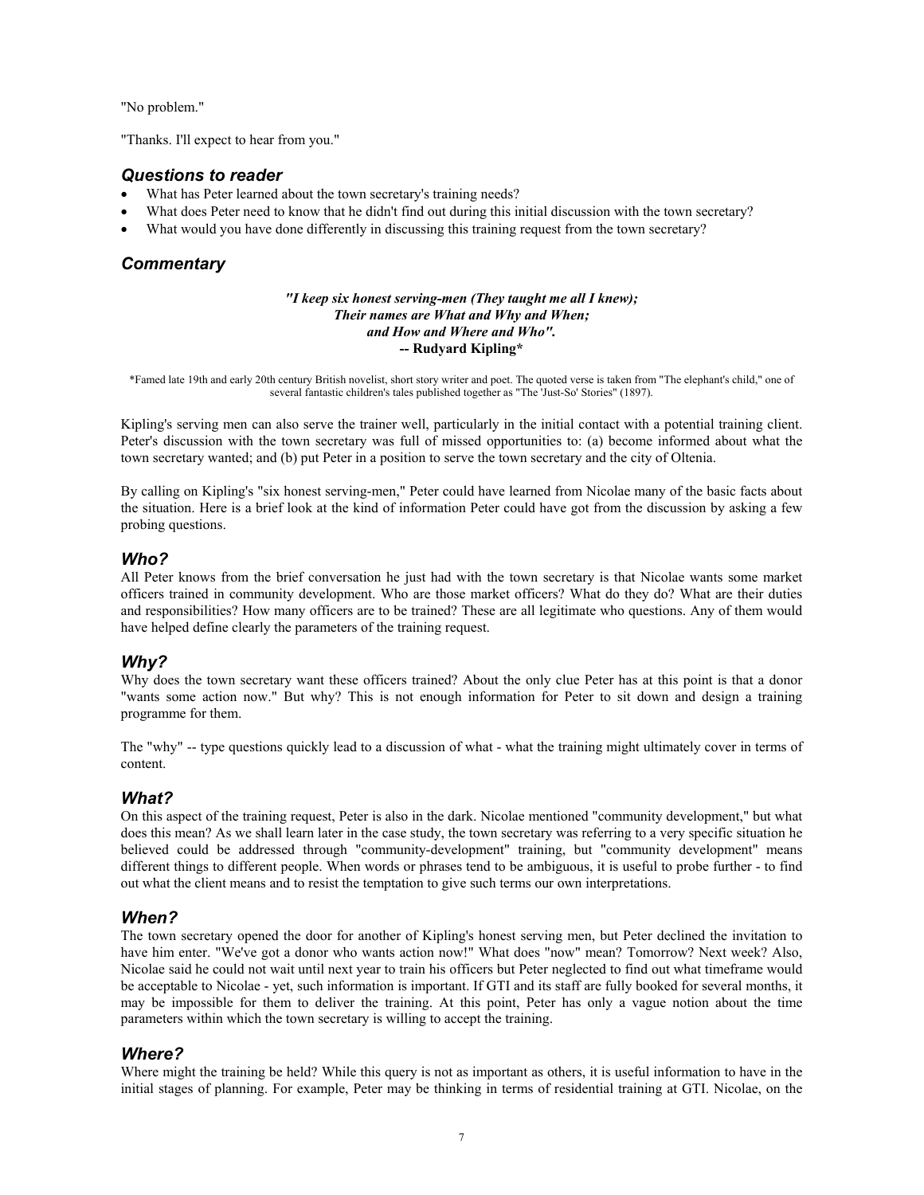"No problem."

"Thanks. I'll expect to hear from you."

## *Questions to reader*

- What has Peter learned about the town secretary's training needs?
- What does Peter need to know that he didn't find out during this initial discussion with the town secretary?
- What would you have done differently in discussing this training request from the town secretary?

## *Commentary*

***"I keep six honest serving-men (They taught me all I knew);***
***Their names are What and Why and When;***
***and How and Where and Who".***
**-- Rudyard Kipling***

*Famed late 19th and early 20th century British novelist, short story writer and poet. The quoted verse is taken from "The elephant's child," one of several fantastic children's tales published together as "The 'Just-So' Stories" (1897).

Kipling's serving men can also serve the trainer well, particularly in the initial contact with a potential training client. Peter's discussion with the town secretary was full of missed opportunities to: (a) become informed about what the town secretary wanted; and (b) put Peter in a position to serve the town secretary and the city of Oltenia.

By calling on Kipling's "six honest serving-men," Peter could have learned from Nicolae many of the basic facts about the situation. Here is a brief look at the kind of information Peter could have got from the discussion by asking a few probing questions.

## *Who?*

All Peter knows from the brief conversation he just had with the town secretary is that Nicolae wants some market officers trained in community development. Who are those market officers? What do they do? What are their duties and responsibilities? How many officers are to be trained? These are all legitimate who questions. Any of them would have helped define clearly the parameters of the training request.

## *Why?*

Why does the town secretary want these officers trained? About the only clue Peter has at this point is that a donor "wants some action now." But why? This is not enough information for Peter to sit down and design a training programme for them.

The "why" -- type questions quickly lead to a discussion of what - what the training might ultimately cover in terms of content.

## *What?*

On this aspect of the training request, Peter is also in the dark. Nicolae mentioned "community development," but what does this mean? As we shall learn later in the case study, the town secretary was referring to a very specific situation he believed could be addressed through "community-development" training, but "community development" means different things to different people. When words or phrases tend to be ambiguous, it is useful to probe further - to find out what the client means and to resist the temptation to give such terms our own interpretations.

## *When?*

The town secretary opened the door for another of Kipling's honest serving men, but Peter declined the invitation to have him enter. "We've got a donor who wants action now!" What does "now" mean? Tomorrow? Next week? Also, Nicolae said he could not wait until next year to train his officers but Peter neglected to find out what timeframe would be acceptable to Nicolae - yet, such information is important. If GTI and its staff are fully booked for several months, it may be impossible for them to deliver the training. At this point, Peter has only a vague notion about the time parameters within which the town secretary is willing to accept the training.

## *Where?*

Where might the training be held? While this query is not as important as others, it is useful information to have in the initial stages of planning. For example, Peter may be thinking in terms of residential training at GTI. Nicolae, on the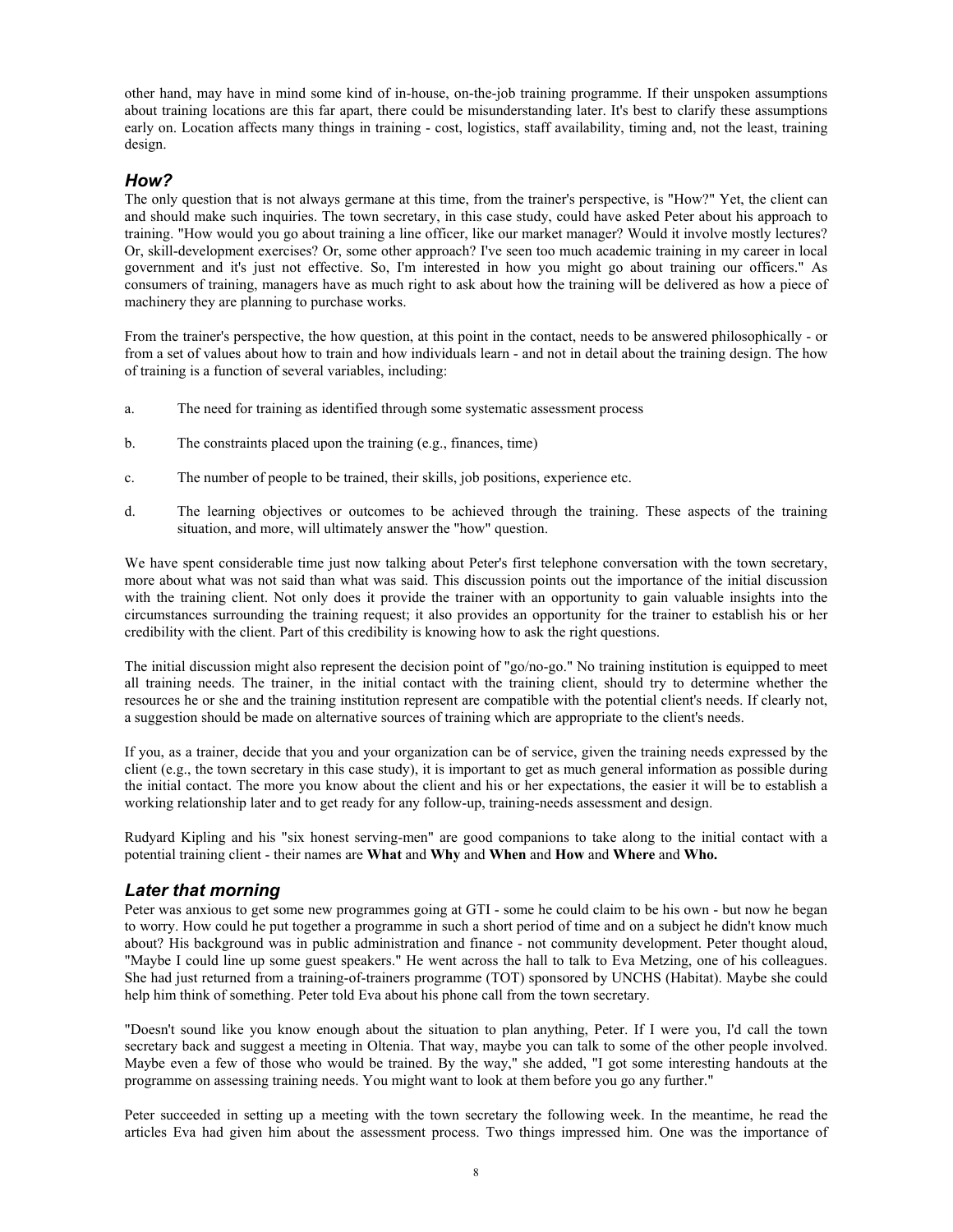other hand, may have in mind some kind of in-house, on-the-job training programme. If their unspoken assumptions about training locations are this far apart, there could be misunderstanding later. It's best to clarify these assumptions early on. Location affects many things in training - cost, logistics, staff availability, timing and, not the least, training design.

### *How?*

The only question that is not always germane at this time, from the trainer's perspective, is "How?" Yet, the client can and should make such inquiries. The town secretary, in this case study, could have asked Peter about his approach to training. "How would you go about training a line officer, like our market manager? Would it involve mostly lectures? Or, skill-development exercises? Or, some other approach? I've seen too much academic training in my career in local government and it's just not effective. So, I'm interested in how you might go about training our officers." As consumers of training, managers have as much right to ask about how the training will be delivered as how a piece of machinery they are planning to purchase works.

From the trainer's perspective, the how question, at this point in the contact, needs to be answered philosophically - or from a set of values about how to train and how individuals learn - and not in detail about the training design. The how of training is a function of several variables, including:

a. The need for training as identified through some systematic assessment process

b. The constraints placed upon the training (e.g., finances, time)

c. The number of people to be trained, their skills, job positions, experience etc.

d. The learning objectives or outcomes to be achieved through the training. These aspects of the training situation, and more, will ultimately answer the "how" question.

We have spent considerable time just now talking about Peter's first telephone conversation with the town secretary, more about what was not said than what was said. This discussion points out the importance of the initial discussion with the training client. Not only does it provide the trainer with an opportunity to gain valuable insights into the circumstances surrounding the training request; it also provides an opportunity for the trainer to establish his or her credibility with the client. Part of this credibility is knowing how to ask the right questions.

The initial discussion might also represent the decision point of "go/no-go." No training institution is equipped to meet all training needs. The trainer, in the initial contact with the training client, should try to determine whether the resources he or she and the training institution represent are compatible with the potential client's needs. If clearly not, a suggestion should be made on alternative sources of training which are appropriate to the client's needs.

If you, as a trainer, decide that you and your organization can be of service, given the training needs expressed by the client (e.g., the town secretary in this case study), it is important to get as much general information as possible during the initial contact. The more you know about the client and his or her expectations, the easier it will be to establish a working relationship later and to get ready for any follow-up, training-needs assessment and design.

Rudyard Kipling and his "six honest serving-men" are good companions to take along to the initial contact with a potential training client - their names are **What** and **Why** and **When** and **How** and **Where** and **Who.**

### *Later that morning*

Peter was anxious to get some new programmes going at GTI - some he could claim to be his own - but now he began to worry. How could he put together a programme in such a short period of time and on a subject he didn't know much about? His background was in public administration and finance - not community development. Peter thought aloud, "Maybe I could line up some guest speakers." He went across the hall to talk to Eva Metzing, one of his colleagues. She had just returned from a training-of-trainers programme (TOT) sponsored by UNCHS (Habitat). Maybe she could help him think of something. Peter told Eva about his phone call from the town secretary.

"Doesn't sound like you know enough about the situation to plan anything, Peter. If I were you, I'd call the town secretary back and suggest a meeting in Oltenia. That way, maybe you can talk to some of the other people involved. Maybe even a few of those who would be trained. By the way," she added, "I got some interesting handouts at the programme on assessing training needs. You might want to look at them before you go any further."

Peter succeeded in setting up a meeting with the town secretary the following week. In the meantime, he read the articles Eva had given him about the assessment process. Two things impressed him. One was the importance of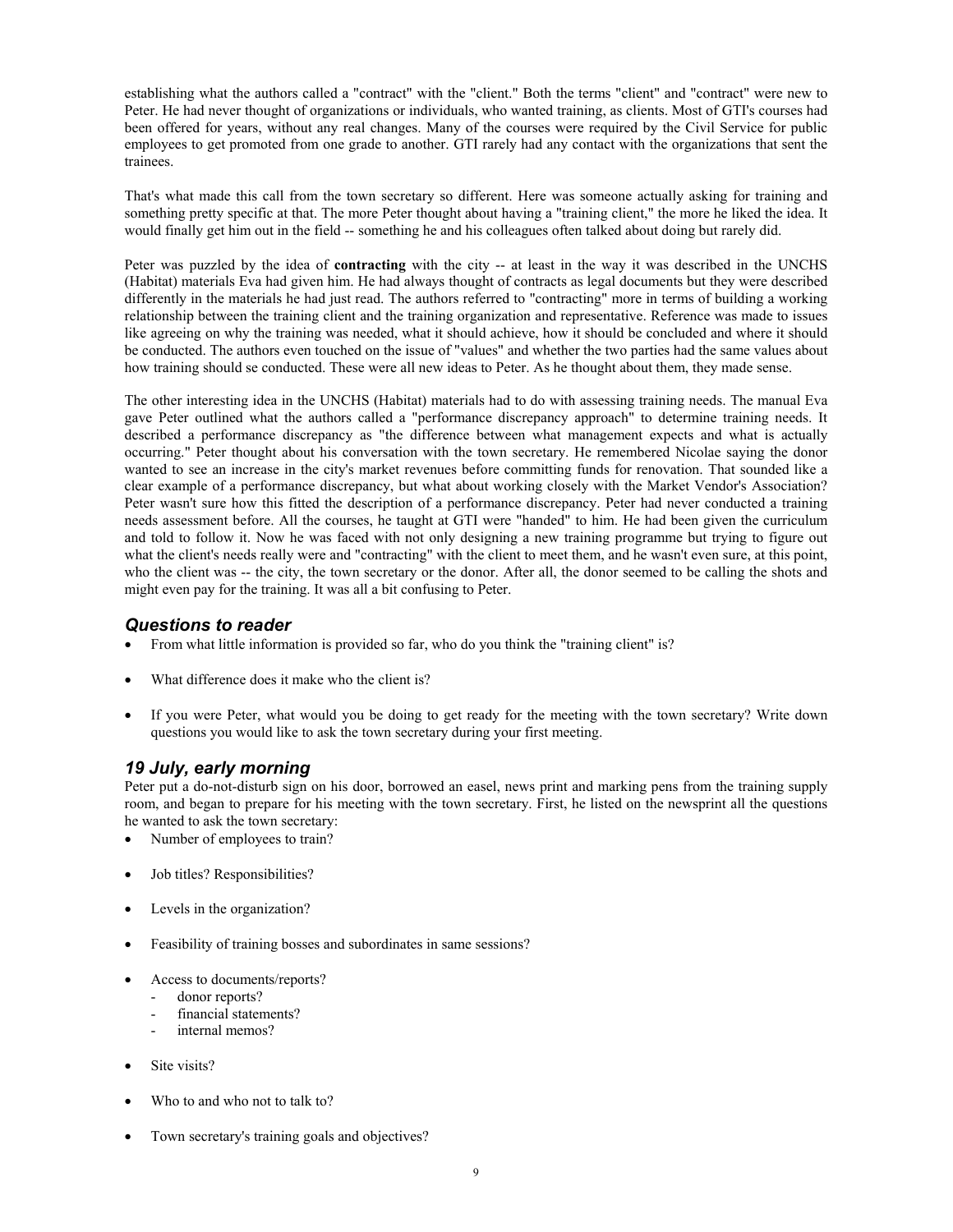establishing what the authors called a "contract" with the "client." Both the terms "client" and "contract" were new to Peter. He had never thought of organizations or individuals, who wanted training, as clients. Most of GTI's courses had been offered for years, without any real changes. Many of the courses were required by the Civil Service for public employees to get promoted from one grade to another. GTI rarely had any contact with the organizations that sent the trainees.

That's what made this call from the town secretary so different. Here was someone actually asking for training and something pretty specific at that. The more Peter thought about having a "training client," the more he liked the idea. It would finally get him out in the field -- something he and his colleagues often talked about doing but rarely did.

Peter was puzzled by the idea of **contracting** with the city -- at least in the way it was described in the UNCHS (Habitat) materials Eva had given him. He had always thought of contracts as legal documents but they were described differently in the materials he had just read. The authors referred to "contracting" more in terms of building a working relationship between the training client and the training organization and representative. Reference was made to issues like agreeing on why the training was needed, what it should achieve, how it should be concluded and where it should be conducted. The authors even touched on the issue of "values" and whether the two parties had the same values about how training should se conducted. These were all new ideas to Peter. As he thought about them, they made sense.

The other interesting idea in the UNCHS (Habitat) materials had to do with assessing training needs. The manual Eva gave Peter outlined what the authors called a "performance discrepancy approach" to determine training needs. It described a performance discrepancy as "the difference between what management expects and what is actually occurring." Peter thought about his conversation with the town secretary. He remembered Nicolae saying the donor wanted to see an increase in the city's market revenues before committing funds for renovation. That sounded like a clear example of a performance discrepancy, but what about working closely with the Market Vendor's Association? Peter wasn't sure how this fitted the description of a performance discrepancy. Peter had never conducted a training needs assessment before. All the courses, he taught at GTI were "handed" to him. He had been given the curriculum and told to follow it. Now he was faced with not only designing a new training programme but trying to figure out what the client's needs really were and "contracting" with the client to meet them, and he wasn't even sure, at this point, who the client was -- the city, the town secretary or the donor. After all, the donor seemed to be calling the shots and might even pay for the training. It was all a bit confusing to Peter.

### *Questions to reader*

- From what little information is provided so far, who do you think the "training client" is?
- What difference does it make who the client is?
- If you were Peter, what would you be doing to get ready for the meeting with the town secretary? Write down questions you would like to ask the town secretary during your first meeting.

### *19 July, early morning*

Peter put a do-not-disturb sign on his door, borrowed an easel, news print and marking pens from the training supply room, and began to prepare for his meeting with the town secretary. First, he listed on the newsprint all the questions he wanted to ask the town secretary:

- Number of employees to train?
- Job titles? Responsibilities?
- Levels in the organization?
- Feasibility of training bosses and subordinates in same sessions?
- Access to documents/reports?
  - donor reports?
  - financial statements?
  - internal memos?
- Site visits?
- Who to and who not to talk to?
- Town secretary's training goals and objectives?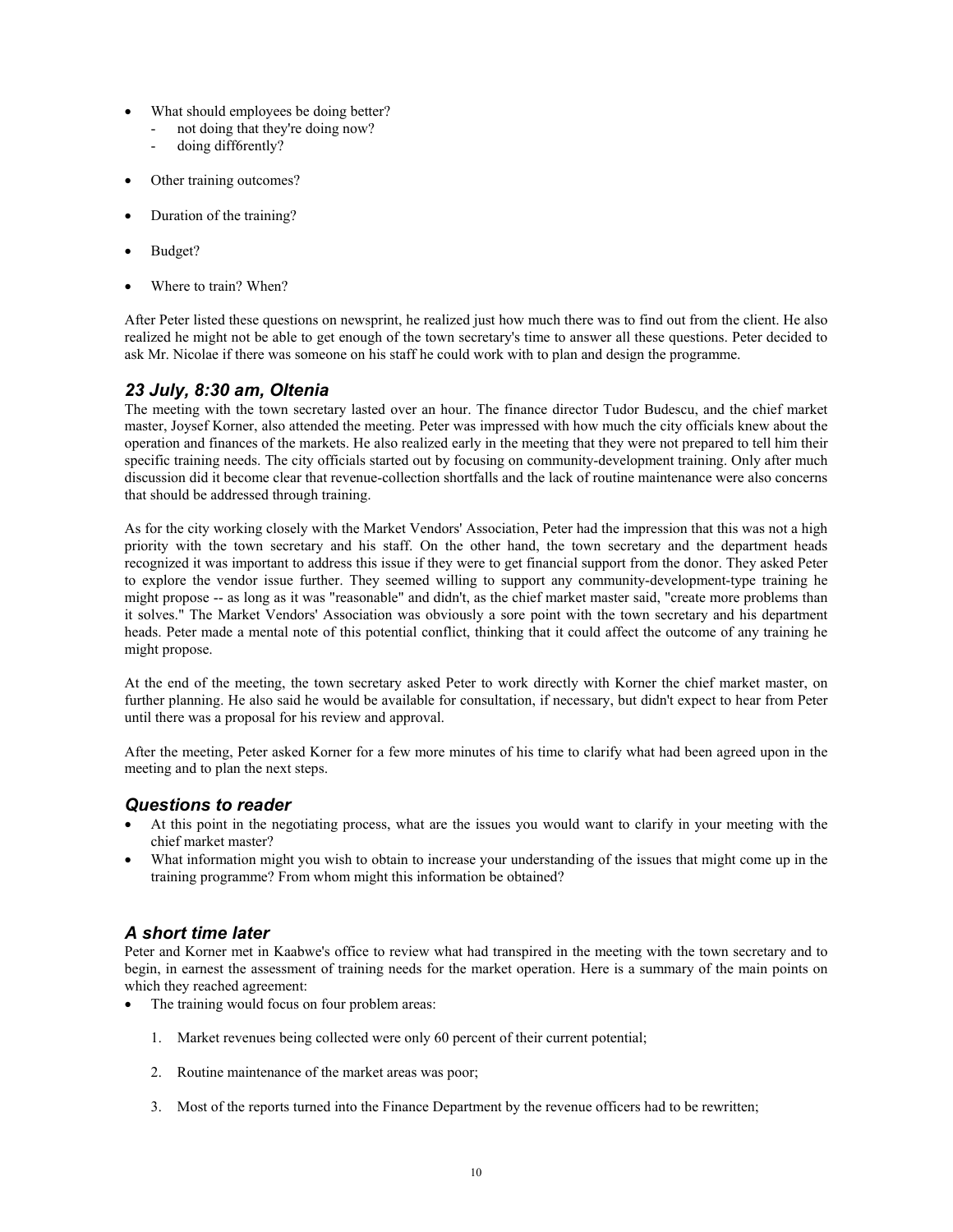- What should employees be doing better?
  - not doing that they're doing now?
  - doing diff6rently?

- Other training outcomes?

- Duration of the training?

- Budget?

- Where to train? When?

After Peter listed these questions on newsprint, he realized just how much there was to find out from the client. He also realized he might not be able to get enough of the town secretary's time to answer all these questions. Peter decided to ask Mr. Nicolae if there was someone on his staff he could work with to plan and design the programme.

### *23 July, 8:30 am, Oltenia*

The meeting with the town secretary lasted over an hour. The finance director Tudor Budescu, and the chief market master, Joysef Korner, also attended the meeting. Peter was impressed with how much the city officials knew about the operation and finances of the markets. He also realized early in the meeting that they were not prepared to tell him their specific training needs. The city officials started out by focusing on community-development training. Only after much discussion did it become clear that revenue-collection shortfalls and the lack of routine maintenance were also concerns that should be addressed through training.

As for the city working closely with the Market Vendors' Association, Peter had the impression that this was not a high priority with the town secretary and his staff. On the other hand, the town secretary and the department heads recognized it was important to address this issue if they were to get financial support from the donor. They asked Peter to explore the vendor issue further. They seemed willing to support any community-development-type training he might propose -- as long as it was "reasonable" and didn't, as the chief market master said, "create more problems than it solves." The Market Vendors' Association was obviously a sore point with the town secretary and his department heads. Peter made a mental note of this potential conflict, thinking that it could affect the outcome of any training he might propose.

At the end of the meeting, the town secretary asked Peter to work directly with Korner the chief market master, on further planning. He also said he would be available for consultation, if necessary, but didn't expect to hear from Peter until there was a proposal for his review and approval.

After the meeting, Peter asked Korner for a few more minutes of his time to clarify what had been agreed upon in the meeting and to plan the next steps.

### *Questions to reader*

- At this point in the negotiating process, what are the issues you would want to clarify in your meeting with the chief market master?
- What information might you wish to obtain to increase your understanding of the issues that might come up in the training programme? From whom might this information be obtained?

### *A short time later*

Peter and Korner met in Kaabwe's office to review what had transpired in the meeting with the town secretary and to begin, in earnest the assessment of training needs for the market operation. Here is a summary of the main points on which they reached agreement:

- The training would focus on four problem areas:

  1. Market revenues being collected were only 60 percent of their current potential;

  2. Routine maintenance of the market areas was poor;

  3. Most of the reports turned into the Finance Department by the revenue officers had to be rewritten;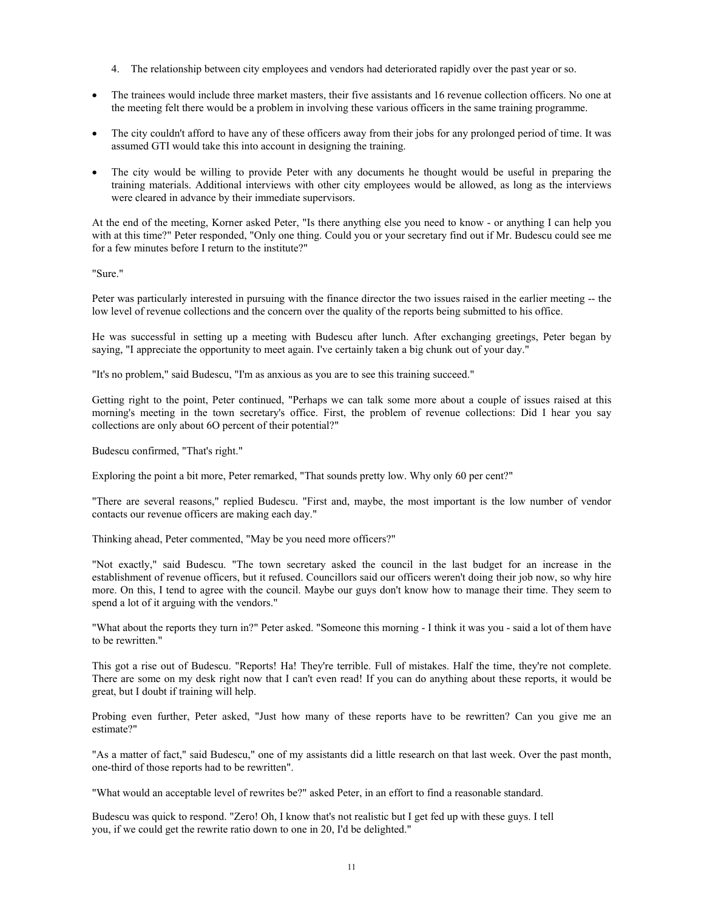4. The relationship between city employees and vendors had deteriorated rapidly over the past year or so.

- The trainees would include three market masters, their five assistants and 16 revenue collection officers. No one at the meeting felt there would be a problem in involving these various officers in the same training programme.
- The city couldn't afford to have any of these officers away from their jobs for any prolonged period of time. It was assumed GTI would take this into account in designing the training.
- The city would be willing to provide Peter with any documents he thought would be useful in preparing the training materials. Additional interviews with other city employees would be allowed, as long as the interviews were cleared in advance by their immediate supervisors.

At the end of the meeting, Korner asked Peter, "Is there anything else you need to know - or anything I can help you with at this time?" Peter responded, "Only one thing. Could you or your secretary find out if Mr. Budescu could see me for a few minutes before I return to the institute?"

"Sure."

Peter was particularly interested in pursuing with the finance director the two issues raised in the earlier meeting -- the low level of revenue collections and the concern over the quality of the reports being submitted to his office.

He was successful in setting up a meeting with Budescu after lunch. After exchanging greetings, Peter began by saying, "I appreciate the opportunity to meet again. I've certainly taken a big chunk out of your day."

"It's no problem," said Budescu, "I'm as anxious as you are to see this training succeed."

Getting right to the point, Peter continued, "Perhaps we can talk some more about a couple of issues raised at this morning's meeting in the town secretary's office. First, the problem of revenue collections: Did I hear you say collections are only about 6O percent of their potential?"

Budescu confirmed, "That's right."

Exploring the point a bit more, Peter remarked, "That sounds pretty low. Why only 60 per cent?"

"There are several reasons," replied Budescu. "First and, maybe, the most important is the low number of vendor contacts our revenue officers are making each day."

Thinking ahead, Peter commented, "May be you need more officers?"

"Not exactly," said Budescu. "The town secretary asked the council in the last budget for an increase in the establishment of revenue officers, but it refused. Councillors said our officers weren't doing their job now, so why hire more. On this, I tend to agree with the council. Maybe our guys don't know how to manage their time. They seem to spend a lot of it arguing with the vendors."

"What about the reports they turn in?" Peter asked. "Someone this morning - I think it was you - said a lot of them have to be rewritten."

This got a rise out of Budescu. "Reports! Ha! They're terrible. Full of mistakes. Half the time, they're not complete. There are some on my desk right now that I can't even read! If you can do anything about these reports, it would be great, but I doubt if training will help.

Probing even further, Peter asked, "Just how many of these reports have to be rewritten? Can you give me an estimate?"

"As a matter of fact," said Budescu," one of my assistants did a little research on that last week. Over the past month, one-third of those reports had to be rewritten".

"What would an acceptable level of rewrites be?" asked Peter, in an effort to find a reasonable standard.

Budescu was quick to respond. "Zero! Oh, I know that's not realistic but I get fed up with these guys. I tell you, if we could get the rewrite ratio down to one in 20, I'd be delighted."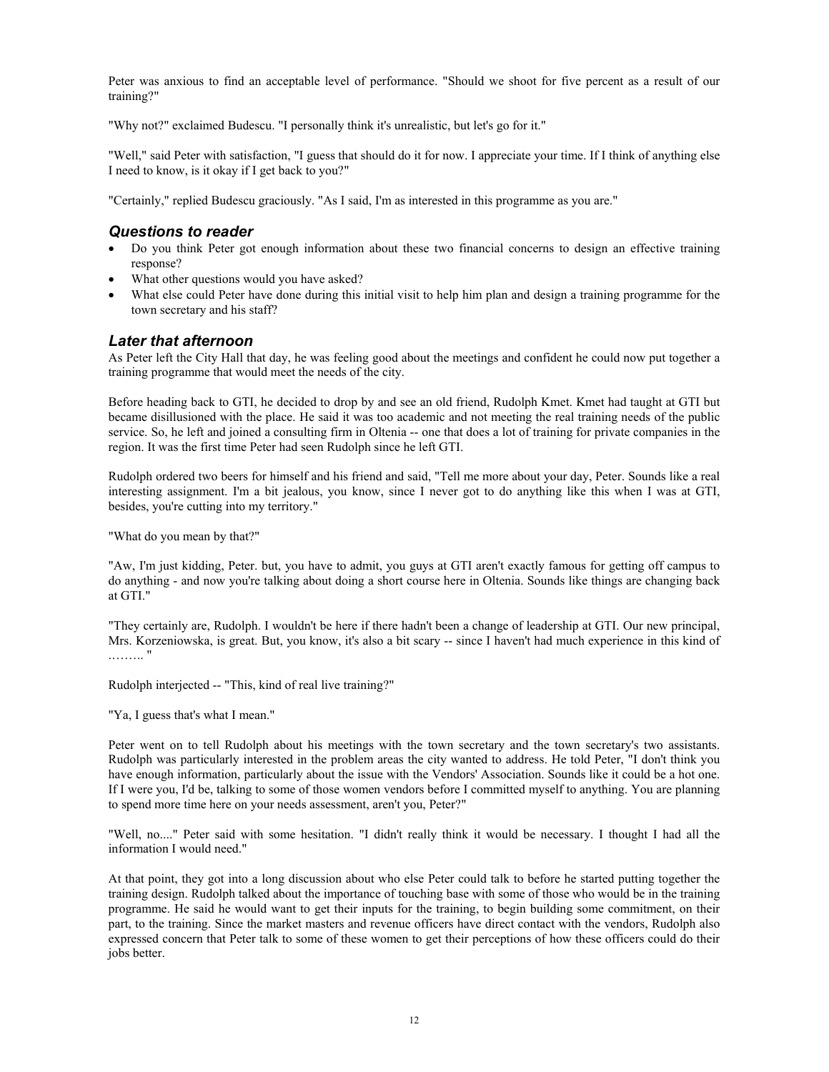Peter was anxious to find an acceptable level of performance. "Should we shoot for five percent as a result of our training?"

"Why not?" exclaimed Budescu. "I personally think it's unrealistic, but let's go for it."

"Well," said Peter with satisfaction, "I guess that should do it for now. I appreciate your time. If I think of anything else I need to know, is it okay if I get back to you?"

"Certainly," replied Budescu graciously. "As I said, I'm as interested in this programme as you are."

### *Questions to reader*

- Do you think Peter got enough information about these two financial concerns to design an effective training response?
- What other questions would you have asked?
- What else could Peter have done during this initial visit to help him plan and design a training programme for the town secretary and his staff?

### *Later that afternoon*

As Peter left the City Hall that day, he was feeling good about the meetings and confident he could now put together a training programme that would meet the needs of the city.

Before heading back to GTI, he decided to drop by and see an old friend, Rudolph Kmet. Kmet had taught at GTI but became disillusioned with the place. He said it was too academic and not meeting the real training needs of the public service. So, he left and joined a consulting firm in Oltenia -- one that does a lot of training for private companies in the region. It was the first time Peter had seen Rudolph since he left GTI.

Rudolph ordered two beers for himself and his friend and said, "Tell me more about your day, Peter. Sounds like a real interesting assignment. I'm a bit jealous, you know, since I never got to do anything like this when I was at GTI, besides, you're cutting into my territory."

"What do you mean by that?"

"Aw, I'm just kidding, Peter. but, you have to admit, you guys at GTI aren't exactly famous for getting off campus to do anything - and now you're talking about doing a short course here in Oltenia. Sounds like things are changing back at GTI."

"They certainly are, Rudolph. I wouldn't be here if there hadn't been a change of leadership at GTI. Our new principal, Mrs. Korzeniowska, is great. But, you know, it's also a bit scary -- since I haven't had much experience in this kind of ……... "

Rudolph interjected -- "This, kind of real live training?"

"Ya, I guess that's what I mean."

Peter went on to tell Rudolph about his meetings with the town secretary and the town secretary's two assistants. Rudolph was particularly interested in the problem areas the city wanted to address. He told Peter, "I don't think you have enough information, particularly about the issue with the Vendors' Association. Sounds like it could be a hot one. If I were you, I'd be, talking to some of those women vendors before I committed myself to anything. You are planning to spend more time here on your needs assessment, aren't you, Peter?"

"Well, no...." Peter said with some hesitation. "I didn't really think it would be necessary. I thought I had all the information I would need."

At that point, they got into a long discussion about who else Peter could talk to before he started putting together the training design. Rudolph talked about the importance of touching base with some of those who would be in the training programme. He said he would want to get their inputs for the training, to begin building some commitment, on their part, to the training. Since the market masters and revenue officers have direct contact with the vendors, Rudolph also expressed concern that Peter talk to some of these women to get their perceptions of how these officers could do their jobs better.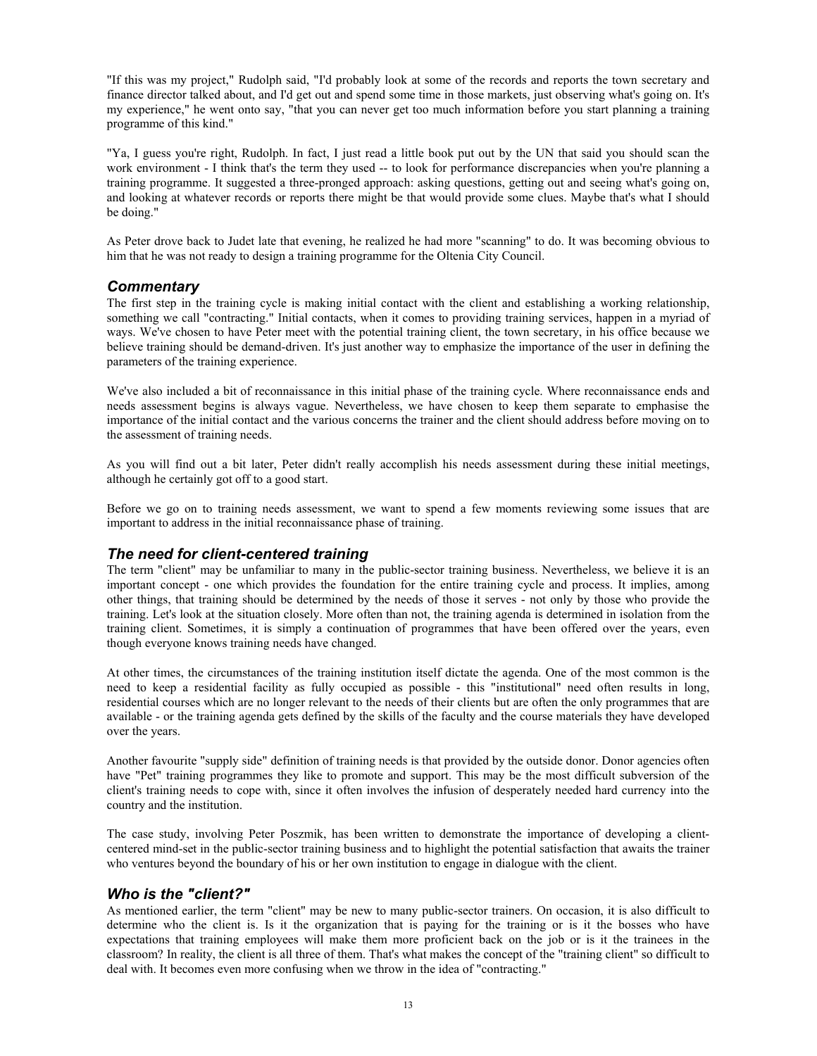"If this was my project," Rudolph said, "I'd probably look at some of the records and reports the town secretary and finance director talked about, and I'd get out and spend some time in those markets, just observing what's going on. It's my experience," he went onto say, "that you can never get too much information before you start planning a training programme of this kind."

"Ya, I guess you're right, Rudolph. In fact, I just read a little book put out by the UN that said you should scan the work environment - I think that's the term they used -- to look for performance discrepancies when you're planning a training programme. It suggested a three-pronged approach: asking questions, getting out and seeing what's going on, and looking at whatever records or reports there might be that would provide some clues. Maybe that's what I should be doing."

As Peter drove back to Judet late that evening, he realized he had more "scanning" to do. It was becoming obvious to him that he was not ready to design a training programme for the Oltenia City Council.

## *Commentary*

The first step in the training cycle is making initial contact with the client and establishing a working relationship, something we call "contracting." Initial contacts, when it comes to providing training services, happen in a myriad of ways. We've chosen to have Peter meet with the potential training client, the town secretary, in his office because we believe training should be demand-driven. It's just another way to emphasize the importance of the user in defining the parameters of the training experience.

We've also included a bit of reconnaissance in this initial phase of the training cycle. Where reconnaissance ends and needs assessment begins is always vague. Nevertheless, we have chosen to keep them separate to emphasise the importance of the initial contact and the various concerns the trainer and the client should address before moving on to the assessment of training needs.

As you will find out a bit later, Peter didn't really accomplish his needs assessment during these initial meetings, although he certainly got off to a good start.

Before we go on to training needs assessment, we want to spend a few moments reviewing some issues that are important to address in the initial reconnaissance phase of training.

## *The need for client-centered training*

The term "client" may be unfamiliar to many in the public-sector training business. Nevertheless, we believe it is an important concept - one which provides the foundation for the entire training cycle and process. It implies, among other things, that training should be determined by the needs of those it serves - not only by those who provide the training. Let's look at the situation closely. More often than not, the training agenda is determined in isolation from the training client. Sometimes, it is simply a continuation of programmes that have been offered over the years, even though everyone knows training needs have changed.

At other times, the circumstances of the training institution itself dictate the agenda. One of the most common is the need to keep a residential facility as fully occupied as possible - this "institutional" need often results in long, residential courses which are no longer relevant to the needs of their clients but are often the only programmes that are available - or the training agenda gets defined by the skills of the faculty and the course materials they have developed over the years.

Another favourite "supply side" definition of training needs is that provided by the outside donor. Donor agencies often have "Pet" training programmes they like to promote and support. This may be the most difficult subversion of the client's training needs to cope with, since it often involves the infusion of desperately needed hard currency into the country and the institution.

The case study, involving Peter Poszmik, has been written to demonstrate the importance of developing a client-centered mind-set in the public-sector training business and to highlight the potential satisfaction that awaits the trainer who ventures beyond the boundary of his or her own institution to engage in dialogue with the client.

## *Who is the "client?"*

As mentioned earlier, the term "client" may be new to many public-sector trainers. On occasion, it is also difficult to determine who the client is. Is it the organization that is paying for the training or is it the bosses who have expectations that training employees will make them more proficient back on the job or is it the trainees in the classroom? In reality, the client is all three of them. That's what makes the concept of the "training client" so difficult to deal with. It becomes even more confusing when we throw in the idea of "contracting."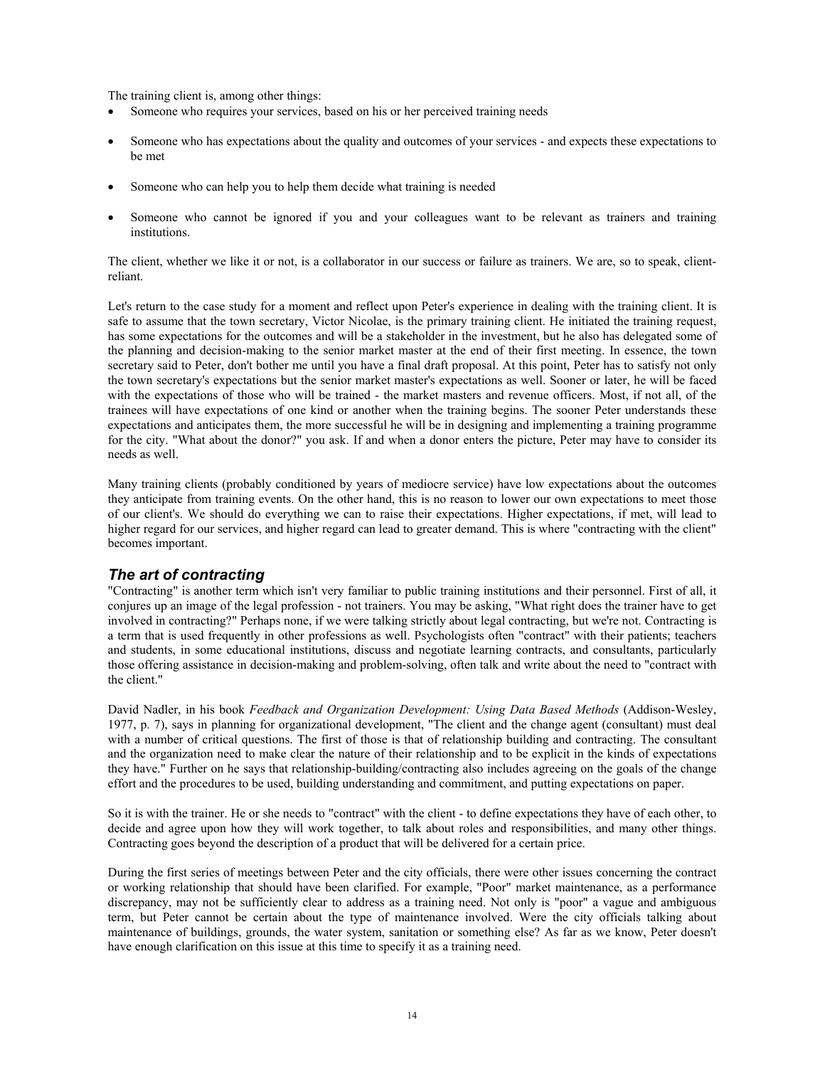The training client is, among other things:

- Someone who requires your services, based on his or her perceived training needs
- Someone who has expectations about the quality and outcomes of your services - and expects these expectations to be met
- Someone who can help you to help them decide what training is needed
- Someone who cannot be ignored if you and your colleagues want to be relevant as trainers and training institutions.

The client, whether we like it or not, is a collaborator in our success or failure as trainers. We are, so to speak, client-reliant.

Let's return to the case study for a moment and reflect upon Peter's experience in dealing with the training client. It is safe to assume that the town secretary, Victor Nicolae, is the primary training client. He initiated the training request, has some expectations for the outcomes and will be a stakeholder in the investment, but he also has delegated some of the planning and decision-making to the senior market master at the end of their first meeting. In essence, the town secretary said to Peter, don't bother me until you have a final draft proposal. At this point, Peter has to satisfy not only the town secretary's expectations but the senior market master's expectations as well. Sooner or later, he will be faced with the expectations of those who will be trained - the market masters and revenue officers. Most, if not all, of the trainees will have expectations of one kind or another when the training begins. The sooner Peter understands these expectations and anticipates them, the more successful he will be in designing and implementing a training programme for the city. "What about the donor?" you ask. If and when a donor enters the picture, Peter may have to consider its needs as well.

Many training clients (probably conditioned by years of mediocre service) have low expectations about the outcomes they anticipate from training events. On the other hand, this is no reason to lower our own expectations to meet those of our client's. We should do everything we can to raise their expectations. Higher expectations, if met, will lead to higher regard for our services, and higher regard can lead to greater demand. This is where "contracting with the client" becomes important.

## *The art of contracting*

"Contracting" is another term which isn't very familiar to public training institutions and their personnel. First of all, it conjures up an image of the legal profession - not trainers. You may be asking, "What right does the trainer have to get involved in contracting?" Perhaps none, if we were talking strictly about legal contracting, but we're not. Contracting is a term that is used frequently in other professions as well. Psychologists often "contract" with their patients; teachers and students, in some educational institutions, discuss and negotiate learning contracts, and consultants, particularly those offering assistance in decision-making and problem-solving, often talk and write about the need to "contract with the client."

David Nadler, in his book *Feedback and Organization Development: Using Data Based Methods* (Addison-Wesley, 1977, p. 7), says in planning for organizational development, "The client and the change agent (consultant) must deal with a number of critical questions. The first of those is that of relationship building and contracting. The consultant and the organization need to make clear the nature of their relationship and to be explicit in the kinds of expectations they have." Further on he says that relationship-building/contracting also includes agreeing on the goals of the change effort and the procedures to be used, building understanding and commitment, and putting expectations on paper.

So it is with the trainer. He or she needs to "contract" with the client - to define expectations they have of each other, to decide and agree upon how they will work together, to talk about roles and responsibilities, and many other things. Contracting goes beyond the description of a product that will be delivered for a certain price.

During the first series of meetings between Peter and the city officials, there were other issues concerning the contract or working relationship that should have been clarified. For example, "Poor" market maintenance, as a performance discrepancy, may not be sufficiently clear to address as a training need. Not only is "poor" a vague and ambiguous term, but Peter cannot be certain about the type of maintenance involved. Were the city officials talking about maintenance of buildings, grounds, the water system, sanitation or something else? As far as we know, Peter doesn't have enough clarification on this issue at this time to specify it as a training need.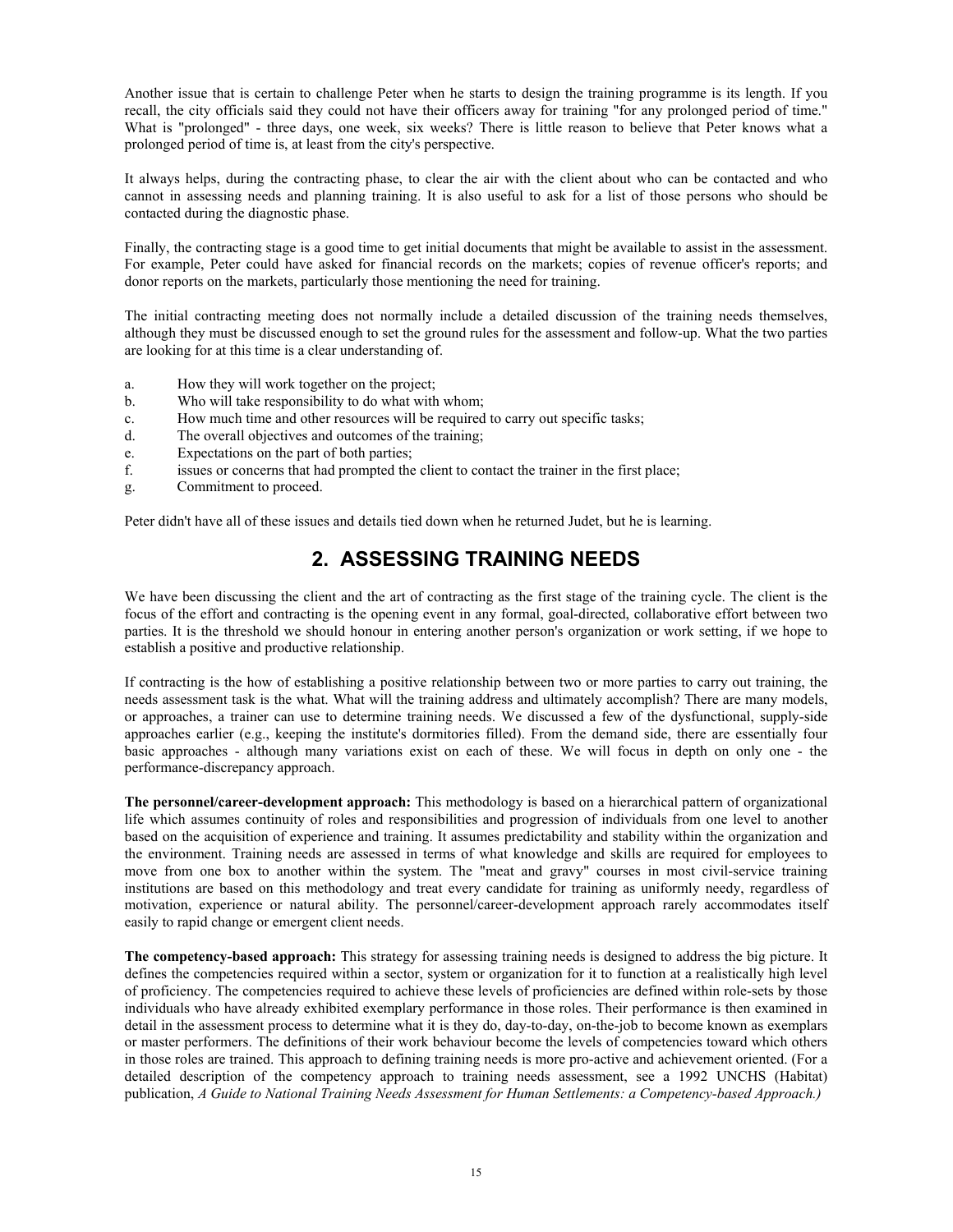Another issue that is certain to challenge Peter when he starts to design the training programme is its length. If you recall, the city officials said they could not have their officers away for training "for any prolonged period of time." What is "prolonged" - three days, one week, six weeks? There is little reason to believe that Peter knows what a prolonged period of time is, at least from the city's perspective.

It always helps, during the contracting phase, to clear the air with the client about who can be contacted and who cannot in assessing needs and planning training. It is also useful to ask for a list of those persons who should be contacted during the diagnostic phase.

Finally, the contracting stage is a good time to get initial documents that might be available to assist in the assessment. For example, Peter could have asked for financial records on the markets; copies of revenue officer's reports; and donor reports on the markets, particularly those mentioning the need for training.

The initial contracting meeting does not normally include a detailed discussion of the training needs themselves, although they must be discussed enough to set the ground rules for the assessment and follow-up. What the two parties are looking for at this time is a clear understanding of.

a. How they will work together on the project;
b. Who will take responsibility to do what with whom;
c. How much time and other resources will be required to carry out specific tasks;
d. The overall objectives and outcomes of the training;
e. Expectations on the part of both parties;
f. issues or concerns that had prompted the client to contact the trainer in the first place;
g. Commitment to proceed.

Peter didn't have all of these issues and details tied down when he returned Judet, but he is learning.

## 2. ASSESSING TRAINING NEEDS

We have been discussing the client and the art of contracting as the first stage of the training cycle. The client is the focus of the effort and contracting is the opening event in any formal, goal-directed, collaborative effort between two parties. It is the threshold we should honour in entering another person's organization or work setting, if we hope to establish a positive and productive relationship.

If contracting is the how of establishing a positive relationship between two or more parties to carry out training, the needs assessment task is the what. What will the training address and ultimately accomplish? There are many models, or approaches, a trainer can use to determine training needs. We discussed a few of the dysfunctional, supply-side approaches earlier (e.g., keeping the institute's dormitories filled). From the demand side, there are essentially four basic approaches - although many variations exist on each of these. We will focus in depth on only one - the performance-discrepancy approach.

**The personnel/career-development approach:** This methodology is based on a hierarchical pattern of organizational life which assumes continuity of roles and responsibilities and progression of individuals from one level to another based on the acquisition of experience and training. It assumes predictability and stability within the organization and the environment. Training needs are assessed in terms of what knowledge and skills are required for employees to move from one box to another within the system. The "meat and gravy" courses in most civil-service training institutions are based on this methodology and treat every candidate for training as uniformly needy, regardless of motivation, experience or natural ability. The personnel/career-development approach rarely accommodates itself easily to rapid change or emergent client needs.

**The competency-based approach:** This strategy for assessing training needs is designed to address the big picture. It defines the competencies required within a sector, system or organization for it to function at a realistically high level of proficiency. The competencies required to achieve these levels of proficiencies are defined within role-sets by those individuals who have already exhibited exemplary performance in those roles. Their performance is then examined in detail in the assessment process to determine what it is they do, day-to-day, on-the-job to become known as exemplars or master performers. The definitions of their work behaviour become the levels of competencies toward which others in those roles are trained. This approach to defining training needs is more pro-active and achievement oriented. (For a detailed description of the competency approach to training needs assessment, see a 1992 UNCHS (Habitat) publication, *A Guide to National Training Needs Assessment for Human Settlements: a Competency-based Approach.)*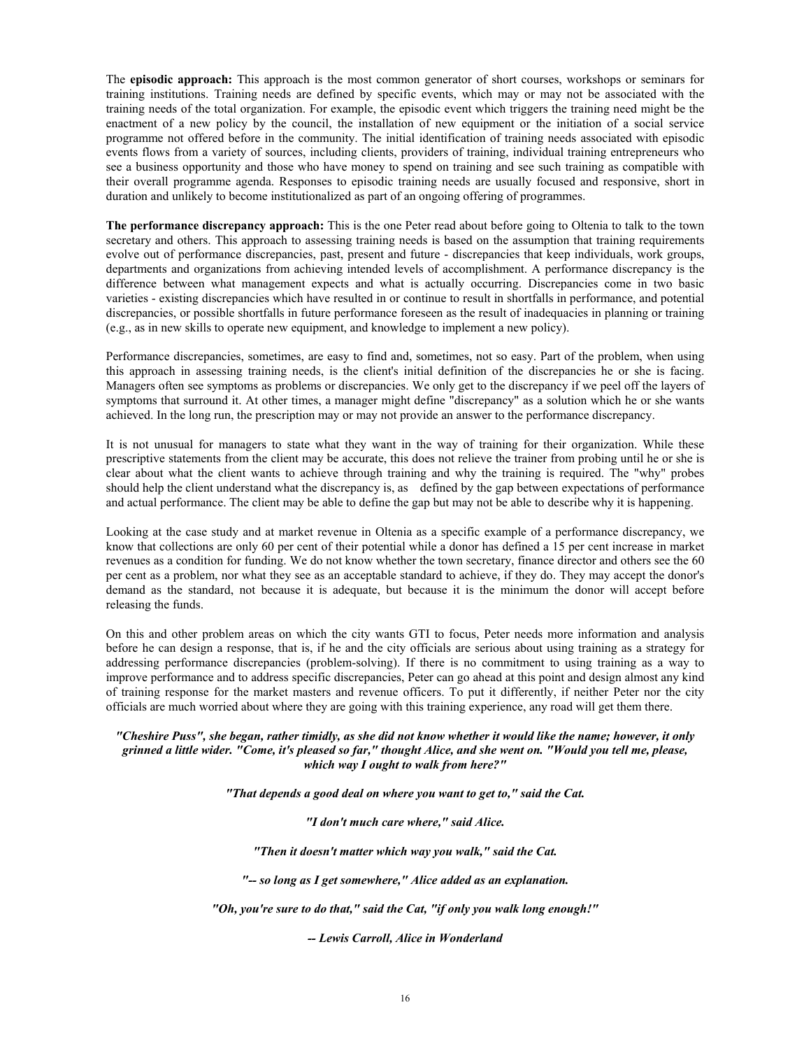The **episodic approach:** This approach is the most common generator of short courses, workshops or seminars for training institutions. Training needs are defined by specific events, which may or may not be associated with the training needs of the total organization. For example, the episodic event which triggers the training need might be the enactment of a new policy by the council, the installation of new equipment or the initiation of a social service programme not offered before in the community. The initial identification of training needs associated with episodic events flows from a variety of sources, including clients, providers of training, individual training entrepreneurs who see a business opportunity and those who have money to spend on training and see such training as compatible with their overall programme agenda. Responses to episodic training needs are usually focused and responsive, short in duration and unlikely to become institutionalized as part of an ongoing offering of programmes.

**The performance discrepancy approach:** This is the one Peter read about before going to Oltenia to talk to the town secretary and others. This approach to assessing training needs is based on the assumption that training requirements evolve out of performance discrepancies, past, present and future - discrepancies that keep individuals, work groups, departments and organizations from achieving intended levels of accomplishment. A performance discrepancy is the difference between what management expects and what is actually occurring. Discrepancies come in two basic varieties - existing discrepancies which have resulted in or continue to result in shortfalls in performance, and potential discrepancies, or possible shortfalls in future performance foreseen as the result of inadequacies in planning or training (e.g., as in new skills to operate new equipment, and knowledge to implement a new policy).

Performance discrepancies, sometimes, are easy to find and, sometimes, not so easy. Part of the problem, when using this approach in assessing training needs, is the client's initial definition of the discrepancies he or she is facing. Managers often see symptoms as problems or discrepancies. We only get to the discrepancy if we peel off the layers of symptoms that surround it. At other times, a manager might define "discrepancy" as a solution which he or she wants achieved. In the long run, the prescription may or may not provide an answer to the performance discrepancy.

It is not unusual for managers to state what they want in the way of training for their organization. While these prescriptive statements from the client may be accurate, this does not relieve the trainer from probing until he or she is clear about what the client wants to achieve through training and why the training is required. The "why" probes should help the client understand what the discrepancy is, as defined by the gap between expectations of performance and actual performance. The client may be able to define the gap but may not be able to describe why it is happening.

Looking at the case study and at market revenue in Oltenia as a specific example of a performance discrepancy, we know that collections are only 60 per cent of their potential while a donor has defined a 15 per cent increase in market revenues as a condition for funding. We do not know whether the town secretary, finance director and others see the 60 per cent as a problem, nor what they see as an acceptable standard to achieve, if they do. They may accept the donor's demand as the standard, not because it is adequate, but because it is the minimum the donor will accept before releasing the funds.

On this and other problem areas on which the city wants GTI to focus, Peter needs more information and analysis before he can design a response, that is, if he and the city officials are serious about using training as a strategy for addressing performance discrepancies (problem-solving). If there is no commitment to using training as a way to improve performance and to address specific discrepancies, Peter can go ahead at this point and design almost any kind of training response for the market masters and revenue officers. To put it differently, if neither Peter nor the city officials are much worried about where they are going with this training experience, any road will get them there.

***"Cheshire Puss", she began, rather timidly, as she did not know whether it would like the name; however, it only grinned a little wider. "Come, it's pleased so far," thought Alice, and she went on. "Would you tell me, please, which way I ought to walk from here?"***

***"That depends a good deal on where you want to get to," said the Cat.***

***"I don't much care where," said Alice.***

***"Then it doesn't matter which way you walk," said the Cat.***

***"-- so long as I get somewhere," Alice added as an explanation.***

***"Oh, you're sure to do that," said the Cat, "if only you walk long enough!"***

***-- Lewis Carroll, Alice in Wonderland***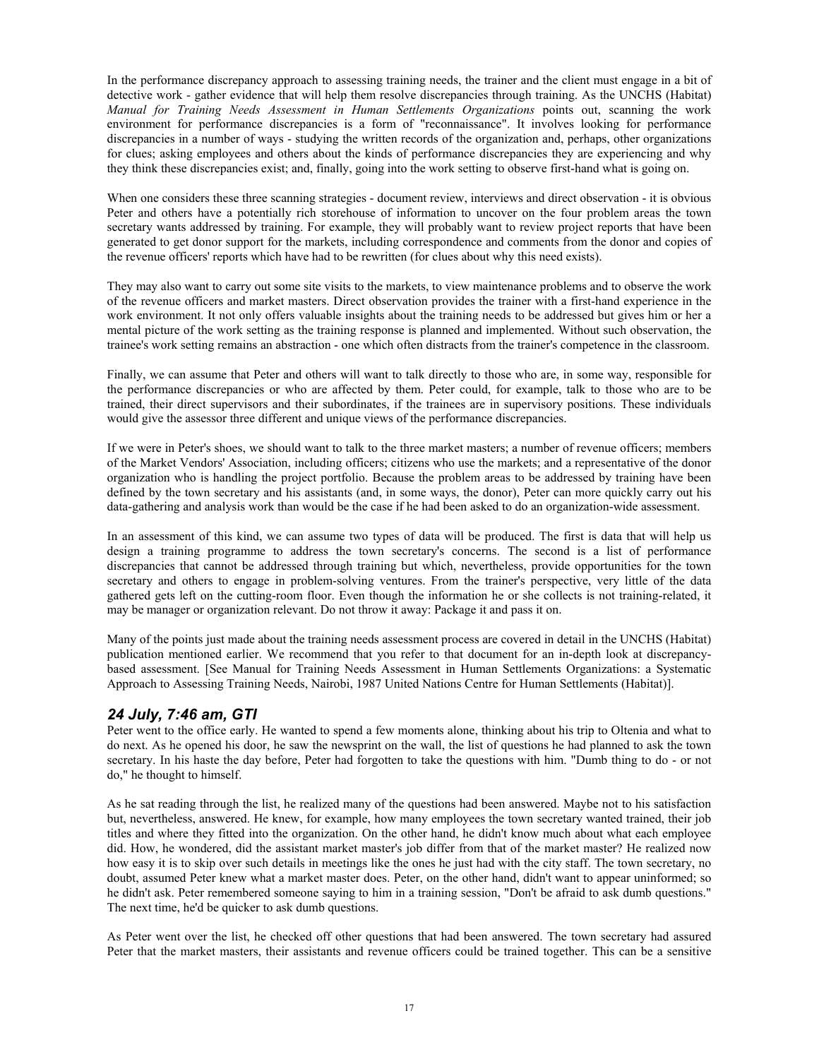In the performance discrepancy approach to assessing training needs, the trainer and the client must engage in a bit of detective work - gather evidence that will help them resolve discrepancies through training. As the UNCHS (Habitat) *Manual for Training Needs Assessment in Human Settlements Organizations* points out, scanning the work environment for performance discrepancies is a form of "reconnaissance". It involves looking for performance discrepancies in a number of ways - studying the written records of the organization and, perhaps, other organizations for clues; asking employees and others about the kinds of performance discrepancies they are experiencing and why they think these discrepancies exist; and, finally, going into the work setting to observe first-hand what is going on.

When one considers these three scanning strategies - document review, interviews and direct observation - it is obvious Peter and others have a potentially rich storehouse of information to uncover on the four problem areas the town secretary wants addressed by training. For example, they will probably want to review project reports that have been generated to get donor support for the markets, including correspondence and comments from the donor and copies of the revenue officers' reports which have had to be rewritten (for clues about why this need exists).

They may also want to carry out some site visits to the markets, to view maintenance problems and to observe the work of the revenue officers and market masters. Direct observation provides the trainer with a first-hand experience in the work environment. It not only offers valuable insights about the training needs to be addressed but gives him or her a mental picture of the work setting as the training response is planned and implemented. Without such observation, the trainee's work setting remains an abstraction - one which often distracts from the trainer's competence in the classroom.

Finally, we can assume that Peter and others will want to talk directly to those who are, in some way, responsible for the performance discrepancies or who are affected by them. Peter could, for example, talk to those who are to be trained, their direct supervisors and their subordinates, if the trainees are in supervisory positions. These individuals would give the assessor three different and unique views of the performance discrepancies.

If we were in Peter's shoes, we should want to talk to the three market masters; a number of revenue officers; members of the Market Vendors' Association, including officers; citizens who use the markets; and a representative of the donor organization who is handling the project portfolio. Because the problem areas to be addressed by training have been defined by the town secretary and his assistants (and, in some ways, the donor), Peter can more quickly carry out his data-gathering and analysis work than would be the case if he had been asked to do an organization-wide assessment.

In an assessment of this kind, we can assume two types of data will be produced. The first is data that will help us design a training programme to address the town secretary's concerns. The second is a list of performance discrepancies that cannot be addressed through training but which, nevertheless, provide opportunities for the town secretary and others to engage in problem-solving ventures. From the trainer's perspective, very little of the data gathered gets left on the cutting-room floor. Even though the information he or she collects is not training-related, it may be manager or organization relevant. Do not throw it away: Package it and pass it on.

Many of the points just made about the training needs assessment process are covered in detail in the UNCHS (Habitat) publication mentioned earlier. We recommend that you refer to that document for an in-depth look at discrepancy-based assessment. [See Manual for Training Needs Assessment in Human Settlements Organizations: a Systematic Approach to Assessing Training Needs, Nairobi, 1987 United Nations Centre for Human Settlements (Habitat)].

### *24 July, 7:46 am, GTI*

Peter went to the office early. He wanted to spend a few moments alone, thinking about his trip to Oltenia and what to do next. As he opened his door, he saw the newsprint on the wall, the list of questions he had planned to ask the town secretary. In his haste the day before, Peter had forgotten to take the questions with him. "Dumb thing to do - or not do," he thought to himself.

As he sat reading through the list, he realized many of the questions had been answered. Maybe not to his satisfaction but, nevertheless, answered. He knew, for example, how many employees the town secretary wanted trained, their job titles and where they fitted into the organization. On the other hand, he didn't know much about what each employee did. How, he wondered, did the assistant market master's job differ from that of the market master? He realized now how easy it is to skip over such details in meetings like the ones he just had with the city staff. The town secretary, no doubt, assumed Peter knew what a market master does. Peter, on the other hand, didn't want to appear uninformed; so he didn't ask. Peter remembered someone saying to him in a training session, "Don't be afraid to ask dumb questions." The next time, he'd be quicker to ask dumb questions.

As Peter went over the list, he checked off other questions that had been answered. The town secretary had assured Peter that the market masters, their assistants and revenue officers could be trained together. This can be a sensitive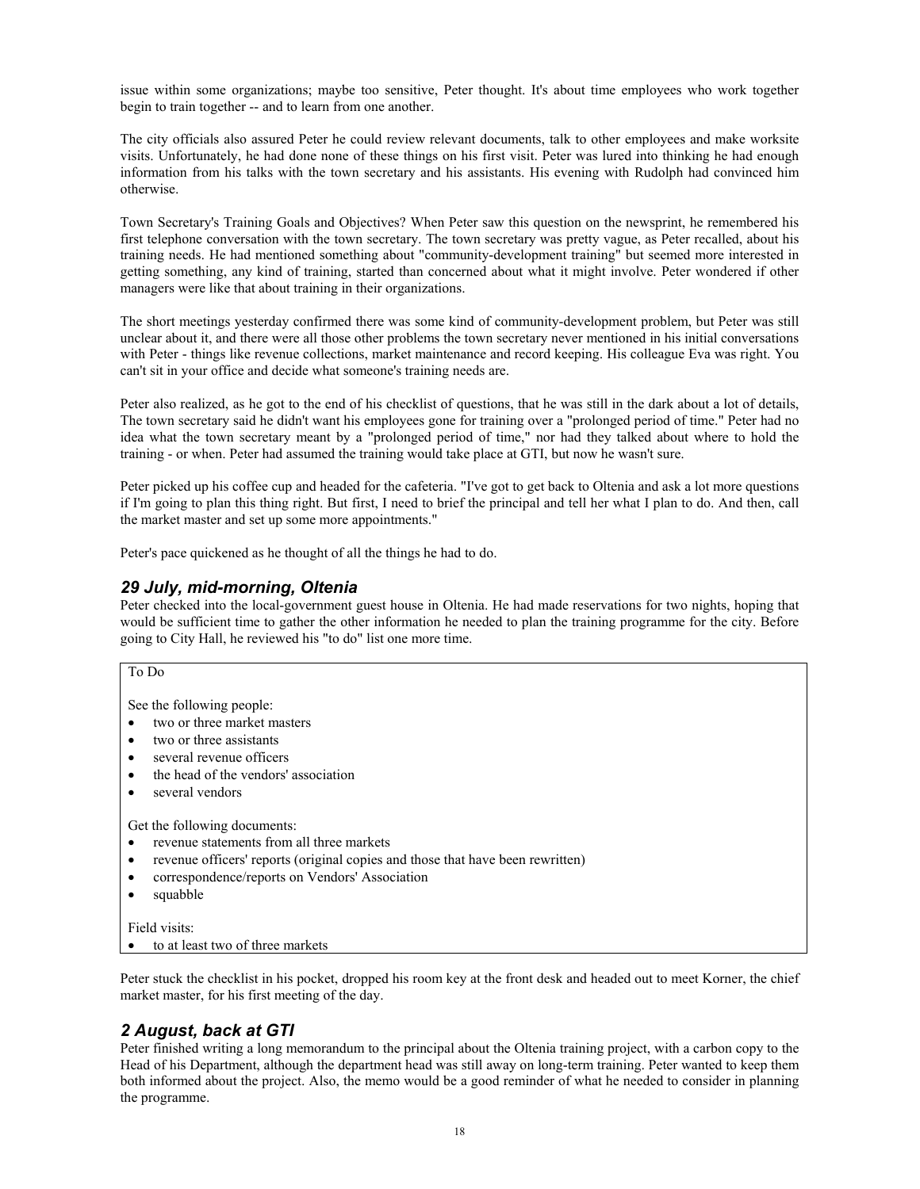issue within some organizations; maybe too sensitive, Peter thought. It's about time employees who work together begin to train together -- and to learn from one another.

The city officials also assured Peter he could review relevant documents, talk to other employees and make worksite visits. Unfortunately, he had done none of these things on his first visit. Peter was lured into thinking he had enough information from his talks with the town secretary and his assistants. His evening with Rudolph had convinced him otherwise.

Town Secretary's Training Goals and Objectives? When Peter saw this question on the newsprint, he remembered his first telephone conversation with the town secretary. The town secretary was pretty vague, as Peter recalled, about his training needs. He had mentioned something about "community-development training" but seemed more interested in getting something, any kind of training, started than concerned about what it might involve. Peter wondered if other managers were like that about training in their organizations.

The short meetings yesterday confirmed there was some kind of community-development problem, but Peter was still unclear about it, and there were all those other problems the town secretary never mentioned in his initial conversations with Peter - things like revenue collections, market maintenance and record keeping. His colleague Eva was right. You can't sit in your office and decide what someone's training needs are.

Peter also realized, as he got to the end of his checklist of questions, that he was still in the dark about a lot of details, The town secretary said he didn't want his employees gone for training over a "prolonged period of time." Peter had no idea what the town secretary meant by a "prolonged period of time," nor had they talked about where to hold the training - or when. Peter had assumed the training would take place at GTI, but now he wasn't sure.

Peter picked up his coffee cup and headed for the cafeteria. "I've got to get back to Oltenia and ask a lot more questions if I'm going to plan this thing right. But first, I need to brief the principal and tell her what I plan to do. And then, call the market master and set up some more appointments."

Peter's pace quickened as he thought of all the things he had to do.

## *29 July, mid-morning, Oltenia*

Peter checked into the local-government guest house in Oltenia. He had made reservations for two nights, hoping that would be sufficient time to gather the other information he needed to plan the training programme for the city. Before going to City Hall, he reviewed his "to do" list one more time.

To Do

See the following people:

- two or three market masters
- two or three assistants
- several revenue officers
- the head of the vendors' association
- several vendors

Get the following documents:

- revenue statements from all three markets
- revenue officers' reports (original copies and those that have been rewritten)
- correspondence/reports on Vendors' Association
- squabble

Field visits:

- to at least two of three markets

Peter stuck the checklist in his pocket, dropped his room key at the front desk and headed out to meet Korner, the chief market master, for his first meeting of the day.

## *2 August, back at GTI*

Peter finished writing a long memorandum to the principal about the Oltenia training project, with a carbon copy to the Head of his Department, although the department head was still away on long-term training. Peter wanted to keep them both informed about the project. Also, the memo would be a good reminder of what he needed to consider in planning the programme.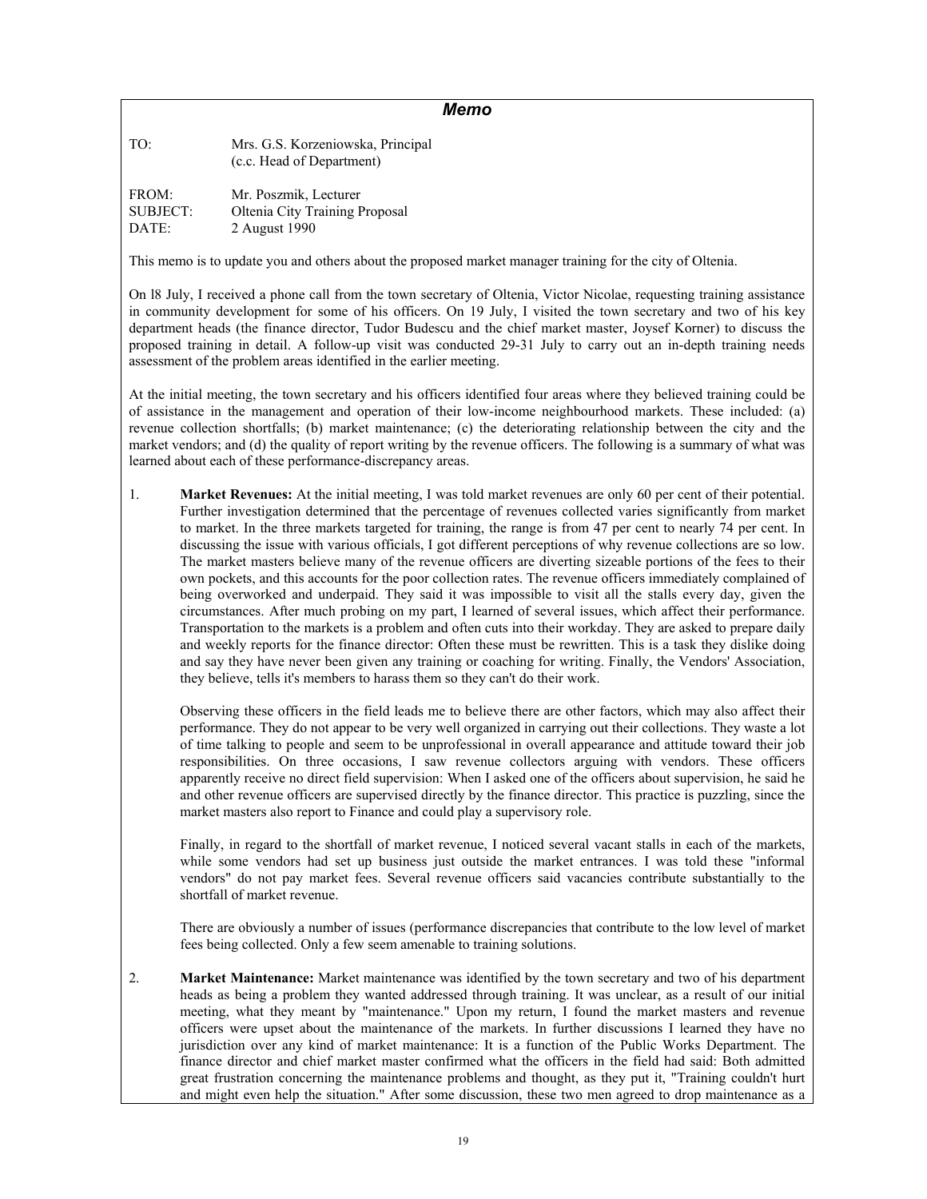## *Memo*

TO: Mrs. G.S. Korzeniowska, Principal
(c.c. Head of Department)

FROM: Mr. Poszmik, Lecturer
SUBJECT: Oltenia City Training Proposal
DATE: 2 August 1990

This memo is to update you and others about the proposed market manager training for the city of Oltenia.

On l8 July, I received a phone call from the town secretary of Oltenia, Victor Nicolae, requesting training assistance in community development for some of his officers. On 19 July, I visited the town secretary and two of his key department heads (the finance director, Tudor Budescu and the chief market master, Joysef Korner) to discuss the proposed training in detail. A follow-up visit was conducted 29-31 July to carry out an in-depth training needs assessment of the problem areas identified in the earlier meeting.

At the initial meeting, the town secretary and his officers identified four areas where they believed training could be of assistance in the management and operation of their low-income neighbourhood markets. These included: (a) revenue collection shortfalls; (b) market maintenance; (c) the deteriorating relationship between the city and the market vendors; and (d) the quality of report writing by the revenue officers. The following is a summary of what was learned about each of these performance-discrepancy areas.

1. **Market Revenues:** At the initial meeting, I was told market revenues are only 60 per cent of their potential. Further investigation determined that the percentage of revenues collected varies significantly from market to market. In the three markets targeted for training, the range is from 47 per cent to nearly 74 per cent. In discussing the issue with various officials, I got different perceptions of why revenue collections are so low. The market masters believe many of the revenue officers are diverting sizeable portions of the fees to their own pockets, and this accounts for the poor collection rates. The revenue officers immediately complained of being overworked and underpaid. They said it was impossible to visit all the stalls every day, given the circumstances. After much probing on my part, I learned of several issues, which affect their performance. Transportation to the markets is a problem and often cuts into their workday. They are asked to prepare daily and weekly reports for the finance director: Often these must be rewritten. This is a task they dislike doing and say they have never been given any training or coaching for writing. Finally, the Vendors' Association, they believe, tells it's members to harass them so they can't do their work.

   Observing these officers in the field leads me to believe there are other factors, which may also affect their performance. They do not appear to be very well organized in carrying out their collections. They waste a lot of time talking to people and seem to be unprofessional in overall appearance and attitude toward their job responsibilities. On three occasions, I saw revenue collectors arguing with vendors. These officers apparently receive no direct field supervision: When I asked one of the officers about supervision, he said he and other revenue officers are supervised directly by the finance director. This practice is puzzling, since the market masters also report to Finance and could play a supervisory role.

   Finally, in regard to the shortfall of market revenue, I noticed several vacant stalls in each of the markets, while some vendors had set up business just outside the market entrances. I was told these "informal vendors" do not pay market fees. Several revenue officers said vacancies contribute substantially to the shortfall of market revenue.

   There are obviously a number of issues (performance discrepancies that contribute to the low level of market fees being collected. Only a few seem amenable to training solutions.

2. **Market Maintenance:** Market maintenance was identified by the town secretary and two of his department heads as being a problem they wanted addressed through training. It was unclear, as a result of our initial meeting, what they meant by "maintenance." Upon my return, I found the market masters and revenue officers were upset about the maintenance of the markets. In further discussions I learned they have no jurisdiction over any kind of market maintenance: It is a function of the Public Works Department. The finance director and chief market master confirmed what the officers in the field had said: Both admitted great frustration concerning the maintenance problems and thought, as they put it, "Training couldn't hurt and might even help the situation." After some discussion, these two men agreed to drop maintenance as a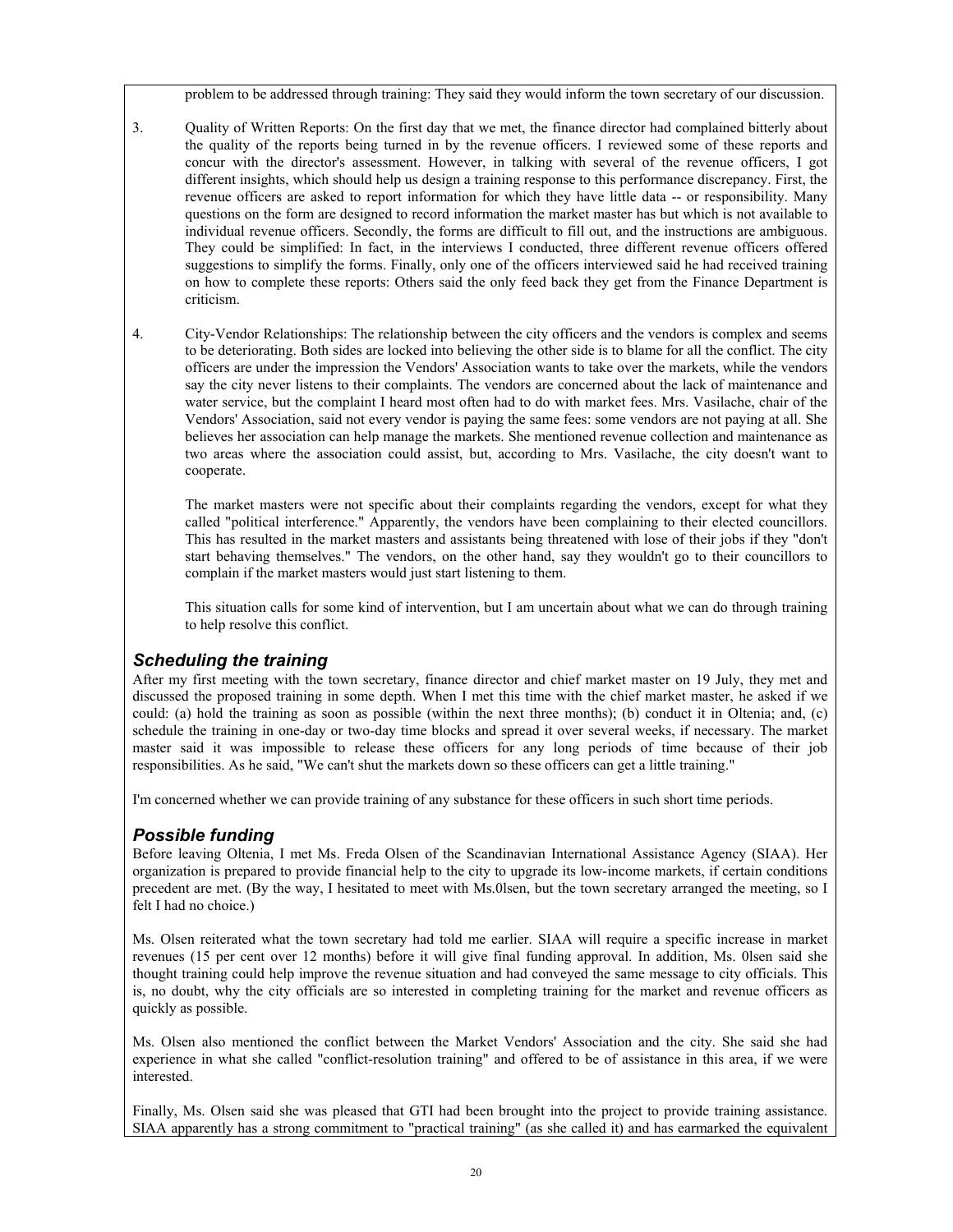problem to be addressed through training: They said they would inform the town secretary of our discussion.

3. Quality of Written Reports: On the first day that we met, the finance director had complained bitterly about the quality of the reports being turned in by the revenue officers. I reviewed some of these reports and concur with the director's assessment. However, in talking with several of the revenue officers, I got different insights, which should help us design a training response to this performance discrepancy. First, the revenue officers are asked to report information for which they have little data -- or responsibility. Many questions on the form are designed to record information the market master has but which is not available to individual revenue officers. Secondly, the forms are difficult to fill out, and the instructions are ambiguous. They could be simplified: In fact, in the interviews I conducted, three different revenue officers offered suggestions to simplify the forms. Finally, only one of the officers interviewed said he had received training on how to complete these reports: Others said the only feed back they get from the Finance Department is criticism.

4. City-Vendor Relationships: The relationship between the city officers and the vendors is complex and seems to be deteriorating. Both sides are locked into believing the other side is to blame for all the conflict. The city officers are under the impression the Vendors' Association wants to take over the markets, while the vendors say the city never listens to their complaints. The vendors are concerned about the lack of maintenance and water service, but the complaint I heard most often had to do with market fees. Mrs. Vasilache, chair of the Vendors' Association, said not every vendor is paying the same fees: some vendors are not paying at all. She believes her association can help manage the markets. She mentioned revenue collection and maintenance as two areas where the association could assist, but, according to Mrs. Vasilache, the city doesn't want to cooperate.

   The market masters were not specific about their complaints regarding the vendors, except for what they called "political interference." Apparently, the vendors have been complaining to their elected councillors. This has resulted in the market masters and assistants being threatened with lose of their jobs if they "don't start behaving themselves." The vendors, on the other hand, say they wouldn't go to their councillors to complain if the market masters would just start listening to them.

   This situation calls for some kind of intervention, but I am uncertain about what we can do through training to help resolve this conflict.

### *Scheduling the training*

After my first meeting with the town secretary, finance director and chief market master on 19 July, they met and discussed the proposed training in some depth. When I met this time with the chief market master, he asked if we could: (a) hold the training as soon as possible (within the next three months); (b) conduct it in Oltenia; and, (c) schedule the training in one-day or two-day time blocks and spread it over several weeks, if necessary. The market master said it was impossible to release these officers for any long periods of time because of their job responsibilities. As he said, "We can't shut the markets down so these officers can get a little training."

I'm concerned whether we can provide training of any substance for these officers in such short time periods.

### *Possible funding*

Before leaving Oltenia, I met Ms. Freda Olsen of the Scandinavian International Assistance Agency (SIAA). Her organization is prepared to provide financial help to the city to upgrade its low-income markets, if certain conditions precedent are met. (By the way, I hesitated to meet with Ms.0lsen, but the town secretary arranged the meeting, so I felt I had no choice.)

Ms. Olsen reiterated what the town secretary had told me earlier. SIAA will require a specific increase in market revenues (15 per cent over 12 months) before it will give final funding approval. In addition, Ms. 0lsen said she thought training could help improve the revenue situation and had conveyed the same message to city officials. This is, no doubt, why the city officials are so interested in completing training for the market and revenue officers as quickly as possible.

Ms. Olsen also mentioned the conflict between the Market Vendors' Association and the city. She said she had experience in what she called "conflict-resolution training" and offered to be of assistance in this area, if we were interested.

Finally, Ms. Olsen said she was pleased that GTI had been brought into the project to provide training assistance. SIAA apparently has a strong commitment to "practical training" (as she called it) and has earmarked the equivalent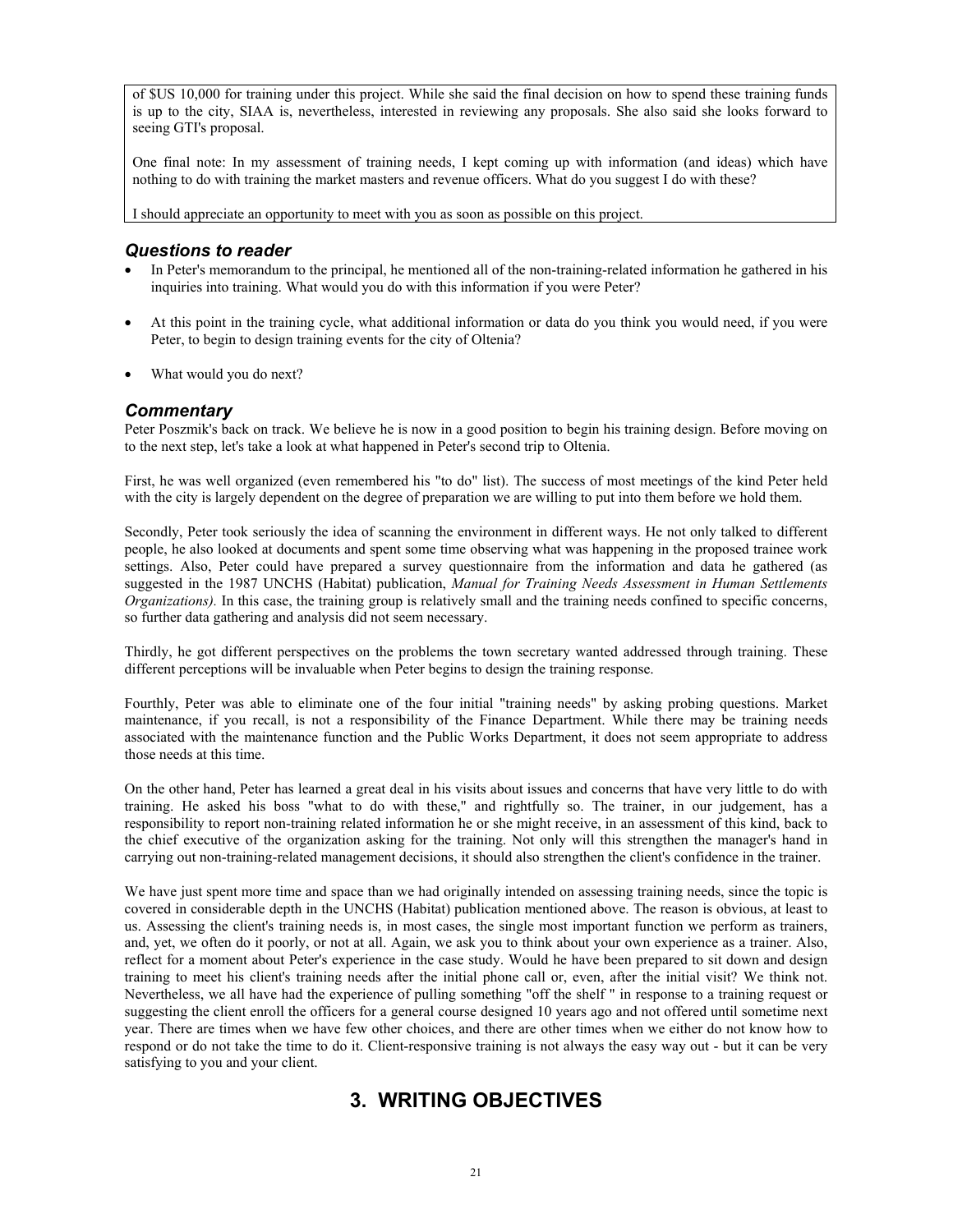of $US 10,000 for training under this project. While she said the final decision on how to spend these training funds is up to the city, SIAA is, nevertheless, interested in reviewing any proposals. She also said she looks forward to seeing GTI's proposal.

One final note: In my assessment of training needs, I kept coming up with information (and ideas) which have nothing to do with training the market masters and revenue officers. What do you suggest I do with these?

I should appreciate an opportunity to meet with you as soon as possible on this project.

### *Questions to reader*

- In Peter's memorandum to the principal, he mentioned all of the non-training-related information he gathered in his inquiries into training. What would you do with this information if you were Peter?
- At this point in the training cycle, what additional information or data do you think you would need, if you were Peter, to begin to design training events for the city of Oltenia?
- What would you do next?

### *Commentary*

Peter Poszmik's back on track. We believe he is now in a good position to begin his training design. Before moving on to the next step, let's take a look at what happened in Peter's second trip to Oltenia.

First, he was well organized (even remembered his "to do" list). The success of most meetings of the kind Peter held with the city is largely dependent on the degree of preparation we are willing to put into them before we hold them.

Secondly, Peter took seriously the idea of scanning the environment in different ways. He not only talked to different people, he also looked at documents and spent some time observing what was happening in the proposed trainee work settings. Also, Peter could have prepared a survey questionnaire from the information and data he gathered (as suggested in the 1987 UNCHS (Habitat) publication, *Manual for Training Needs Assessment in Human Settlements Organizations).* In this case, the training group is relatively small and the training needs confined to specific concerns, so further data gathering and analysis did not seem necessary.

Thirdly, he got different perspectives on the problems the town secretary wanted addressed through training. These different perceptions will be invaluable when Peter begins to design the training response.

Fourthly, Peter was able to eliminate one of the four initial "training needs" by asking probing questions. Market maintenance, if you recall, is not a responsibility of the Finance Department. While there may be training needs associated with the maintenance function and the Public Works Department, it does not seem appropriate to address those needs at this time.

On the other hand, Peter has learned a great deal in his visits about issues and concerns that have very little to do with training. He asked his boss "what to do with these," and rightfully so. The trainer, in our judgement, has a responsibility to report non-training related information he or she might receive, in an assessment of this kind, back to the chief executive of the organization asking for the training. Not only will this strengthen the manager's hand in carrying out non-training-related management decisions, it should also strengthen the client's confidence in the trainer.

We have just spent more time and space than we had originally intended on assessing training needs, since the topic is covered in considerable depth in the UNCHS (Habitat) publication mentioned above. The reason is obvious, at least to us. Assessing the client's training needs is, in most cases, the single most important function we perform as trainers, and, yet, we often do it poorly, or not at all. Again, we ask you to think about your own experience as a trainer. Also, reflect for a moment about Peter's experience in the case study. Would he have been prepared to sit down and design training to meet his client's training needs after the initial phone call or, even, after the initial visit? We think not. Nevertheless, we all have had the experience of pulling something "off the shelf " in response to a training request or suggesting the client enroll the officers for a general course designed 10 years ago and not offered until sometime next year. There are times when we have few other choices, and there are other times when we either do not know how to respond or do not take the time to do it. Client-responsive training is not always the easy way out - but it can be very satisfying to you and your client.

## 3. WRITING OBJECTIVES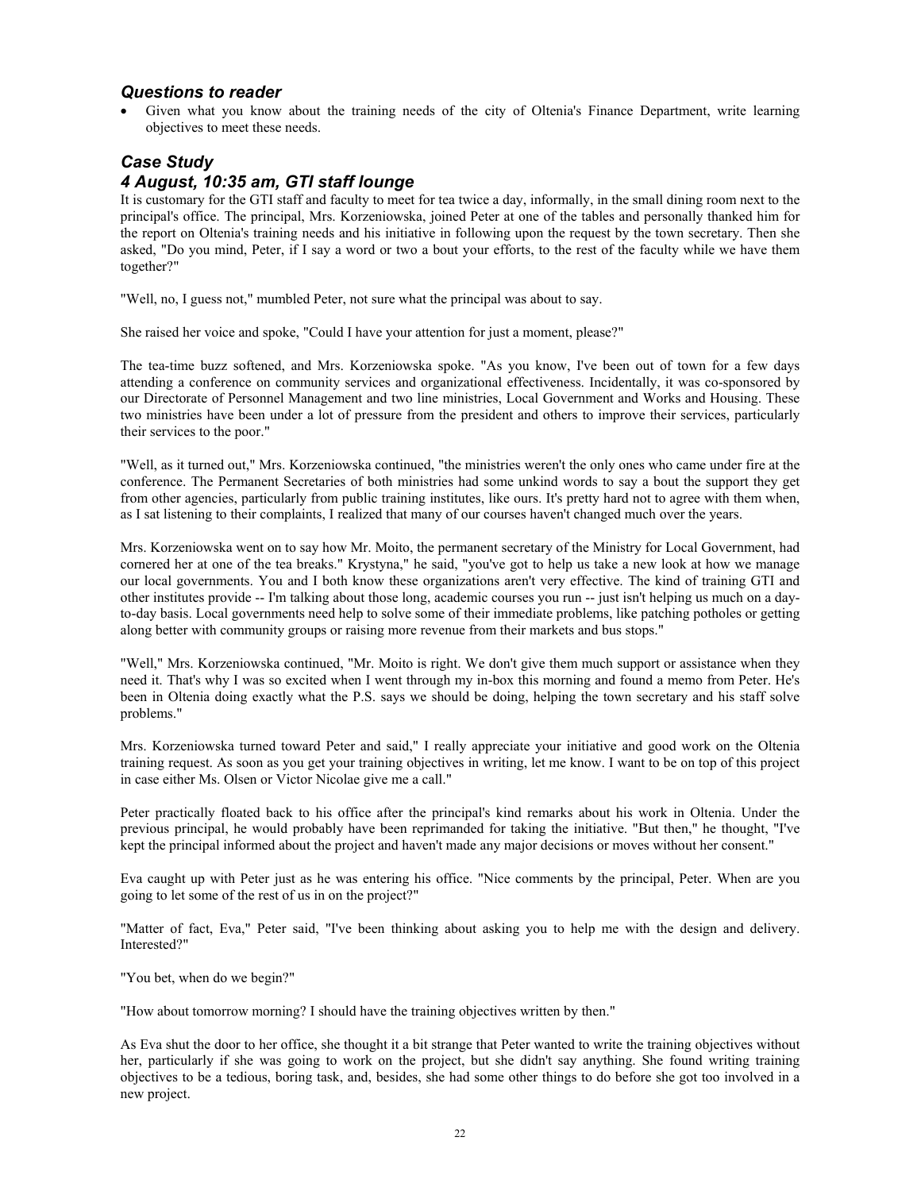### *Questions to reader*

- Given what you know about the training needs of the city of Oltenia's Finance Department, write learning objectives to meet these needs.

### *Case Study*
### *4 August, 10:35 am, GTI staff lounge*

It is customary for the GTI staff and faculty to meet for tea twice a day, informally, in the small dining room next to the principal's office. The principal, Mrs. Korzeniowska, joined Peter at one of the tables and personally thanked him for the report on Oltenia's training needs and his initiative in following upon the request by the town secretary. Then she asked, "Do you mind, Peter, if I say a word or two a bout your efforts, to the rest of the faculty while we have them together?"

"Well, no, I guess not," mumbled Peter, not sure what the principal was about to say.

She raised her voice and spoke, "Could I have your attention for just a moment, please?"

The tea-time buzz softened, and Mrs. Korzeniowska spoke. "As you know, I've been out of town for a few days attending a conference on community services and organizational effectiveness. Incidentally, it was co-sponsored by our Directorate of Personnel Management and two line ministries, Local Government and Works and Housing. These two ministries have been under a lot of pressure from the president and others to improve their services, particularly their services to the poor."

"Well, as it turned out," Mrs. Korzeniowska continued, "the ministries weren't the only ones who came under fire at the conference. The Permanent Secretaries of both ministries had some unkind words to say a bout the support they get from other agencies, particularly from public training institutes, like ours. It's pretty hard not to agree with them when, as I sat listening to their complaints, I realized that many of our courses haven't changed much over the years.

Mrs. Korzeniowska went on to say how Mr. Moito, the permanent secretary of the Ministry for Local Government, had cornered her at one of the tea breaks." Krystyna," he said, "you've got to help us take a new look at how we manage our local governments. You and I both know these organizations aren't very effective. The kind of training GTI and other institutes provide -- I'm talking about those long, academic courses you run -- just isn't helping us much on a day-to-day basis. Local governments need help to solve some of their immediate problems, like patching potholes or getting along better with community groups or raising more revenue from their markets and bus stops."

"Well," Mrs. Korzeniowska continued, "Mr. Moito is right. We don't give them much support or assistance when they need it. That's why I was so excited when I went through my in-box this morning and found a memo from Peter. He's been in Oltenia doing exactly what the P.S. says we should be doing, helping the town secretary and his staff solve problems."

Mrs. Korzeniowska turned toward Peter and said," I really appreciate your initiative and good work on the Oltenia training request. As soon as you get your training objectives in writing, let me know. I want to be on top of this project in case either Ms. Olsen or Victor Nicolae give me a call."

Peter practically floated back to his office after the principal's kind remarks about his work in Oltenia. Under the previous principal, he would probably have been reprimanded for taking the initiative. "But then," he thought, "I've kept the principal informed about the project and haven't made any major decisions or moves without her consent."

Eva caught up with Peter just as he was entering his office. "Nice comments by the principal, Peter. When are you going to let some of the rest of us in on the project?"

"Matter of fact, Eva," Peter said, "I've been thinking about asking you to help me with the design and delivery. Interested?"

"You bet, when do we begin?"

"How about tomorrow morning? I should have the training objectives written by then."

As Eva shut the door to her office, she thought it a bit strange that Peter wanted to write the training objectives without her, particularly if she was going to work on the project, but she didn't say anything. She found writing training objectives to be a tedious, boring task, and, besides, she had some other things to do before she got too involved in a new project.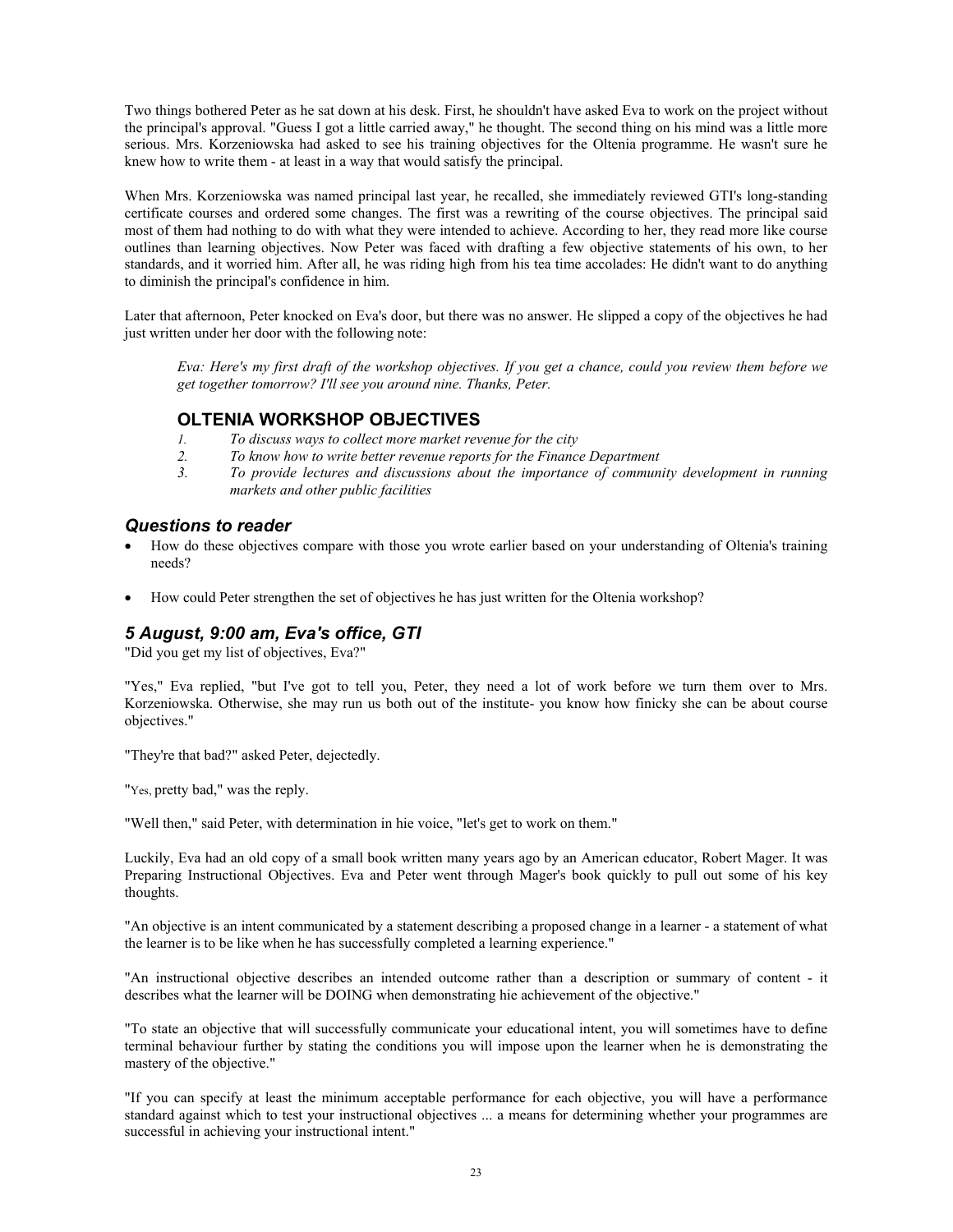Two things bothered Peter as he sat down at his desk. First, he shouldn't have asked Eva to work on the project without the principal's approval. "Guess I got a little carried away," he thought. The second thing on his mind was a little more serious. Mrs. Korzeniowska had asked to see his training objectives for the Oltenia programme. He wasn't sure he knew how to write them - at least in a way that would satisfy the principal.

When Mrs. Korzeniowska was named principal last year, he recalled, she immediately reviewed GTI's long-standing certificate courses and ordered some changes. The first was a rewriting of the course objectives. The principal said most of them had nothing to do with what they were intended to achieve. According to her, they read more like course outlines than learning objectives. Now Peter was faced with drafting a few objective statements of his own, to her standards, and it worried him. After all, he was riding high from his tea time accolades: He didn't want to do anything to diminish the principal's confidence in him.

Later that afternoon, Peter knocked on Eva's door, but there was no answer. He slipped a copy of the objectives he had just written under her door with the following note:

> *Eva: Here's my first draft of the workshop objectives. If you get a chance, could you review them before we get together tomorrow? I'll see you around nine. Thanks, Peter.*

### OLTENIA WORKSHOP OBJECTIVES

1. *To discuss ways to collect more market revenue for the city*
2. *To know how to write better revenue reports for the Finance Department*
3. *To provide lectures and discussions about the importance of community development in running markets and other public facilities*

### *Questions to reader*

- How do these objectives compare with those you wrote earlier based on your understanding of Oltenia's training needs?
- How could Peter strengthen the set of objectives he has just written for the Oltenia workshop?

### *5 August, 9:00 am, Eva's office, GTI*

"Did you get my list of objectives, Eva?"

"Yes," Eva replied, "but I've got to tell you, Peter, they need a lot of work before we turn them over to Mrs. Korzeniowska. Otherwise, she may run us both out of the institute- you know how finicky she can be about course objectives."

"They're that bad?" asked Peter, dejectedly.

"Yes, pretty bad," was the reply.

"Well then," said Peter, with determination in hie voice, "let's get to work on them."

Luckily, Eva had an old copy of a small book written many years ago by an American educator, Robert Mager. It was Preparing Instructional Objectives. Eva and Peter went through Mager's book quickly to pull out some of his key thoughts.

"An objective is an intent communicated by a statement describing a proposed change in a learner - a statement of what the learner is to be like when he has successfully completed a learning experience."

"An instructional objective describes an intended outcome rather than a description or summary of content - it describes what the learner will be DOING when demonstrating hie achievement of the objective."

"To state an objective that will successfully communicate your educational intent, you will sometimes have to define terminal behaviour further by stating the conditions you will impose upon the learner when he is demonstrating the mastery of the objective."

"If you can specify at least the minimum acceptable performance for each objective, you will have a performance standard against which to test your instructional objectives ... a means for determining whether your programmes are successful in achieving your instructional intent."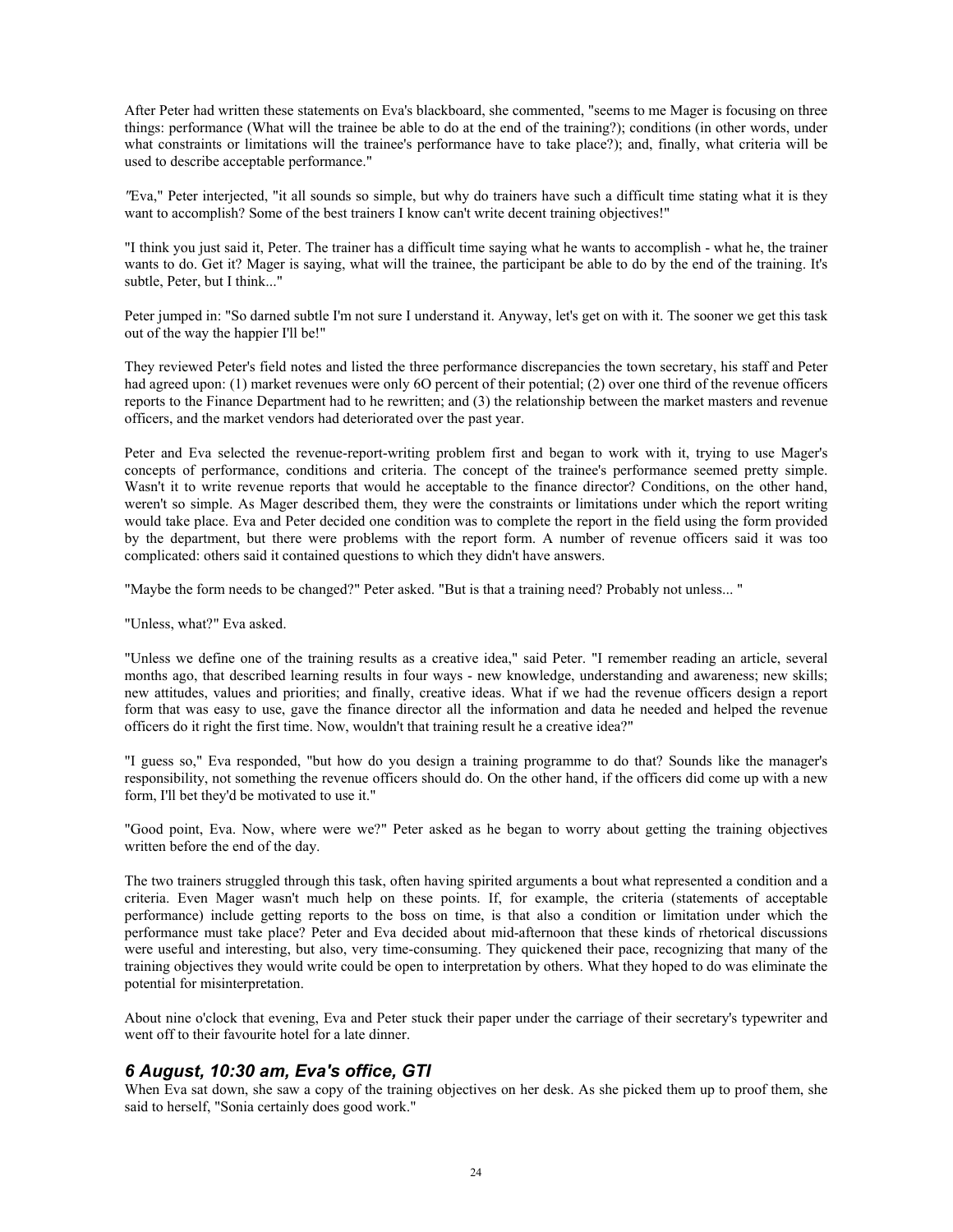After Peter had written these statements on Eva's blackboard, she commented, "seems to me Mager is focusing on three things: performance (What will the trainee be able to do at the end of the training?); conditions (in other words, under what constraints or limitations will the trainee's performance have to take place?); and, finally, what criteria will be used to describe acceptable performance."

"Eva," Peter interjected, "it all sounds so simple, but why do trainers have such a difficult time stating what it is they want to accomplish? Some of the best trainers I know can't write decent training objectives!"

"I think you just said it, Peter. The trainer has a difficult time saying what he wants to accomplish - what he, the trainer wants to do. Get it? Mager is saying, what will the trainee, the participant be able to do by the end of the training. It's subtle, Peter, but I think..."

Peter jumped in: "So darned subtle I'm not sure I understand it. Anyway, let's get on with it. The sooner we get this task out of the way the happier I'll be!"

They reviewed Peter's field notes and listed the three performance discrepancies the town secretary, his staff and Peter had agreed upon: (1) market revenues were only 6O percent of their potential; (2) over one third of the revenue officers reports to the Finance Department had to he rewritten; and (3) the relationship between the market masters and revenue officers, and the market vendors had deteriorated over the past year.

Peter and Eva selected the revenue-report-writing problem first and began to work with it, trying to use Mager's concepts of performance, conditions and criteria. The concept of the trainee's performance seemed pretty simple. Wasn't it to write revenue reports that would he acceptable to the finance director? Conditions, on the other hand, weren't so simple. As Mager described them, they were the constraints or limitations under which the report writing would take place. Eva and Peter decided one condition was to complete the report in the field using the form provided by the department, but there were problems with the report form. A number of revenue officers said it was too complicated: others said it contained questions to which they didn't have answers.

"Maybe the form needs to be changed?" Peter asked. "But is that a training need? Probably not unless... "

"Unless, what?" Eva asked.

"Unless we define one of the training results as a creative idea," said Peter. "I remember reading an article, several months ago, that described learning results in four ways - new knowledge, understanding and awareness; new skills; new attitudes, values and priorities; and finally, creative ideas. What if we had the revenue officers design a report form that was easy to use, gave the finance director all the information and data he needed and helped the revenue officers do it right the first time. Now, wouldn't that training result he a creative idea?"

"I guess so," Eva responded, "but how do you design a training programme to do that? Sounds like the manager's responsibility, not something the revenue officers should do. On the other hand, if the officers did come up with a new form, I'll bet they'd be motivated to use it."

"Good point, Eva. Now, where were we?" Peter asked as he began to worry about getting the training objectives written before the end of the day.

The two trainers struggled through this task, often having spirited arguments a bout what represented a condition and a criteria. Even Mager wasn't much help on these points. If, for example, the criteria (statements of acceptable performance) include getting reports to the boss on time, is that also a condition or limitation under which the performance must take place? Peter and Eva decided about mid-afternoon that these kinds of rhetorical discussions were useful and interesting, but also, very time-consuming. They quickened their pace, recognizing that many of the training objectives they would write could be open to interpretation by others. What they hoped to do was eliminate the potential for misinterpretation.

About nine o'clock that evening, Eva and Peter stuck their paper under the carriage of their secretary's typewriter and went off to their favourite hotel for a late dinner.

### *6 August, 10:30 am, Eva's office, GTI*

When Eva sat down, she saw a copy of the training objectives on her desk. As she picked them up to proof them, she said to herself, "Sonia certainly does good work."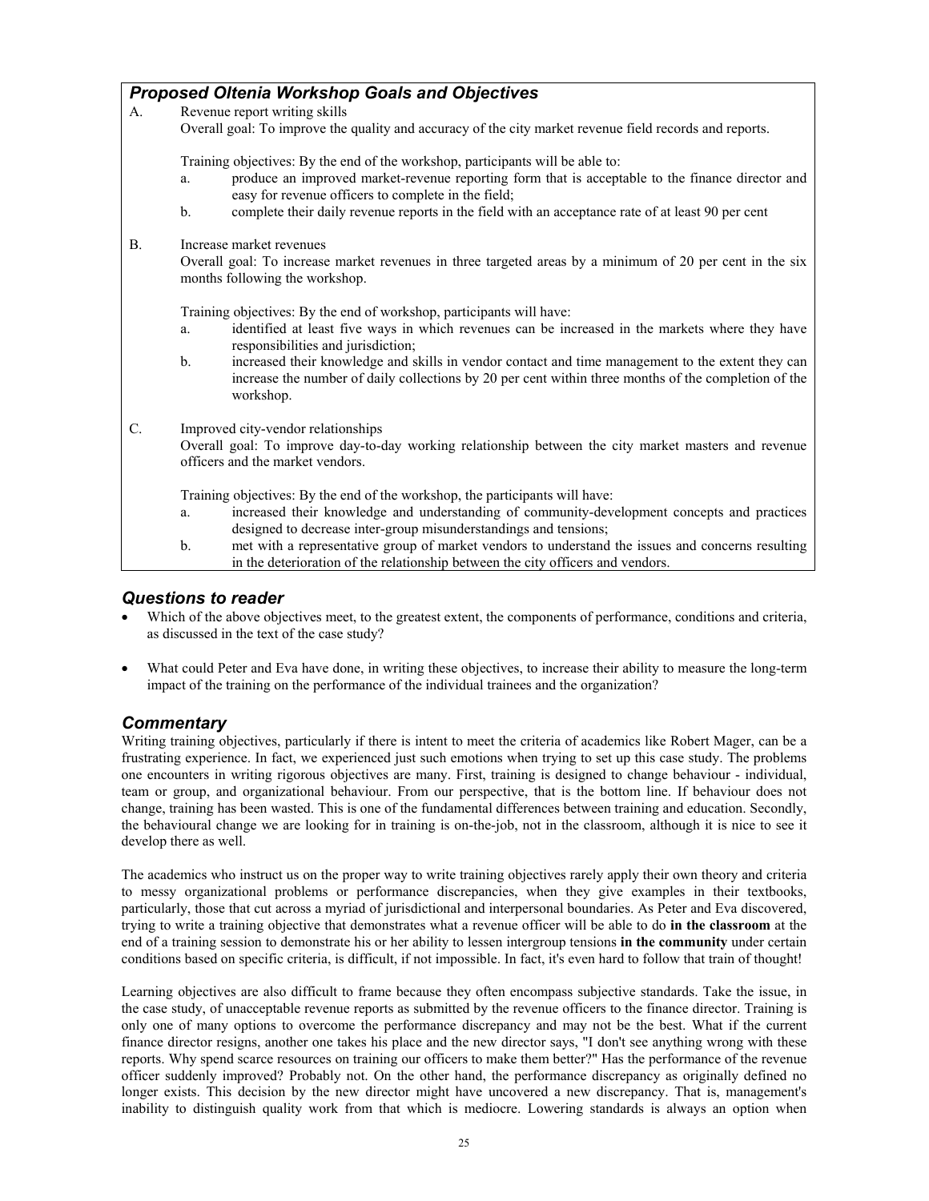### *Proposed Oltenia Workshop Goals and Objectives*

A. Revenue report writing skills

Overall goal: To improve the quality and accuracy of the city market revenue field records and reports.

Training objectives: By the end of the workshop, participants will be able to:

a. produce an improved market-revenue reporting form that is acceptable to the finance director and easy for revenue officers to complete in the field;

b. complete their daily revenue reports in the field with an acceptance rate of at least 90 per cent

B. Increase market revenues

Overall goal: To increase market revenues in three targeted areas by a minimum of 20 per cent in the six months following the workshop.

Training objectives: By the end of workshop, participants will have:

a. identified at least five ways in which revenues can be increased in the markets where they have responsibilities and jurisdiction;

b. increased their knowledge and skills in vendor contact and time management to the extent they can increase the number of daily collections by 20 per cent within three months of the completion of the workshop.

C. Improved city-vendor relationships

Overall goal: To improve day-to-day working relationship between the city market masters and revenue officers and the market vendors.

Training objectives: By the end of the workshop, the participants will have:

a. increased their knowledge and understanding of community-development concepts and practices designed to decrease inter-group misunderstandings and tensions;

b. met with a representative group of market vendors to understand the issues and concerns resulting in the deterioration of the relationship between the city officers and vendors.

### *Questions to reader*

- Which of the above objectives meet, to the greatest extent, the components of performance, conditions and criteria, as discussed in the text of the case study?
- What could Peter and Eva have done, in writing these objectives, to increase their ability to measure the long-term impact of the training on the performance of the individual trainees and the organization?

### *Commentary*

Writing training objectives, particularly if there is intent to meet the criteria of academics like Robert Mager, can be a frustrating experience. In fact, we experienced just such emotions when trying to set up this case study. The problems one encounters in writing rigorous objectives are many. First, training is designed to change behaviour - individual, team or group, and organizational behaviour. From our perspective, that is the bottom line. If behaviour does not change, training has been wasted. This is one of the fundamental differences between training and education. Secondly, the behavioural change we are looking for in training is on-the-job, not in the classroom, although it is nice to see it develop there as well.

The academics who instruct us on the proper way to write training objectives rarely apply their own theory and criteria to messy organizational problems or performance discrepancies, when they give examples in their textbooks, particularly, those that cut across a myriad of jurisdictional and interpersonal boundaries. As Peter and Eva discovered, trying to write a training objective that demonstrates what a revenue officer will be able to do **in the classroom** at the end of a training session to demonstrate his or her ability to lessen intergroup tensions **in the community** under certain conditions based on specific criteria, is difficult, if not impossible. In fact, it's even hard to follow that train of thought!

Learning objectives are also difficult to frame because they often encompass subjective standards. Take the issue, in the case study, of unacceptable revenue reports as submitted by the revenue officers to the finance director. Training is only one of many options to overcome the performance discrepancy and may not be the best. What if the current finance director resigns, another one takes his place and the new director says, "I don't see anything wrong with these reports. Why spend scarce resources on training our officers to make them better?" Has the performance of the revenue officer suddenly improved? Probably not. On the other hand, the performance discrepancy as originally defined no longer exists. This decision by the new director might have uncovered a new discrepancy. That is, management's inability to distinguish quality work from that which is mediocre. Lowering standards is always an option when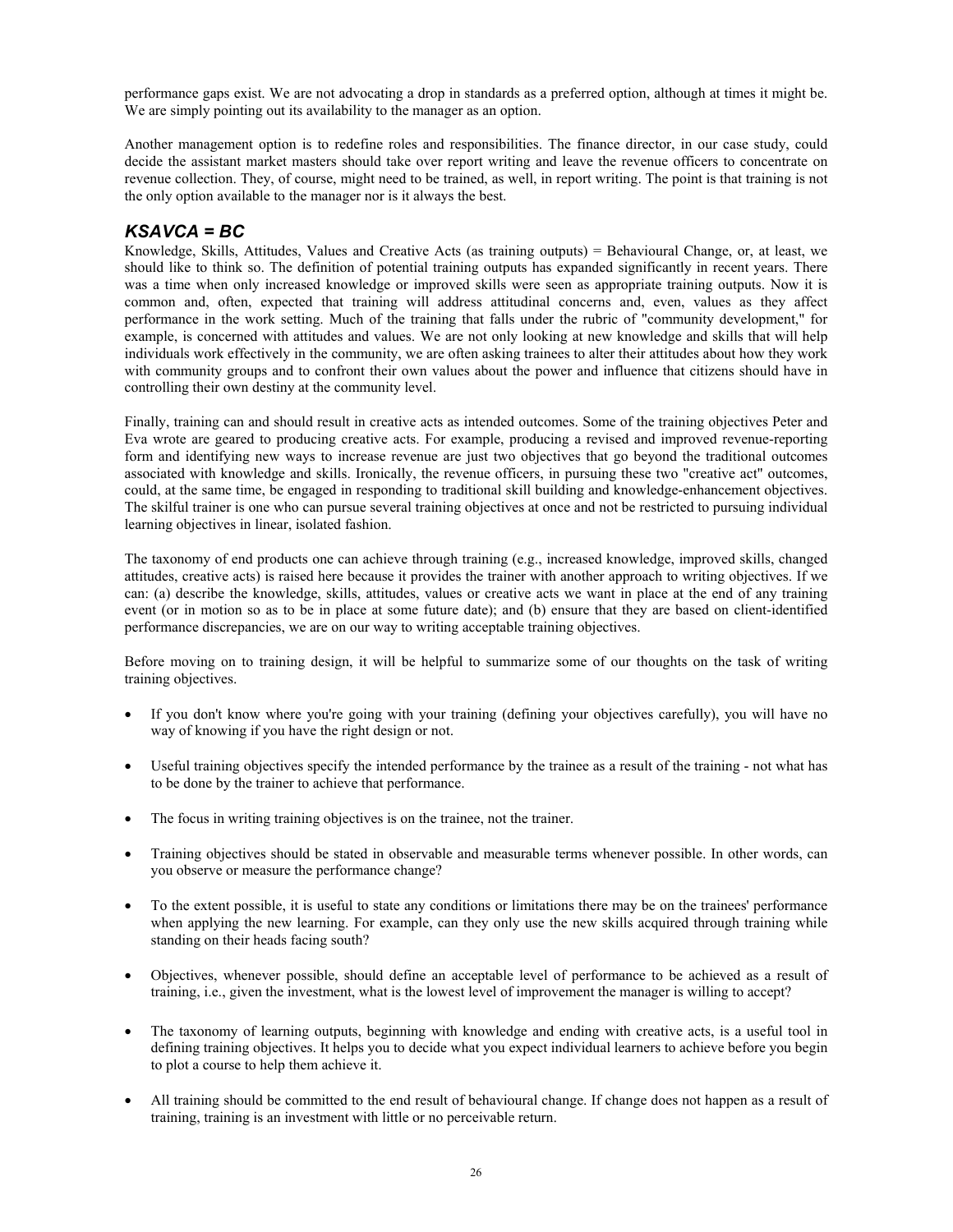performance gaps exist. We are not advocating a drop in standards as a preferred option, although at times it might be. We are simply pointing out its availability to the manager as an option.

Another management option is to redefine roles and responsibilities. The finance director, in our case study, could decide the assistant market masters should take over report writing and leave the revenue officers to concentrate on revenue collection. They, of course, might need to be trained, as well, in report writing. The point is that training is not the only option available to the manager nor is it always the best.

## *KSAVCA = BC*

Knowledge, Skills, Attitudes, Values and Creative Acts (as training outputs) = Behavioural Change, or, at least, we should like to think so. The definition of potential training outputs has expanded significantly in recent years. There was a time when only increased knowledge or improved skills were seen as appropriate training outputs. Now it is common and, often, expected that training will address attitudinal concerns and, even, values as they affect performance in the work setting. Much of the training that falls under the rubric of "community development," for example, is concerned with attitudes and values. We are not only looking at new knowledge and skills that will help individuals work effectively in the community, we are often asking trainees to alter their attitudes about how they work with community groups and to confront their own values about the power and influence that citizens should have in controlling their own destiny at the community level.

Finally, training can and should result in creative acts as intended outcomes. Some of the training objectives Peter and Eva wrote are geared to producing creative acts. For example, producing a revised and improved revenue-reporting form and identifying new ways to increase revenue are just two objectives that go beyond the traditional outcomes associated with knowledge and skills. Ironically, the revenue officers, in pursuing these two "creative act" outcomes, could, at the same time, be engaged in responding to traditional skill building and knowledge-enhancement objectives. The skilful trainer is one who can pursue several training objectives at once and not be restricted to pursuing individual learning objectives in linear, isolated fashion.

The taxonomy of end products one can achieve through training (e.g., increased knowledge, improved skills, changed attitudes, creative acts) is raised here because it provides the trainer with another approach to writing objectives. If we can: (a) describe the knowledge, skills, attitudes, values or creative acts we want in place at the end of any training event (or in motion so as to be in place at some future date); and (b) ensure that they are based on client-identified performance discrepancies, we are on our way to writing acceptable training objectives.

Before moving on to training design, it will be helpful to summarize some of our thoughts on the task of writing training objectives.

- If you don't know where you're going with your training (defining your objectives carefully), you will have no way of knowing if you have the right design or not.
- Useful training objectives specify the intended performance by the trainee as a result of the training - not what has to be done by the trainer to achieve that performance.
- The focus in writing training objectives is on the trainee, not the trainer.
- Training objectives should be stated in observable and measurable terms whenever possible. In other words, can you observe or measure the performance change?
- To the extent possible, it is useful to state any conditions or limitations there may be on the trainees' performance when applying the new learning. For example, can they only use the new skills acquired through training while standing on their heads facing south?
- Objectives, whenever possible, should define an acceptable level of performance to be achieved as a result of training, i.e., given the investment, what is the lowest level of improvement the manager is willing to accept?
- The taxonomy of learning outputs, beginning with knowledge and ending with creative acts, is a useful tool in defining training objectives. It helps you to decide what you expect individual learners to achieve before you begin to plot a course to help them achieve it.
- All training should be committed to the end result of behavioural change. If change does not happen as a result of training, training is an investment with little or no perceivable return.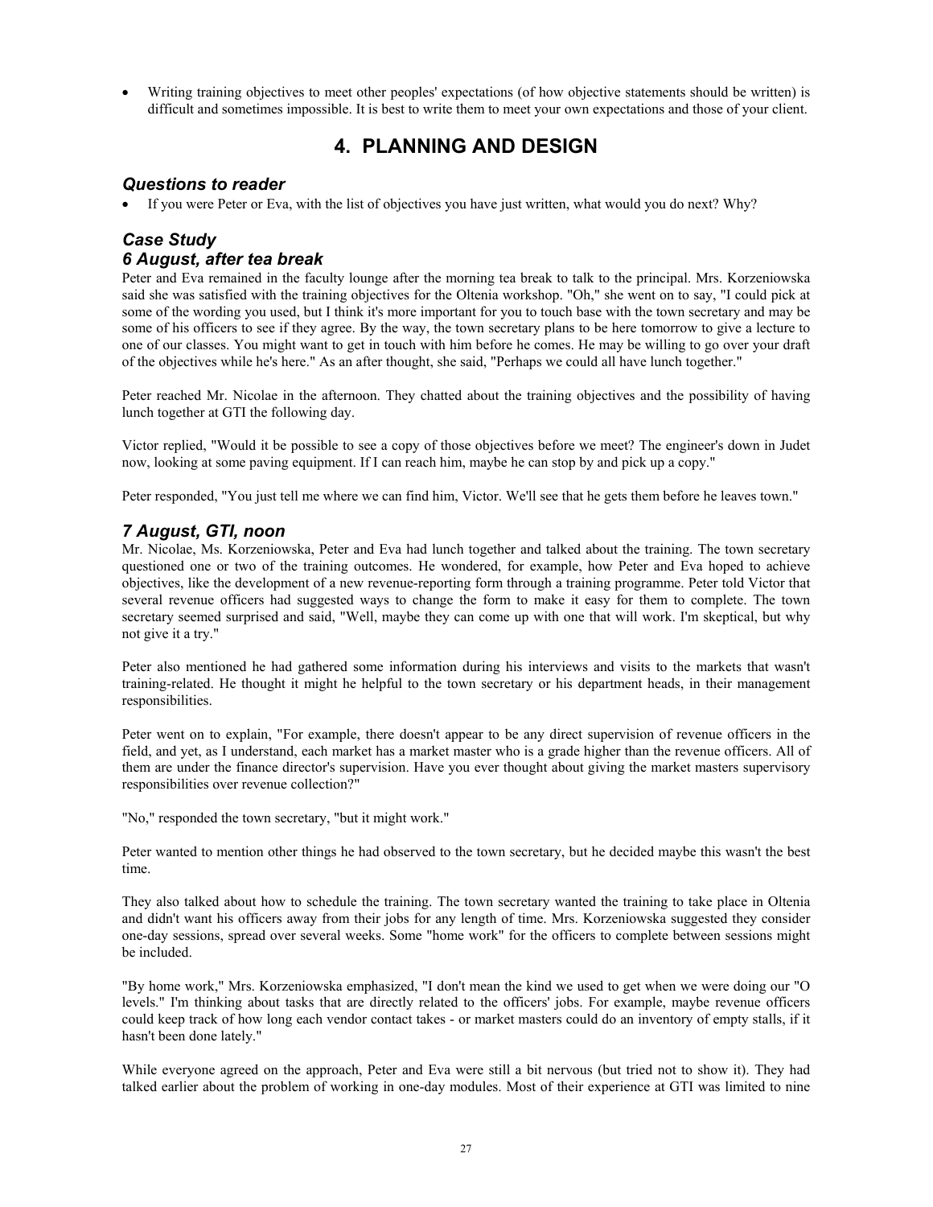- Writing training objectives to meet other peoples' expectations (of how objective statements should be written) is difficult and sometimes impossible. It is best to write them to meet your own expectations and those of your client.

# 4. PLANNING AND DESIGN

### *Questions to reader*

- If you were Peter or Eva, with the list of objectives you have just written, what would you do next? Why?

### *Case Study*
### *6 August, after tea break*

Peter and Eva remained in the faculty lounge after the morning tea break to talk to the principal. Mrs. Korzeniowska said she was satisfied with the training objectives for the Oltenia workshop. "Oh," she went on to say, "I could pick at some of the wording you used, but I think it's more important for you to touch base with the town secretary and may be some of his officers to see if they agree. By the way, the town secretary plans to be here tomorrow to give a lecture to one of our classes. You might want to get in touch with him before he comes. He may be willing to go over your draft of the objectives while he's here." As an after thought, she said, "Perhaps we could all have lunch together."

Peter reached Mr. Nicolae in the afternoon. They chatted about the training objectives and the possibility of having lunch together at GTI the following day.

Victor replied, "Would it be possible to see a copy of those objectives before we meet? The engineer's down in Judet now, looking at some paving equipment. If I can reach him, maybe he can stop by and pick up a copy."

Peter responded, "You just tell me where we can find him, Victor. We'll see that he gets them before he leaves town."

### *7 August, GTI, noon*

Mr. Nicolae, Ms. Korzeniowska, Peter and Eva had lunch together and talked about the training. The town secretary questioned one or two of the training outcomes. He wondered, for example, how Peter and Eva hoped to achieve objectives, like the development of a new revenue-reporting form through a training programme. Peter told Victor that several revenue officers had suggested ways to change the form to make it easy for them to complete. The town secretary seemed surprised and said, "Well, maybe they can come up with one that will work. I'm skeptical, but why not give it a try."

Peter also mentioned he had gathered some information during his interviews and visits to the markets that wasn't training-related. He thought it might he helpful to the town secretary or his department heads, in their management responsibilities.

Peter went on to explain, "For example, there doesn't appear to be any direct supervision of revenue officers in the field, and yet, as I understand, each market has a market master who is a grade higher than the revenue officers. All of them are under the finance director's supervision. Have you ever thought about giving the market masters supervisory responsibilities over revenue collection?"

"No," responded the town secretary, "but it might work."

Peter wanted to mention other things he had observed to the town secretary, but he decided maybe this wasn't the best time.

They also talked about how to schedule the training. The town secretary wanted the training to take place in Oltenia and didn't want his officers away from their jobs for any length of time. Mrs. Korzeniowska suggested they consider one-day sessions, spread over several weeks. Some "home work" for the officers to complete between sessions might be included.

"By home work," Mrs. Korzeniowska emphasized, "I don't mean the kind we used to get when we were doing our "O levels." I'm thinking about tasks that are directly related to the officers' jobs. For example, maybe revenue officers could keep track of how long each vendor contact takes - or market masters could do an inventory of empty stalls, if it hasn't been done lately."

While everyone agreed on the approach, Peter and Eva were still a bit nervous (but tried not to show it). They had talked earlier about the problem of working in one-day modules. Most of their experience at GTI was limited to nine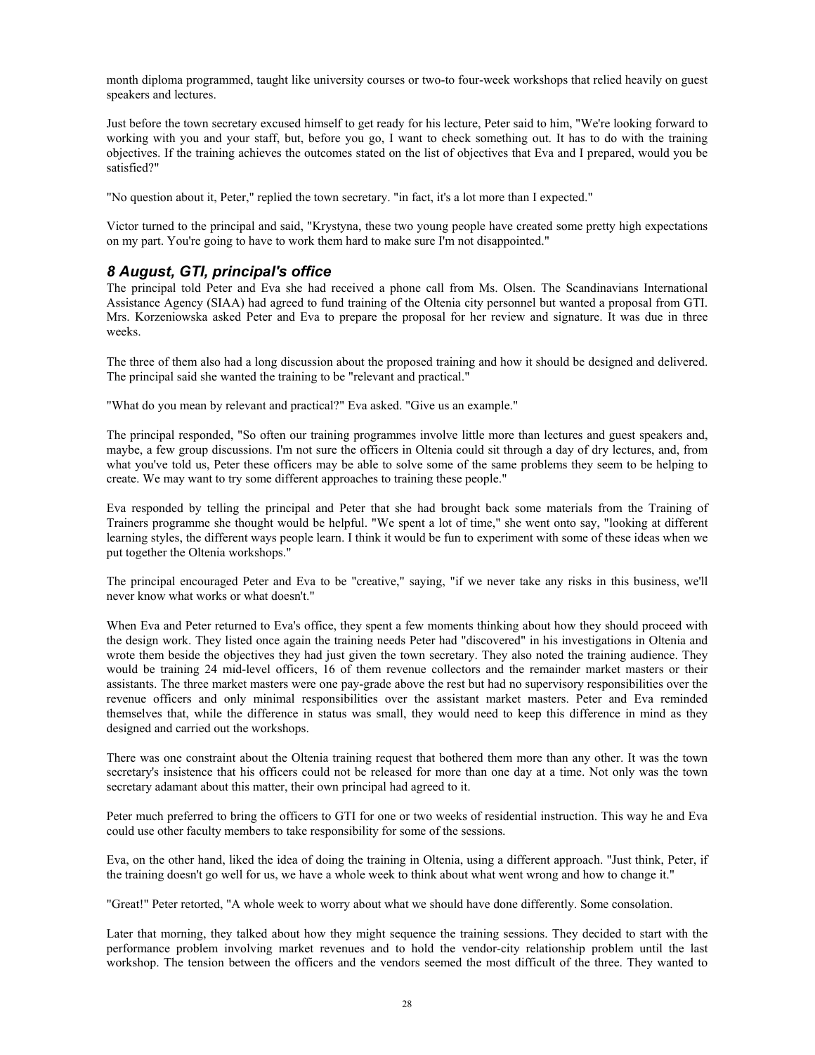month diploma programmed, taught like university courses or two-to four-week workshops that relied heavily on guest speakers and lectures.

Just before the town secretary excused himself to get ready for his lecture, Peter said to him, "We're looking forward to working with you and your staff, but, before you go, I want to check something out. It has to do with the training objectives. If the training achieves the outcomes stated on the list of objectives that Eva and I prepared, would you be satisfied?"

"No question about it, Peter," replied the town secretary. "in fact, it's a lot more than I expected."

Victor turned to the principal and said, "Krystyna, these two young people have created some pretty high expectations on my part. You're going to have to work them hard to make sure I'm not disappointed."

### *8 August, GTI, principal's office*

The principal told Peter and Eva she had received a phone call from Ms. Olsen. The Scandinavians International Assistance Agency (SIAA) had agreed to fund training of the Oltenia city personnel but wanted a proposal from GTI. Mrs. Korzeniowska asked Peter and Eva to prepare the proposal for her review and signature. It was due in three weeks.

The three of them also had a long discussion about the proposed training and how it should be designed and delivered. The principal said she wanted the training to be "relevant and practical."

"What do you mean by relevant and practical?" Eva asked. "Give us an example."

The principal responded, "So often our training programmes involve little more than lectures and guest speakers and, maybe, a few group discussions. I'm not sure the officers in Oltenia could sit through a day of dry lectures, and, from what you've told us, Peter these officers may be able to solve some of the same problems they seem to be helping to create. We may want to try some different approaches to training these people."

Eva responded by telling the principal and Peter that she had brought back some materials from the Training of Trainers programme she thought would be helpful. "We spent a lot of time," she went onto say, "looking at different learning styles, the different ways people learn. I think it would be fun to experiment with some of these ideas when we put together the Oltenia workshops."

The principal encouraged Peter and Eva to be "creative," saying, "if we never take any risks in this business, we'll never know what works or what doesn't."

When Eva and Peter returned to Eva's office, they spent a few moments thinking about how they should proceed with the design work. They listed once again the training needs Peter had "discovered" in his investigations in Oltenia and wrote them beside the objectives they had just given the town secretary. They also noted the training audience. They would be training 24 mid-level officers, 16 of them revenue collectors and the remainder market masters or their assistants. The three market masters were one pay-grade above the rest but had no supervisory responsibilities over the revenue officers and only minimal responsibilities over the assistant market masters. Peter and Eva reminded themselves that, while the difference in status was small, they would need to keep this difference in mind as they designed and carried out the workshops.

There was one constraint about the Oltenia training request that bothered them more than any other. It was the town secretary's insistence that his officers could not be released for more than one day at a time. Not only was the town secretary adamant about this matter, their own principal had agreed to it.

Peter much preferred to bring the officers to GTI for one or two weeks of residential instruction. This way he and Eva could use other faculty members to take responsibility for some of the sessions.

Eva, on the other hand, liked the idea of doing the training in Oltenia, using a different approach. "Just think, Peter, if the training doesn't go well for us, we have a whole week to think about what went wrong and how to change it."

"Great!" Peter retorted, "A whole week to worry about what we should have done differently. Some consolation.

Later that morning, they talked about how they might sequence the training sessions. They decided to start with the performance problem involving market revenues and to hold the vendor-city relationship problem until the last workshop. The tension between the officers and the vendors seemed the most difficult of the three. They wanted to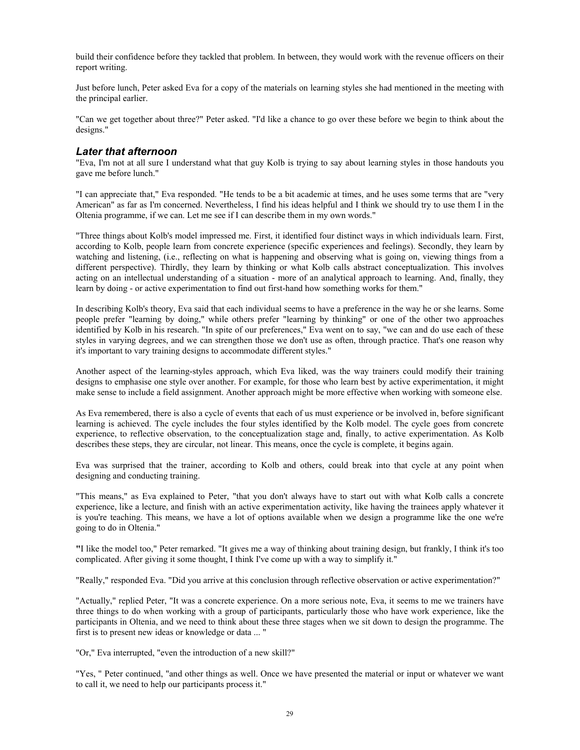build their confidence before they tackled that problem. In between, they would work with the revenue officers on their report writing.

Just before lunch, Peter asked Eva for a copy of the materials on learning styles she had mentioned in the meeting with the principal earlier.

"Can we get together about three?" Peter asked. "I'd like a chance to go over these before we begin to think about the designs."

### *Later that afternoon*

"Eva, I'm not at all sure I understand what that guy Kolb is trying to say about learning styles in those handouts you gave me before lunch."

"I can appreciate that," Eva responded. "He tends to be a bit academic at times, and he uses some terms that are "very American" as far as I'm concerned. Nevertheless, I find his ideas helpful and I think we should try to use them I in the Oltenia programme, if we can. Let me see if I can describe them in my own words."

"Three things about Kolb's model impressed me. First, it identified four distinct ways in which individuals learn. First, according to Kolb, people learn from concrete experience (specific experiences and feelings). Secondly, they learn by watching and listening, (i.e., reflecting on what is happening and observing what is going on, viewing things from a different perspective). Thirdly, they learn by thinking or what Kolb calls abstract conceptualization. This involves acting on an intellectual understanding of a situation - more of an analytical approach to learning. And, finally, they learn by doing - or active experimentation to find out first-hand how something works for them."

In describing Kolb's theory, Eva said that each individual seems to have a preference in the way he or she learns. Some people prefer "learning by doing," while others prefer "learning by thinking" or one of the other two approaches identified by Kolb in his research. "In spite of our preferences," Eva went on to say, "we can and do use each of these styles in varying degrees, and we can strengthen those we don't use as often, through practice. That's one reason why it's important to vary training designs to accommodate different styles."

Another aspect of the learning-styles approach, which Eva liked, was the way trainers could modify their training designs to emphasise one style over another. For example, for those who learn best by active experimentation, it might make sense to include a field assignment. Another approach might be more effective when working with someone else.

As Eva remembered, there is also a cycle of events that each of us must experience or be involved in, before significant learning is achieved. The cycle includes the four styles identified by the Kolb model. The cycle goes from concrete experience, to reflective observation, to the conceptualization stage and, finally, to active experimentation. As Kolb describes these steps, they are circular, not linear. This means, once the cycle is complete, it begins again.

Eva was surprised that the trainer, according to Kolb and others, could break into that cycle at any point when designing and conducting training.

"This means," as Eva explained to Peter, "that you don't always have to start out with what Kolb calls a concrete experience, like a lecture, and finish with an active experimentation activity, like having the trainees apply whatever it is you're teaching. This means, we have a lot of options available when we design a programme like the one we're going to do in Oltenia."

"I like the model too," Peter remarked. "It gives me a way of thinking about training design, but frankly, I think it's too complicated. After giving it some thought, I think I've come up with a way to simplify it."

"Really," responded Eva. "Did you arrive at this conclusion through reflective observation or active experimentation?"

"Actually," replied Peter, "It was a concrete experience. On a more serious note, Eva, it seems to me we trainers have three things to do when working with a group of participants, particularly those who have work experience, like the participants in Oltenia, and we need to think about these three stages when we sit down to design the programme. The first is to present new ideas or knowledge or data ... "

"Or," Eva interrupted, "even the introduction of a new skill?"

"Yes, " Peter continued, "and other things as well. Once we have presented the material or input or whatever we want to call it, we need to help our participants process it."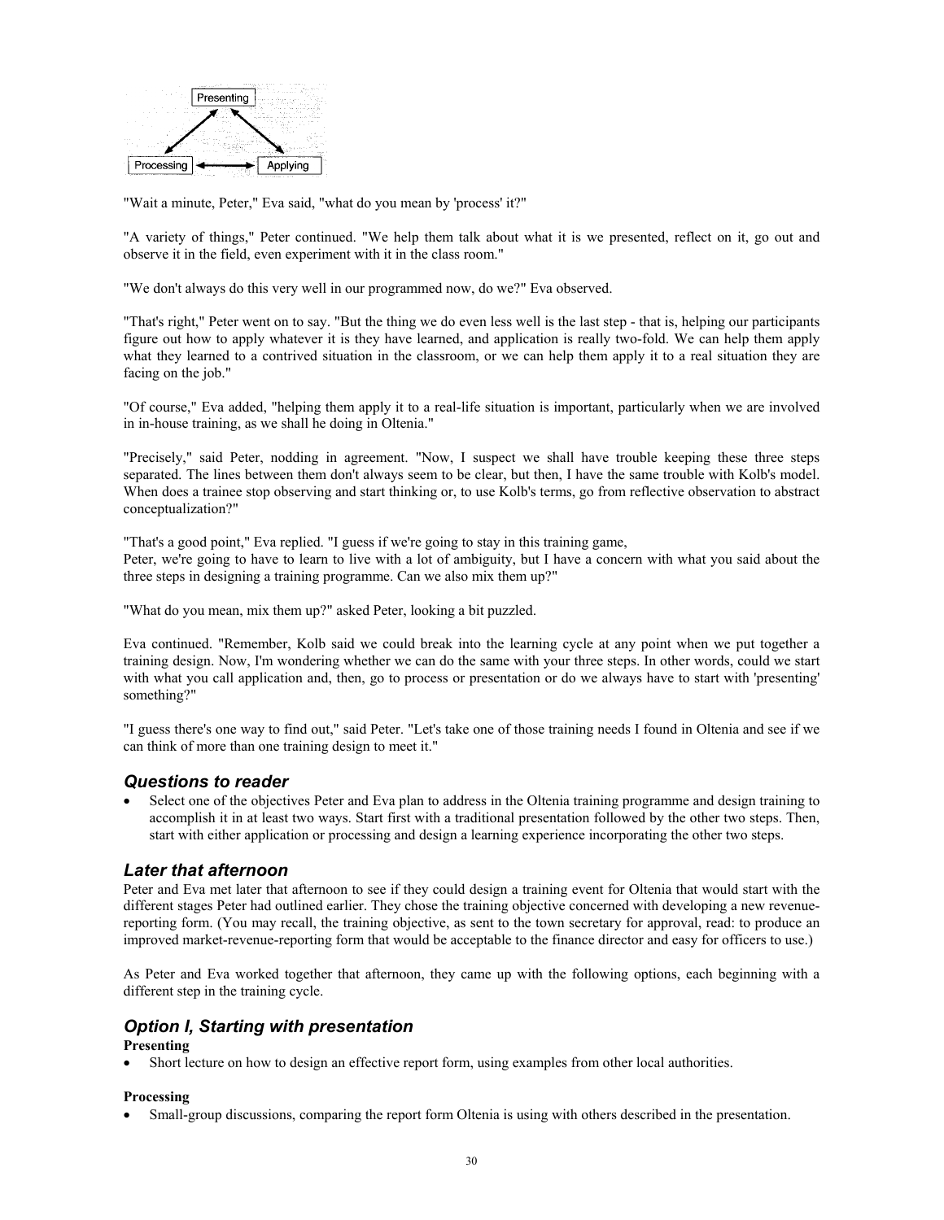"Wait a minute, Peter," Eva said, "what do you mean by 'process' it?"

"A variety of things," Peter continued. "We help them talk about what it is we presented, reflect on it, go out and observe it in the field, even experiment with it in the class room."

"We don't always do this very well in our programmed now, do we?" Eva observed.

"That's right," Peter went on to say. "But the thing we do even less well is the last step - that is, helping our participants figure out how to apply whatever it is they have learned, and application is really two-fold. We can help them apply what they learned to a contrived situation in the classroom, or we can help them apply it to a real situation they are facing on the job."

"Of course," Eva added, "helping them apply it to a real-life situation is important, particularly when we are involved in in-house training, as we shall he doing in Oltenia."

"Precisely," said Peter, nodding in agreement. "Now, I suspect we shall have trouble keeping these three steps separated. The lines between them don't always seem to be clear, but then, I have the same trouble with Kolb's model. When does a trainee stop observing and start thinking or, to use Kolb's terms, go from reflective observation to abstract conceptualization?"

"That's a good point," Eva replied. "I guess if we're going to stay in this training game,
Peter, we're going to have to learn to live with a lot of ambiguity, but I have a concern with what you said about the three steps in designing a training programme. Can we also mix them up?"

"What do you mean, mix them up?" asked Peter, looking a bit puzzled.

Eva continued. "Remember, Kolb said we could break into the learning cycle at any point when we put together a training design. Now, I'm wondering whether we can do the same with your three steps. In other words, could we start with what you call application and, then, go to process or presentation or do we always have to start with 'presenting' something?"

"I guess there's one way to find out," said Peter. "Let's take one of those training needs I found in Oltenia and see if we can think of more than one training design to meet it."

## *Questions to reader*

- Select one of the objectives Peter and Eva plan to address in the Oltenia training programme and design training to accomplish it in at least two ways. Start first with a traditional presentation followed by the other two steps. Then, start with either application or processing and design a learning experience incorporating the other two steps.

## *Later that afternoon*

Peter and Eva met later that afternoon to see if they could design a training event for Oltenia that would start with the different stages Peter had outlined earlier. They chose the training objective concerned with developing a new revenue-reporting form. (You may recall, the training objective, as sent to the town secretary for approval, read: to produce an improved market-revenue-reporting form that would be acceptable to the finance director and easy for officers to use.)

As Peter and Eva worked together that afternoon, they came up with the following options, each beginning with a different step in the training cycle.

## *Option I, Starting with presentation*

**Presenting**

- Short lecture on how to design an effective report form, using examples from other local authorities.

**Processing**

- Small-group discussions, comparing the report form Oltenia is using with others described in the presentation.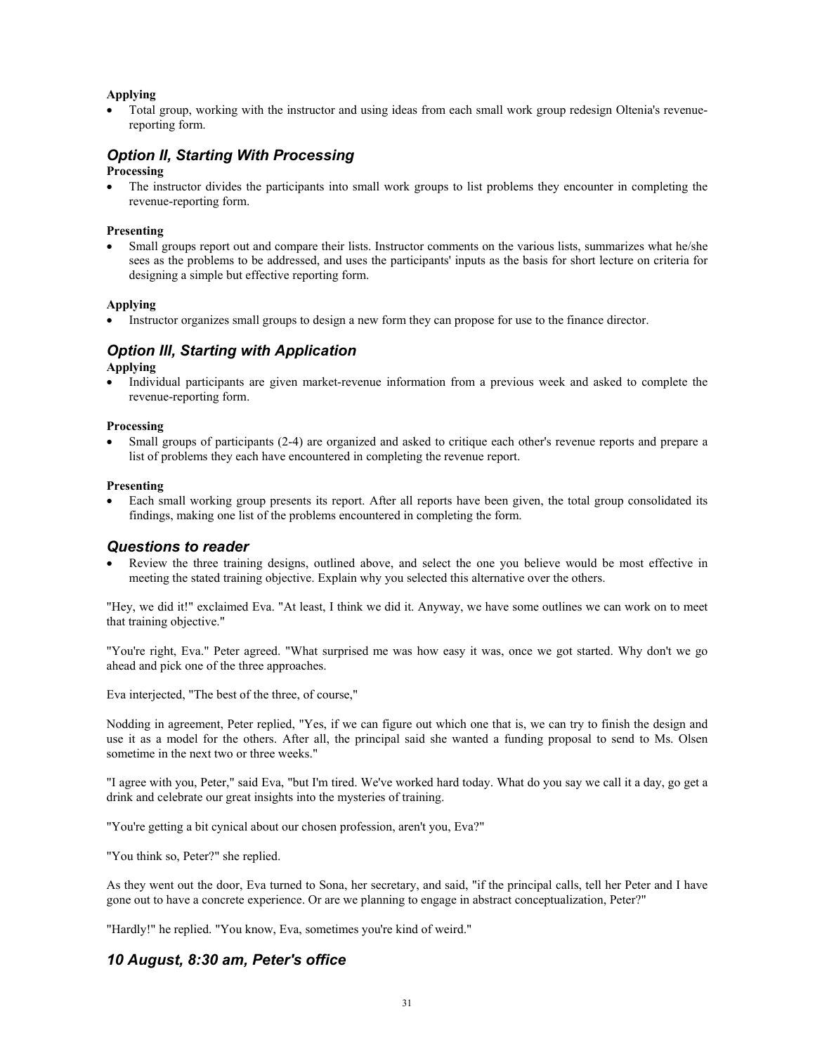**Applying**

- Total group, working with the instructor and using ideas from each small work group redesign Oltenia's revenue-reporting form.

## *Option II, Starting With Processing*

**Processing**

- The instructor divides the participants into small work groups to list problems they encounter in completing the revenue-reporting form.

**Presenting**

- Small groups report out and compare their lists. Instructor comments on the various lists, summarizes what he/she sees as the problems to be addressed, and uses the participants' inputs as the basis for short lecture on criteria for designing a simple but effective reporting form.

**Applying**

- Instructor organizes small groups to design a new form they can propose for use to the finance director.

## *Option III, Starting with Application*

**Applying**

- Individual participants are given market-revenue information from a previous week and asked to complete the revenue-reporting form.

**Processing**

- Small groups of participants (2-4) are organized and asked to critique each other's revenue reports and prepare a list of problems they each have encountered in completing the revenue report.

**Presenting**

- Each small working group presents its report. After all reports have been given, the total group consolidated its findings, making one list of the problems encountered in completing the form.

## *Questions to reader*

- Review the three training designs, outlined above, and select the one you believe would be most effective in meeting the stated training objective. Explain why you selected this alternative over the others.

"Hey, we did it!" exclaimed Eva. "At least, I think we did it. Anyway, we have some outlines we can work on to meet that training objective."

"You're right, Eva." Peter agreed. "What surprised me was how easy it was, once we got started. Why don't we go ahead and pick one of the three approaches.

Eva interjected, "The best of the three, of course,"

Nodding in agreement, Peter replied, "Yes, if we can figure out which one that is, we can try to finish the design and use it as a model for the others. After all, the principal said she wanted a funding proposal to send to Ms. Olsen sometime in the next two or three weeks."

"I agree with you, Peter," said Eva, "but I'm tired. We've worked hard today. What do you say we call it a day, go get a drink and celebrate our great insights into the mysteries of training.

"You're getting a bit cynical about our chosen profession, aren't you, Eva?"

"You think so, Peter?" she replied.

As they went out the door, Eva turned to Sona, her secretary, and said, "if the principal calls, tell her Peter and I have gone out to have a concrete experience. Or are we planning to engage in abstract conceptualization, Peter?"

"Hardly!" he replied. "You know, Eva, sometimes you're kind of weird."

## *10 August, 8:30 am, Peter's office*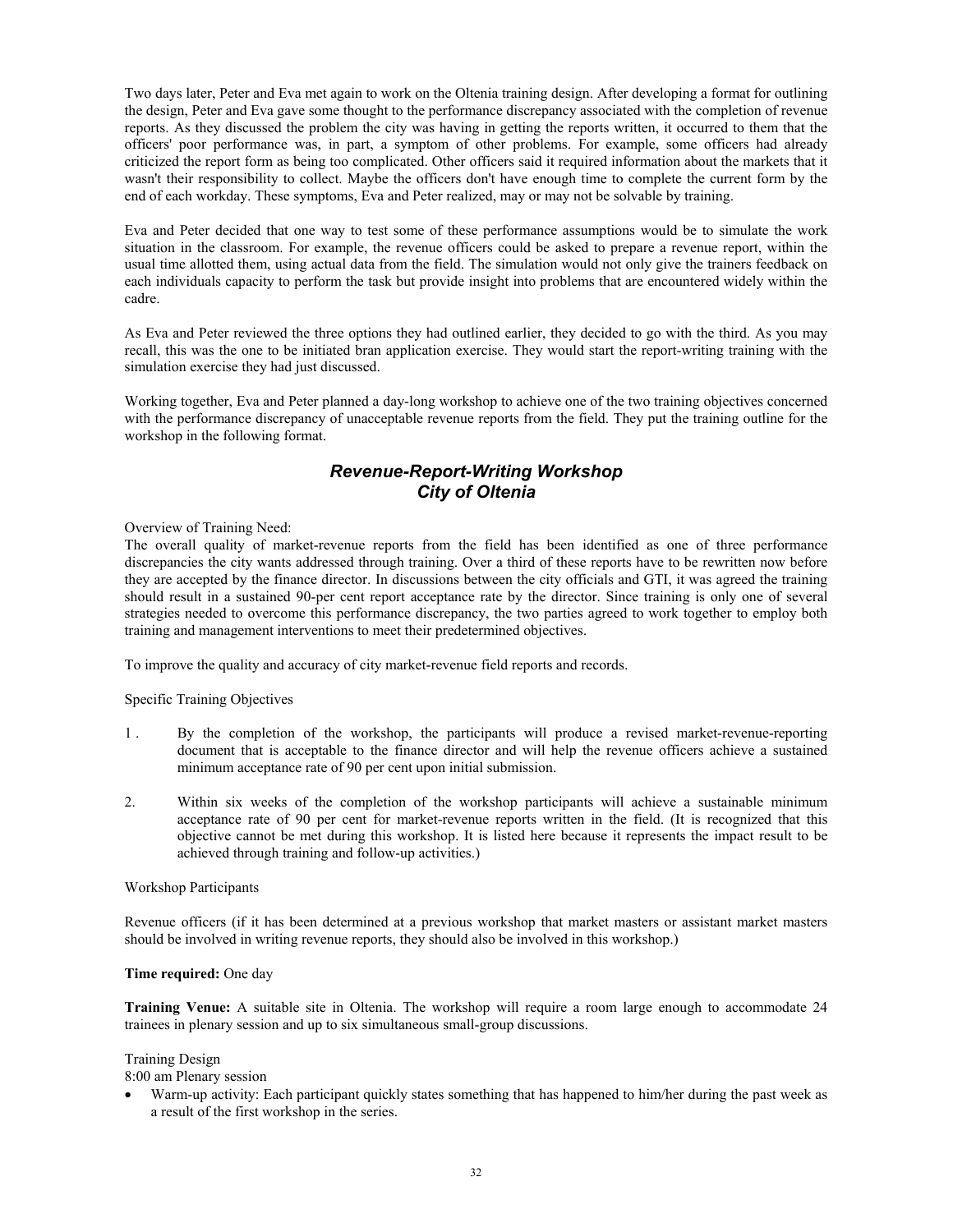Two days later, Peter and Eva met again to work on the Oltenia training design. After developing a format for outlining the design, Peter and Eva gave some thought to the performance discrepancy associated with the completion of revenue reports. As they discussed the problem the city was having in getting the reports written, it occurred to them that the officers' poor performance was, in part, a symptom of other problems. For example, some officers had already criticized the report form as being too complicated. Other officers said it required information about the markets that it wasn't their responsibility to collect. Maybe the officers don't have enough time to complete the current form by the end of each workday. These symptoms, Eva and Peter realized, may or may not be solvable by training.

Eva and Peter decided that one way to test some of these performance assumptions would be to simulate the work situation in the classroom. For example, the revenue officers could be asked to prepare a revenue report, within the usual time allotted them, using actual data from the field. The simulation would not only give the trainers feedback on each individuals capacity to perform the task but provide insight into problems that are encountered widely within the cadre.

As Eva and Peter reviewed the three options they had outlined earlier, they decided to go with the third. As you may recall, this was the one to be initiated bran application exercise. They would start the report-writing training with the simulation exercise they had just discussed.

Working together, Eva and Peter planned a day-long workshop to achieve one of the two training objectives concerned with the performance discrepancy of unacceptable revenue reports from the field. They put the training outline for the workshop in the following format.

## *Revenue-Report-Writing Workshop*
## *City of Oltenia*

Overview of Training Need:

The overall quality of market-revenue reports from the field has been identified as one of three performance discrepancies the city wants addressed through training. Over a third of these reports have to be rewritten now before they are accepted by the finance director. In discussions between the city officials and GTI, it was agreed the training should result in a sustained 90-per cent report acceptance rate by the director. Since training is only one of several strategies needed to overcome this performance discrepancy, the two parties agreed to work together to employ both training and management interventions to meet their predetermined objectives.

To improve the quality and accuracy of city market-revenue field reports and records.

Specific Training Objectives

1. By the completion of the workshop, the participants will produce a revised market-revenue-reporting document that is acceptable to the finance director and will help the revenue officers achieve a sustained minimum acceptance rate of 90 per cent upon initial submission.

2. Within six weeks of the completion of the workshop participants will achieve a sustainable minimum acceptance rate of 90 per cent for market-revenue reports written in the field. (It is recognized that this objective cannot be met during this workshop. It is listed here because it represents the impact result to be achieved through training and follow-up activities.)

Workshop Participants

Revenue officers (if it has been determined at a previous workshop that market masters or assistant market masters should be involved in writing revenue reports, they should also be involved in this workshop.)

**Time required:** One day

**Training Venue:** A suitable site in Oltenia. The workshop will require a room large enough to accommodate 24 trainees in plenary session and up to six simultaneous small-group discussions.

Training Design

8:00 am Plenary session

- Warm-up activity: Each participant quickly states something that has happened to him/her during the past week as a result of the first workshop in the series.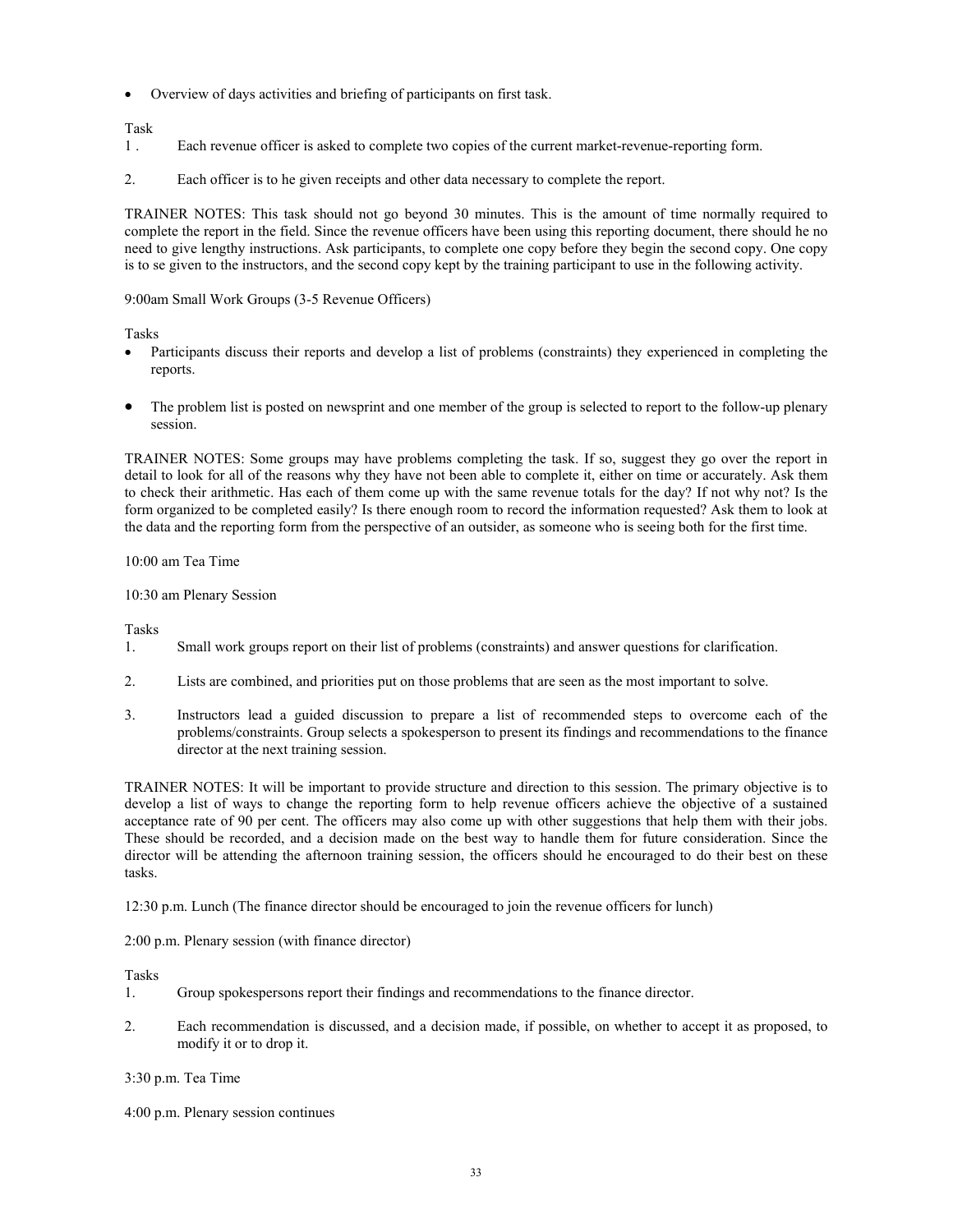- Overview of days activities and briefing of participants on first task.

Task

1. Each revenue officer is asked to complete two copies of the current market-revenue-reporting form.

2. Each officer is to he given receipts and other data necessary to complete the report.

TRAINER NOTES: This task should not go beyond 30 minutes. This is the amount of time normally required to complete the report in the field. Since the revenue officers have been using this reporting document, there should he no need to give lengthy instructions. Ask participants, to complete one copy before they begin the second copy. One copy is to se given to the instructors, and the second copy kept by the training participant to use in the following activity.

9:00am Small Work Groups (3-5 Revenue Officers)

Tasks

- Participants discuss their reports and develop a list of problems (constraints) they experienced in completing the reports.

- The problem list is posted on newsprint and one member of the group is selected to report to the follow-up plenary session.

TRAINER NOTES: Some groups may have problems completing the task. If so, suggest they go over the report in detail to look for all of the reasons why they have not been able to complete it, either on time or accurately. Ask them to check their arithmetic. Has each of them come up with the same revenue totals for the day? If not why not? Is the form organized to be completed easily? Is there enough room to record the information requested? Ask them to look at the data and the reporting form from the perspective of an outsider, as someone who is seeing both for the first time.

10:00 am Tea Time

10:30 am Plenary Session

Tasks

1. Small work groups report on their list of problems (constraints) and answer questions for clarification.

2. Lists are combined, and priorities put on those problems that are seen as the most important to solve.

3. Instructors lead a guided discussion to prepare a list of recommended steps to overcome each of the problems/constraints. Group selects a spokesperson to present its findings and recommendations to the finance director at the next training session.

TRAINER NOTES: It will be important to provide structure and direction to this session. The primary objective is to develop a list of ways to change the reporting form to help revenue officers achieve the objective of a sustained acceptance rate of 90 per cent. The officers may also come up with other suggestions that help them with their jobs. These should be recorded, and a decision made on the best way to handle them for future consideration. Since the director will be attending the afternoon training session, the officers should he encouraged to do their best on these tasks.

12:30 p.m. Lunch (The finance director should be encouraged to join the revenue officers for lunch)

2:00 p.m. Plenary session (with finance director)

Tasks

1. Group spokespersons report their findings and recommendations to the finance director.

2. Each recommendation is discussed, and a decision made, if possible, on whether to accept it as proposed, to modify it or to drop it.

3:30 p.m. Tea Time

4:00 p.m. Plenary session continues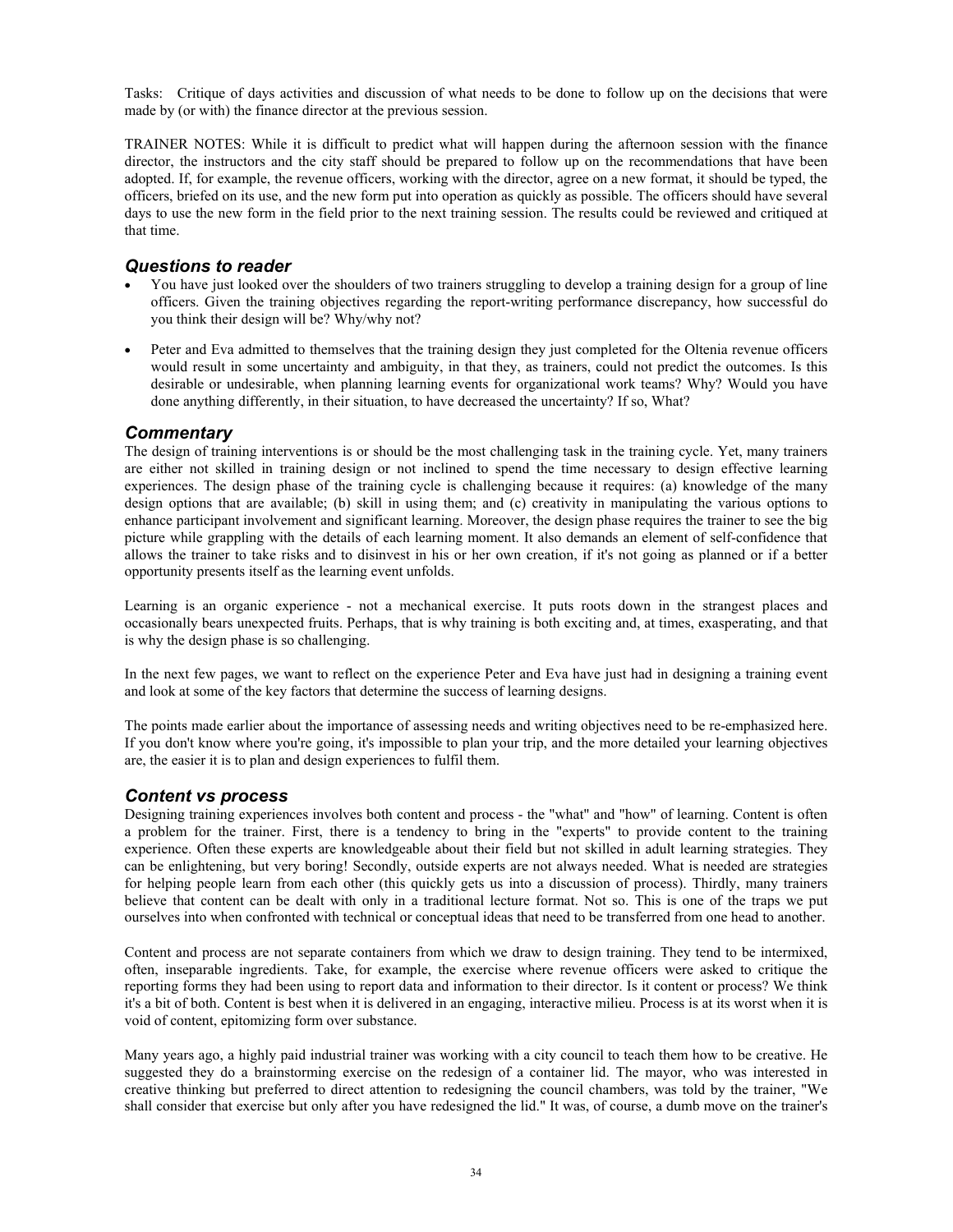Tasks: Critique of days activities and discussion of what needs to be done to follow up on the decisions that were made by (or with) the finance director at the previous session.

TRAINER NOTES: While it is difficult to predict what will happen during the afternoon session with the finance director, the instructors and the city staff should be prepared to follow up on the recommendations that have been adopted. If, for example, the revenue officers, working with the director, agree on a new format, it should be typed, the officers, briefed on its use, and the new form put into operation as quickly as possible. The officers should have several days to use the new form in the field prior to the next training session. The results could be reviewed and critiqued at that time.

### *Questions to reader*

- You have just looked over the shoulders of two trainers struggling to develop a training design for a group of line officers. Given the training objectives regarding the report-writing performance discrepancy, how successful do you think their design will be? Why/why not?

- Peter and Eva admitted to themselves that the training design they just completed for the Oltenia revenue officers would result in some uncertainty and ambiguity, in that they, as trainers, could not predict the outcomes. Is this desirable or undesirable, when planning learning events for organizational work teams? Why? Would you have done anything differently, in their situation, to have decreased the uncertainty? If so, What?

### *Commentary*

The design of training interventions is or should be the most challenging task in the training cycle. Yet, many trainers are either not skilled in training design or not inclined to spend the time necessary to design effective learning experiences. The design phase of the training cycle is challenging because it requires: (a) knowledge of the many design options that are available; (b) skill in using them; and (c) creativity in manipulating the various options to enhance participant involvement and significant learning. Moreover, the design phase requires the trainer to see the big picture while grappling with the details of each learning moment. It also demands an element of self-confidence that allows the trainer to take risks and to disinvest in his or her own creation, if it's not going as planned or if a better opportunity presents itself as the learning event unfolds.

Learning is an organic experience - not a mechanical exercise. It puts roots down in the strangest places and occasionally bears unexpected fruits. Perhaps, that is why training is both exciting and, at times, exasperating, and that is why the design phase is so challenging.

In the next few pages, we want to reflect on the experience Peter and Eva have just had in designing a training event and look at some of the key factors that determine the success of learning designs.

The points made earlier about the importance of assessing needs and writing objectives need to be re-emphasized here. If you don't know where you're going, it's impossible to plan your trip, and the more detailed your learning objectives are, the easier it is to plan and design experiences to fulfil them.

### *Content vs process*

Designing training experiences involves both content and process - the "what" and "how" of learning. Content is often a problem for the trainer. First, there is a tendency to bring in the "experts" to provide content to the training experience. Often these experts are knowledgeable about their field but not skilled in adult learning strategies. They can be enlightening, but very boring! Secondly, outside experts are not always needed. What is needed are strategies for helping people learn from each other (this quickly gets us into a discussion of process). Thirdly, many trainers believe that content can be dealt with only in a traditional lecture format. Not so. This is one of the traps we put ourselves into when confronted with technical or conceptual ideas that need to be transferred from one head to another.

Content and process are not separate containers from which we draw to design training. They tend to be intermixed, often, inseparable ingredients. Take, for example, the exercise where revenue officers were asked to critique the reporting forms they had been using to report data and information to their director. Is it content or process? We think it's a bit of both. Content is best when it is delivered in an engaging, interactive milieu. Process is at its worst when it is void of content, epitomizing form over substance.

Many years ago, a highly paid industrial trainer was working with a city council to teach them how to be creative. He suggested they do a brainstorming exercise on the redesign of a container lid. The mayor, who was interested in creative thinking but preferred to direct attention to redesigning the council chambers, was told by the trainer, "We shall consider that exercise but only after you have redesigned the lid." It was, of course, a dumb move on the trainer's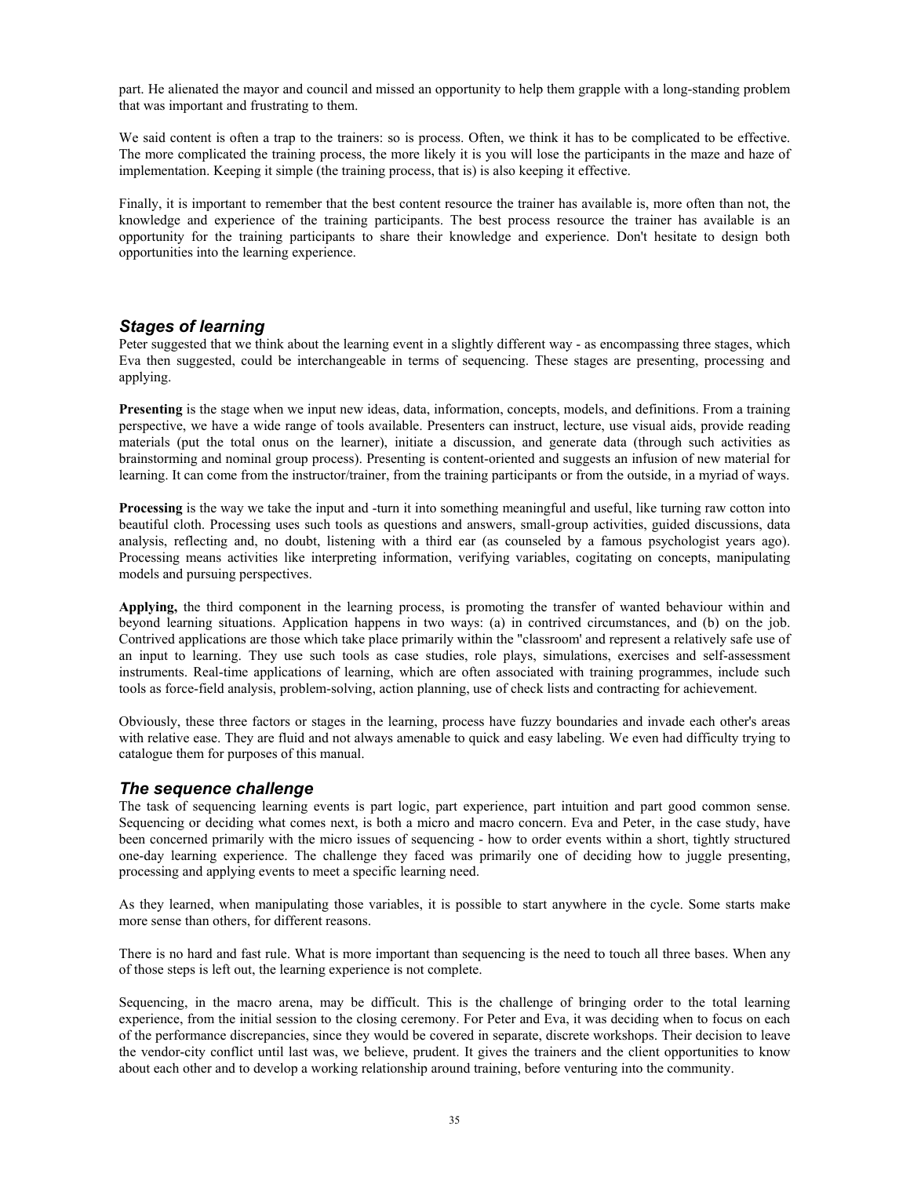part. He alienated the mayor and council and missed an opportunity to help them grapple with a long-standing problem that was important and frustrating to them.

We said content is often a trap to the trainers: so is process. Often, we think it has to be complicated to be effective. The more complicated the training process, the more likely it is you will lose the participants in the maze and haze of implementation. Keeping it simple (the training process, that is) is also keeping it effective.

Finally, it is important to remember that the best content resource the trainer has available is, more often than not, the knowledge and experience of the training participants. The best process resource the trainer has available is an opportunity for the training participants to share their knowledge and experience. Don't hesitate to design both opportunities into the learning experience.

## *Stages of learning*

Peter suggested that we think about the learning event in a slightly different way - as encompassing three stages, which Eva then suggested, could be interchangeable in terms of sequencing. These stages are presenting, processing and applying.

**Presenting** is the stage when we input new ideas, data, information, concepts, models, and definitions. From a training perspective, we have a wide range of tools available. Presenters can instruct, lecture, use visual aids, provide reading materials (put the total onus on the learner), initiate a discussion, and generate data (through such activities as brainstorming and nominal group process). Presenting is content-oriented and suggests an infusion of new material for learning. It can come from the instructor/trainer, from the training participants or from the outside, in a myriad of ways.

**Processing** is the way we take the input and -turn it into something meaningful and useful, like turning raw cotton into beautiful cloth. Processing uses such tools as questions and answers, small-group activities, guided discussions, data analysis, reflecting and, no doubt, listening with a third ear (as counseled by a famous psychologist years ago). Processing means activities like interpreting information, verifying variables, cogitating on concepts, manipulating models and pursuing perspectives.

**Applying,** the third component in the learning process, is promoting the transfer of wanted behaviour within and beyond learning situations. Application happens in two ways: (a) in contrived circumstances, and (b) on the job. Contrived applications are those which take place primarily within the "classroom' and represent a relatively safe use of an input to learning. They use such tools as case studies, role plays, simulations, exercises and self-assessment instruments. Real-time applications of learning, which are often associated with training programmes, include such tools as force-field analysis, problem-solving, action planning, use of check lists and contracting for achievement.

Obviously, these three factors or stages in the learning, process have fuzzy boundaries and invade each other's areas with relative ease. They are fluid and not always amenable to quick and easy labeling. We even had difficulty trying to catalogue them for purposes of this manual.

## *The sequence challenge*

The task of sequencing learning events is part logic, part experience, part intuition and part good common sense. Sequencing or deciding what comes next, is both a micro and macro concern. Eva and Peter, in the case study, have been concerned primarily with the micro issues of sequencing - how to order events within a short, tightly structured one-day learning experience. The challenge they faced was primarily one of deciding how to juggle presenting, processing and applying events to meet a specific learning need.

As they learned, when manipulating those variables, it is possible to start anywhere in the cycle. Some starts make more sense than others, for different reasons.

There is no hard and fast rule. What is more important than sequencing is the need to touch all three bases. When any of those steps is left out, the learning experience is not complete.

Sequencing, in the macro arena, may be difficult. This is the challenge of bringing order to the total learning experience, from the initial session to the closing ceremony. For Peter and Eva, it was deciding when to focus on each of the performance discrepancies, since they would be covered in separate, discrete workshops. Their decision to leave the vendor-city conflict until last was, we believe, prudent. It gives the trainers and the client opportunities to know about each other and to develop a working relationship around training, before venturing into the community.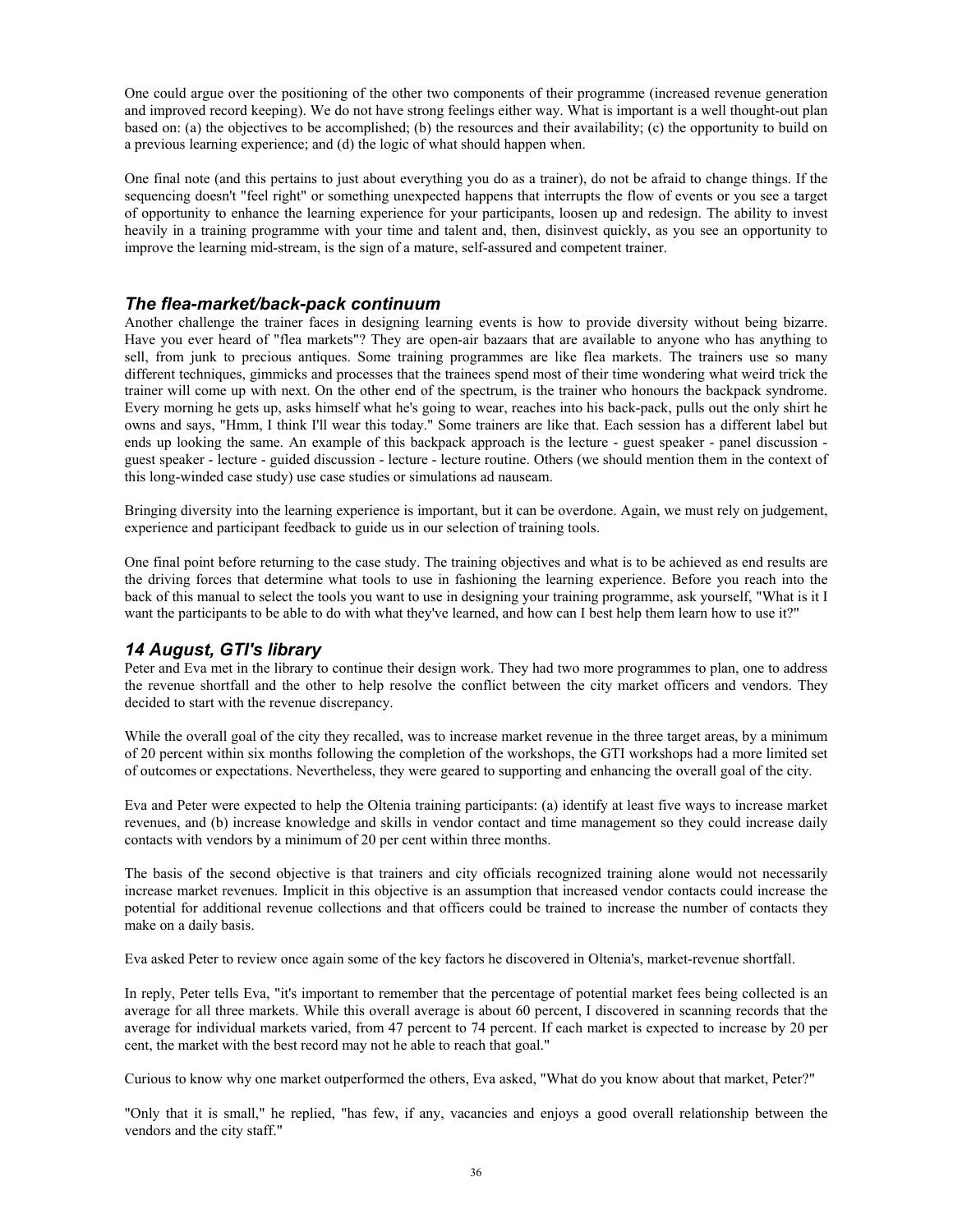One could argue over the positioning of the other two components of their programme (increased revenue generation and improved record keeping). We do not have strong feelings either way. What is important is a well thought-out plan based on: (a) the objectives to be accomplished; (b) the resources and their availability; (c) the opportunity to build on a previous learning experience; and (d) the logic of what should happen when.

One final note (and this pertains to just about everything you do as a trainer), do not be afraid to change things. If the sequencing doesn't "feel right" or something unexpected happens that interrupts the flow of events or you see a target of opportunity to enhance the learning experience for your participants, loosen up and redesign. The ability to invest heavily in a training programme with your time and talent and, then, disinvest quickly, as you see an opportunity to improve the learning mid-stream, is the sign of a mature, self-assured and competent trainer.

## *The flea-market/back-pack continuum*

Another challenge the trainer faces in designing learning events is how to provide diversity without being bizarre. Have you ever heard of "flea markets"? They are open-air bazaars that are available to anyone who has anything to sell, from junk to precious antiques. Some training programmes are like flea markets. The trainers use so many different techniques, gimmicks and processes that the trainees spend most of their time wondering what weird trick the trainer will come up with next. On the other end of the spectrum, is the trainer who honours the backpack syndrome. Every morning he gets up, asks himself what he's going to wear, reaches into his back-pack, pulls out the only shirt he owns and says, "Hmm, I think I'll wear this today." Some trainers are like that. Each session has a different label but ends up looking the same. An example of this backpack approach is the lecture - guest speaker - panel discussion - guest speaker - lecture - guided discussion - lecture - lecture routine. Others (we should mention them in the context of this long-winded case study) use case studies or simulations ad nauseam.

Bringing diversity into the learning experience is important, but it can be overdone. Again, we must rely on judgement, experience and participant feedback to guide us in our selection of training tools.

One final point before returning to the case study. The training objectives and what is to be achieved as end results are the driving forces that determine what tools to use in fashioning the learning experience. Before you reach into the back of this manual to select the tools you want to use in designing your training programme, ask yourself, "What is it I want the participants to be able to do with what they've learned, and how can I best help them learn how to use it?"

## *14 August, GTI's library*

Peter and Eva met in the library to continue their design work. They had two more programmes to plan, one to address the revenue shortfall and the other to help resolve the conflict between the city market officers and vendors. They decided to start with the revenue discrepancy.

While the overall goal of the city they recalled, was to increase market revenue in the three target areas, by a minimum of 20 percent within six months following the completion of the workshops, the GTI workshops had a more limited set of outcomes or expectations. Nevertheless, they were geared to supporting and enhancing the overall goal of the city.

Eva and Peter were expected to help the Oltenia training participants: (a) identify at least five ways to increase market revenues, and (b) increase knowledge and skills in vendor contact and time management so they could increase daily contacts with vendors by a minimum of 20 per cent within three months.

The basis of the second objective is that trainers and city officials recognized training alone would not necessarily increase market revenues. Implicit in this objective is an assumption that increased vendor contacts could increase the potential for additional revenue collections and that officers could be trained to increase the number of contacts they make on a daily basis.

Eva asked Peter to review once again some of the key factors he discovered in Oltenia's, market-revenue shortfall.

In reply, Peter tells Eva, "it's important to remember that the percentage of potential market fees being collected is an average for all three markets. While this overall average is about 60 percent, I discovered in scanning records that the average for individual markets varied, from 47 percent to 74 percent. If each market is expected to increase by 20 per cent, the market with the best record may not he able to reach that goal."

Curious to know why one market outperformed the others, Eva asked, "What do you know about that market, Peter?"

"Only that it is small," he replied, "has few, if any, vacancies and enjoys a good overall relationship between the vendors and the city staff."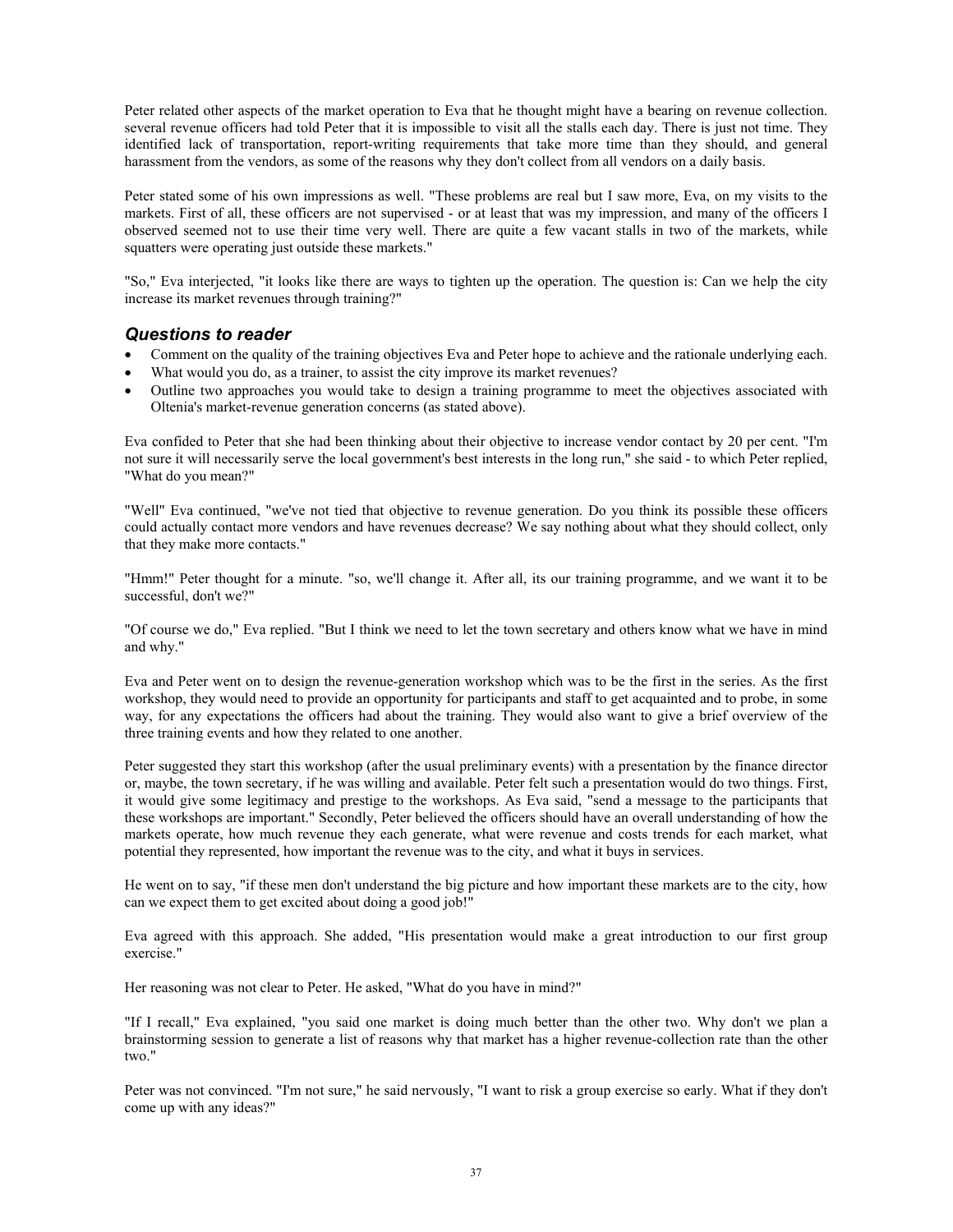Peter related other aspects of the market operation to Eva that he thought might have a bearing on revenue collection. several revenue officers had told Peter that it is impossible to visit all the stalls each day. There is just not time. They identified lack of transportation, report-writing requirements that take more time than they should, and general harassment from the vendors, as some of the reasons why they don't collect from all vendors on a daily basis.

Peter stated some of his own impressions as well. "These problems are real but I saw more, Eva, on my visits to the markets. First of all, these officers are not supervised - or at least that was my impression, and many of the officers I observed seemed not to use their time very well. There are quite a few vacant stalls in two of the markets, while squatters were operating just outside these markets."

"So," Eva interjected, "it looks like there are ways to tighten up the operation. The question is: Can we help the city increase its market revenues through training?"

### *Questions to reader*

- Comment on the quality of the training objectives Eva and Peter hope to achieve and the rationale underlying each.
- What would you do, as a trainer, to assist the city improve its market revenues?
- Outline two approaches you would take to design a training programme to meet the objectives associated with Oltenia's market-revenue generation concerns (as stated above).

Eva confided to Peter that she had been thinking about their objective to increase vendor contact by 20 per cent. "I'm not sure it will necessarily serve the local government's best interests in the long run," she said - to which Peter replied, "What do you mean?"

"Well" Eva continued, "we've not tied that objective to revenue generation. Do you think its possible these officers could actually contact more vendors and have revenues decrease? We say nothing about what they should collect, only that they make more contacts."

"Hmm!" Peter thought for a minute. "so, we'll change it. After all, its our training programme, and we want it to be successful, don't we?"

"Of course we do," Eva replied. "But I think we need to let the town secretary and others know what we have in mind and why."

Eva and Peter went on to design the revenue-generation workshop which was to be the first in the series. As the first workshop, they would need to provide an opportunity for participants and staff to get acquainted and to probe, in some way, for any expectations the officers had about the training. They would also want to give a brief overview of the three training events and how they related to one another.

Peter suggested they start this workshop (after the usual preliminary events) with a presentation by the finance director or, maybe, the town secretary, if he was willing and available. Peter felt such a presentation would do two things. First, it would give some legitimacy and prestige to the workshops. As Eva said, "send a message to the participants that these workshops are important." Secondly, Peter believed the officers should have an overall understanding of how the markets operate, how much revenue they each generate, what were revenue and costs trends for each market, what potential they represented, how important the revenue was to the city, and what it buys in services.

He went on to say, "if these men don't understand the big picture and how important these markets are to the city, how can we expect them to get excited about doing a good job!"

Eva agreed with this approach. She added, "His presentation would make a great introduction to our first group exercise."

Her reasoning was not clear to Peter. He asked, "What do you have in mind?"

"If I recall," Eva explained, "you said one market is doing much better than the other two. Why don't we plan a brainstorming session to generate a list of reasons why that market has a higher revenue-collection rate than the other two."

Peter was not convinced. "I'm not sure," he said nervously, "I want to risk a group exercise so early. What if they don't come up with any ideas?"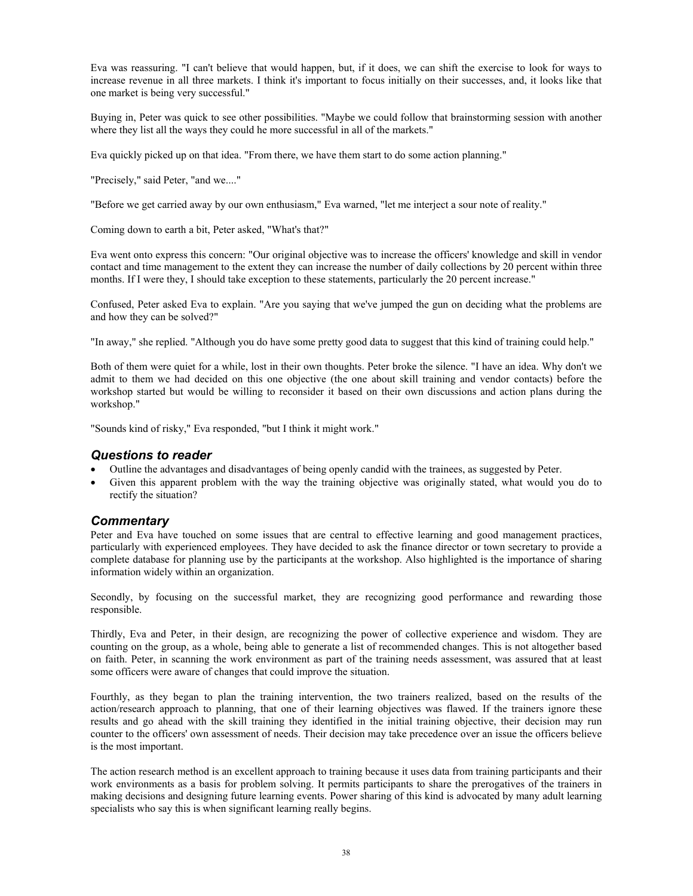Eva was reassuring. "I can't believe that would happen, but, if it does, we can shift the exercise to look for ways to increase revenue in all three markets. I think it's important to focus initially on their successes, and, it looks like that one market is being very successful."

Buying in, Peter was quick to see other possibilities. "Maybe we could follow that brainstorming session with another where they list all the ways they could he more successful in all of the markets."

Eva quickly picked up on that idea. "From there, we have them start to do some action planning."

"Precisely," said Peter, "and we...."

"Before we get carried away by our own enthusiasm," Eva warned, "let me interject a sour note of reality."

Coming down to earth a bit, Peter asked, "What's that?"

Eva went onto express this concern: "Our original objective was to increase the officers' knowledge and skill in vendor contact and time management to the extent they can increase the number of daily collections by 20 percent within three months. If I were they, I should take exception to these statements, particularly the 20 percent increase."

Confused, Peter asked Eva to explain. "Are you saying that we've jumped the gun on deciding what the problems are and how they can be solved?"

"In away," she replied. "Although you do have some pretty good data to suggest that this kind of training could help."

Both of them were quiet for a while, lost in their own thoughts. Peter broke the silence. "I have an idea. Why don't we admit to them we had decided on this one objective (the one about skill training and vendor contacts) before the workshop started but would be willing to reconsider it based on their own discussions and action plans during the workshop."

"Sounds kind of risky," Eva responded, "but I think it might work."

### *Questions to reader*

- Outline the advantages and disadvantages of being openly candid with the trainees, as suggested by Peter.
- Given this apparent problem with the way the training objective was originally stated, what would you do to rectify the situation?

### *Commentary*

Peter and Eva have touched on some issues that are central to effective learning and good management practices, particularly with experienced employees. They have decided to ask the finance director or town secretary to provide a complete database for planning use by the participants at the workshop. Also highlighted is the importance of sharing information widely within an organization.

Secondly, by focusing on the successful market, they are recognizing good performance and rewarding those responsible.

Thirdly, Eva and Peter, in their design, are recognizing the power of collective experience and wisdom. They are counting on the group, as a whole, being able to generate a list of recommended changes. This is not altogether based on faith. Peter, in scanning the work environment as part of the training needs assessment, was assured that at least some officers were aware of changes that could improve the situation.

Fourthly, as they began to plan the training intervention, the two trainers realized, based on the results of the action/research approach to planning, that one of their learning objectives was flawed. If the trainers ignore these results and go ahead with the skill training they identified in the initial training objective, their decision may run counter to the officers' own assessment of needs. Their decision may take precedence over an issue the officers believe is the most important.

The action research method is an excellent approach to training because it uses data from training participants and their work environments as a basis for problem solving. It permits participants to share the prerogatives of the trainers in making decisions and designing future learning events. Power sharing of this kind is advocated by many adult learning specialists who say this is when significant learning really begins.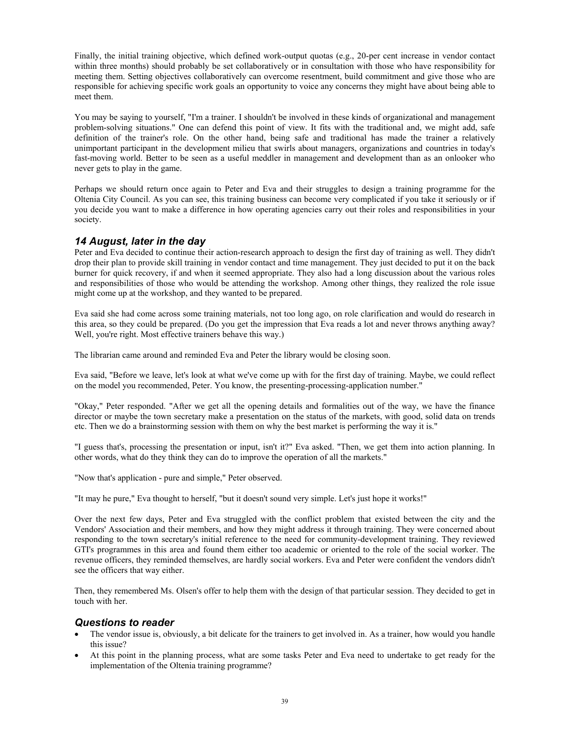Finally, the initial training objective, which defined work-output quotas (e.g., 20-per cent increase in vendor contact within three months) should probably be set collaboratively or in consultation with those who have responsibility for meeting them. Setting objectives collaboratively can overcome resentment, build commitment and give those who are responsible for achieving specific work goals an opportunity to voice any concerns they might have about being able to meet them.

You may be saying to yourself, "I'm a trainer. I shouldn't be involved in these kinds of organizational and management problem-solving situations." One can defend this point of view. It fits with the traditional and, we might add, safe definition of the trainer's role. On the other hand, being safe and traditional has made the trainer a relatively unimportant participant in the development milieu that swirls about managers, organizations and countries in today's fast-moving world. Better to be seen as a useful meddler in management and development than as an onlooker who never gets to play in the game.

Perhaps we should return once again to Peter and Eva and their struggles to design a training programme for the Oltenia City Council. As you can see, this training business can become very complicated if you take it seriously or if you decide you want to make a difference in how operating agencies carry out their roles and responsibilities in your society.

### *14 August, later in the day*

Peter and Eva decided to continue their action-research approach to design the first day of training as well. They didn't drop their plan to provide skill training in vendor contact and time management. They just decided to put it on the back burner for quick recovery, if and when it seemed appropriate. They also had a long discussion about the various roles and responsibilities of those who would be attending the workshop. Among other things, they realized the role issue might come up at the workshop, and they wanted to be prepared.

Eva said she had come across some training materials, not too long ago, on role clarification and would do research in this area, so they could be prepared. (Do you get the impression that Eva reads a lot and never throws anything away? Well, you're right. Most effective trainers behave this way.)

The librarian came around and reminded Eva and Peter the library would be closing soon.

Eva said, "Before we leave, let's look at what we've come up with for the first day of training. Maybe, we could reflect on the model you recommended, Peter. You know, the presenting-processing-application number."

"Okay," Peter responded. "After we get all the opening details and formalities out of the way, we have the finance director or maybe the town secretary make a presentation on the status of the markets, with good, solid data on trends etc. Then we do a brainstorming session with them on why the best market is performing the way it is."

"I guess that's, processing the presentation or input, isn't it?" Eva asked. "Then, we get them into action planning. In other words, what do they think they can do to improve the operation of all the markets."

"Now that's application - pure and simple," Peter observed.

"It may he pure," Eva thought to herself, "but it doesn't sound very simple. Let's just hope it works!"

Over the next few days, Peter and Eva struggled with the conflict problem that existed between the city and the Vendors' Association and their members, and how they might address it through training. They were concerned about responding to the town secretary's initial reference to the need for community-development training. They reviewed GTI's programmes in this area and found them either too academic or oriented to the role of the social worker. The revenue officers, they reminded themselves, are hardly social workers. Eva and Peter were confident the vendors didn't see the officers that way either.

Then, they remembered Ms. Olsen's offer to help them with the design of that particular session. They decided to get in touch with her.

### *Questions to reader*

- The vendor issue is, obviously, a bit delicate for the trainers to get involved in. As a trainer, how would you handle this issue?
- At this point in the planning process, what are some tasks Peter and Eva need to undertake to get ready for the implementation of the Oltenia training programme?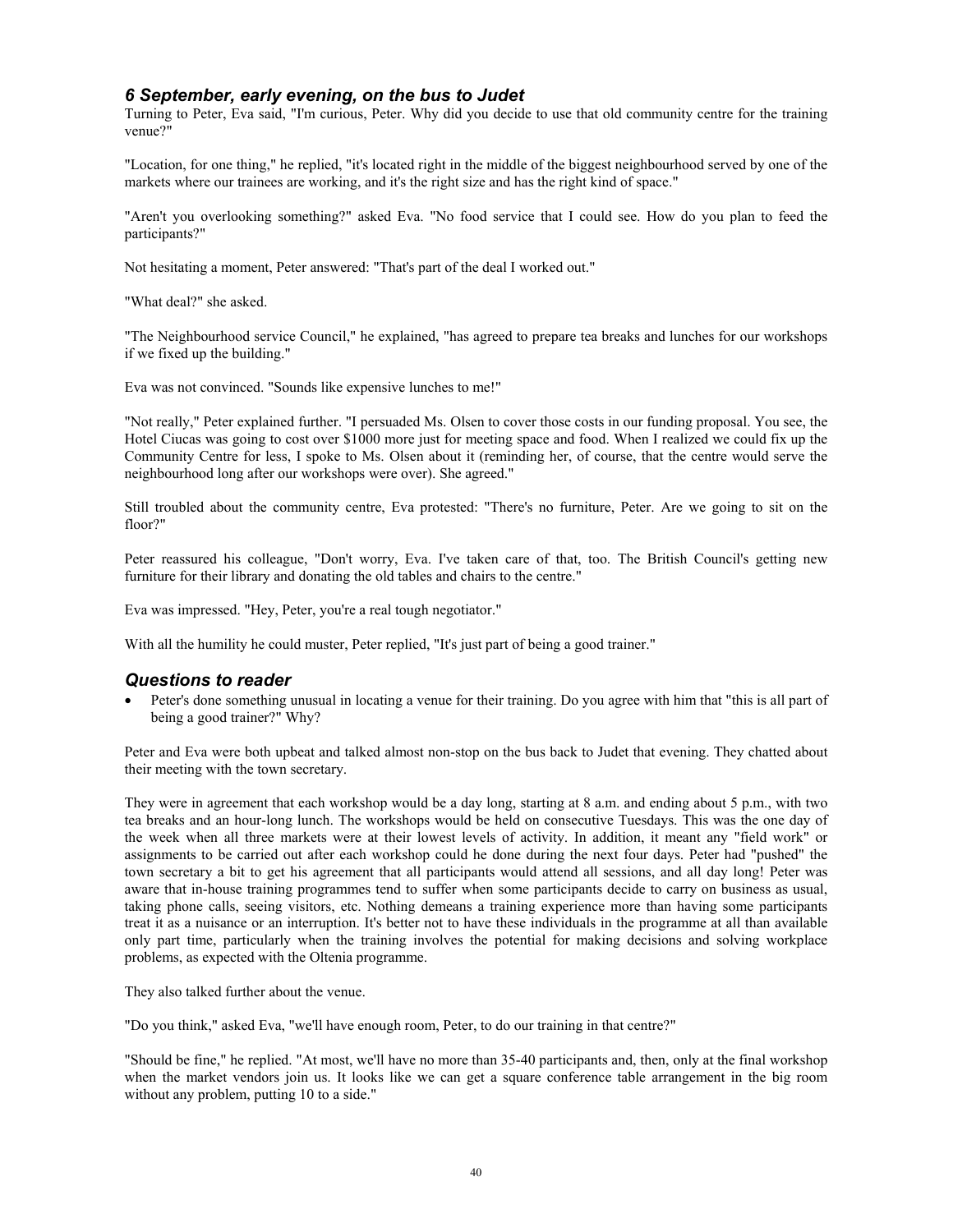### *6 September, early evening, on the bus to Judet*

Turning to Peter, Eva said, "I'm curious, Peter. Why did you decide to use that old community centre for the training venue?"

"Location, for one thing," he replied, "it's located right in the middle of the biggest neighbourhood served by one of the markets where our trainees are working, and it's the right size and has the right kind of space."

"Aren't you overlooking something?" asked Eva. "No food service that I could see. How do you plan to feed the participants?"

Not hesitating a moment, Peter answered: "That's part of the deal I worked out."

"What deal?" she asked.

"The Neighbourhood service Council," he explained, "has agreed to prepare tea breaks and lunches for our workshops if we fixed up the building."

Eva was not convinced. "Sounds like expensive lunches to me!"

"Not really," Peter explained further. "I persuaded Ms. Olsen to cover those costs in our funding proposal. You see, the Hotel Ciucas was going to cost over $1000 more just for meeting space and food. When I realized we could fix up the Community Centre for less, I spoke to Ms. Olsen about it (reminding her, of course, that the centre would serve the neighbourhood long after our workshops were over). She agreed."

Still troubled about the community centre, Eva protested: "There's no furniture, Peter. Are we going to sit on the floor?"

Peter reassured his colleague, "Don't worry, Eva. I've taken care of that, too. The British Council's getting new furniture for their library and donating the old tables and chairs to the centre."

Eva was impressed. "Hey, Peter, you're a real tough negotiator."

With all the humility he could muster, Peter replied, "It's just part of being a good trainer."

### *Questions to reader*

- Peter's done something unusual in locating a venue for their training. Do you agree with him that "this is all part of being a good trainer?" Why?

Peter and Eva were both upbeat and talked almost non-stop on the bus back to Judet that evening. They chatted about their meeting with the town secretary.

They were in agreement that each workshop would be a day long, starting at 8 a.m. and ending about 5 p.m., with two tea breaks and an hour-long lunch. The workshops would be held on consecutive Tuesdays. This was the one day of the week when all three markets were at their lowest levels of activity. In addition, it meant any "field work" or assignments to be carried out after each workshop could he done during the next four days. Peter had "pushed" the town secretary a bit to get his agreement that all participants would attend all sessions, and all day long! Peter was aware that in-house training programmes tend to suffer when some participants decide to carry on business as usual, taking phone calls, seeing visitors, etc. Nothing demeans a training experience more than having some participants treat it as a nuisance or an interruption. It's better not to have these individuals in the programme at all than available only part time, particularly when the training involves the potential for making decisions and solving workplace problems, as expected with the Oltenia programme.

They also talked further about the venue.

"Do you think," asked Eva, "we'll have enough room, Peter, to do our training in that centre?"

"Should be fine," he replied. "At most, we'll have no more than 35-40 participants and, then, only at the final workshop when the market vendors join us. It looks like we can get a square conference table arrangement in the big room without any problem, putting 10 to a side."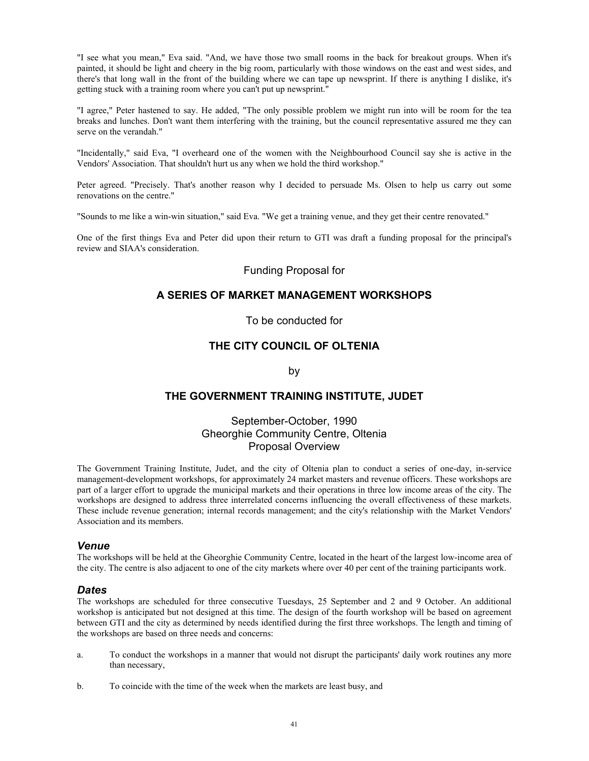"I see what you mean," Eva said. "And, we have those two small rooms in the back for breakout groups. When it's painted, it should be light and cheery in the big room, particularly with those windows on the east and west sides, and there's that long wall in the front of the building where we can tape up newsprint. If there is anything I dislike, it's getting stuck with a training room where you can't put up newsprint."

"I agree," Peter hastened to say. He added, "The only possible problem we might run into will be room for the tea breaks and lunches. Don't want them interfering with the training, but the council representative assured me they can serve on the verandah."

"Incidentally," said Eva, "I overheard one of the women with the Neighbourhood Council say she is active in the Vendors' Association. That shouldn't hurt us any when we hold the third workshop."

Peter agreed. "Precisely. That's another reason why I decided to persuade Ms. Olsen to help us carry out some renovations on the centre."

"Sounds to me like a win-win situation," said Eva. "We get a training venue, and they get their centre renovated."

One of the first things Eva and Peter did upon their return to GTI was draft a funding proposal for the principal's review and SIAA's consideration.

Funding Proposal for

**A SERIES OF MARKET MANAGEMENT WORKSHOPS**

To be conducted for

**THE CITY COUNCIL OF OLTENIA**

by

**THE GOVERNMENT TRAINING INSTITUTE, JUDET**

September-October, 1990
Gheorghie Community Centre, Oltenia
Proposal Overview

The Government Training Institute, Judet, and the city of Oltenia plan to conduct a series of one-day, in-service management-development workshops, for approximately 24 market masters and revenue officers. These workshops are part of a larger effort to upgrade the municipal markets and their operations in three low income areas of the city. The workshops are designed to address three interrelated concerns influencing the overall effectiveness of these markets. These include revenue generation; internal records management; and the city's relationship with the Market Vendors' Association and its members.

### *Venue*

The workshops will be held at the Gheorghie Community Centre, located in the heart of the largest low-income area of the city. The centre is also adjacent to one of the city markets where over 40 per cent of the training participants work.

### *Dates*

The workshops are scheduled for three consecutive Tuesdays, 25 September and 2 and 9 October. An additional workshop is anticipated but not designed at this time. The design of the fourth workshop will be based on agreement between GTI and the city as determined by needs identified during the first three workshops. The length and timing of the workshops are based on three needs and concerns:

a. To conduct the workshops in a manner that would not disrupt the participants' daily work routines any more than necessary,

b. To coincide with the time of the week when the markets are least busy, and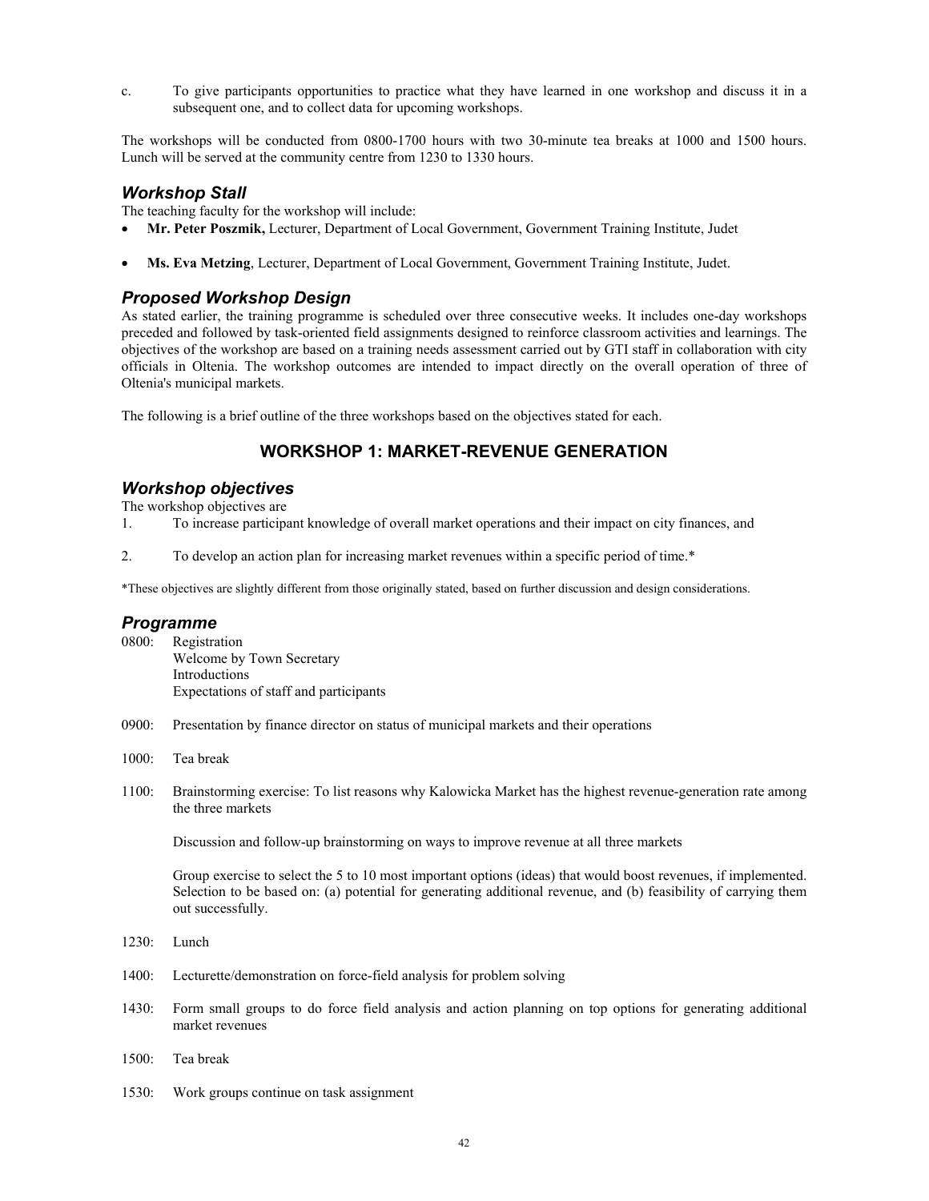c. To give participants opportunities to practice what they have learned in one workshop and discuss it in a subsequent one, and to collect data for upcoming workshops.

The workshops will be conducted from 0800-1700 hours with two 30-minute tea breaks at 1000 and 1500 hours. Lunch will be served at the community centre from 1230 to 1330 hours.

### *Workshop Stall*

The teaching faculty for the workshop will include:

- **Mr. Peter Poszmik,** Lecturer, Department of Local Government, Government Training Institute, Judet

- **Ms. Eva Metzing**, Lecturer, Department of Local Government, Government Training Institute, Judet.

### *Proposed Workshop Design*

As stated earlier, the training programme is scheduled over three consecutive weeks. It includes one-day workshops preceded and followed by task-oriented field assignments designed to reinforce classroom activities and learnings. The objectives of the workshop are based on a training needs assessment carried out by GTI staff in collaboration with city officials in Oltenia. The workshop outcomes are intended to impact directly on the overall operation of three of Oltenia's municipal markets.

The following is a brief outline of the three workshops based on the objectives stated for each.

## WORKSHOP 1: MARKET-REVENUE GENERATION

### *Workshop objectives*

The workshop objectives are

1. To increase participant knowledge of overall market operations and their impact on city finances, and

2. To develop an action plan for increasing market revenues within a specific period of time.*

*These objectives are slightly different from those originally stated, based on further discussion and design considerations.

### *Programme*

0800: Registration
Welcome by Town Secretary
Introductions
Expectations of staff and participants

0900: Presentation by finance director on status of municipal markets and their operations

1000: Tea break

1100: Brainstorming exercise: To list reasons why Kalowicka Market has the highest revenue-generation rate among the three markets

Discussion and follow-up brainstorming on ways to improve revenue at all three markets

Group exercise to select the 5 to 10 most important options (ideas) that would boost revenues, if implemented. Selection to be based on: (a) potential for generating additional revenue, and (b) feasibility of carrying them out successfully.

1230: Lunch

1400: Lecturette/demonstration on force-field analysis for problem solving

1430: Form small groups to do force field analysis and action planning on top options for generating additional market revenues

1500: Tea break

1530: Work groups continue on task assignment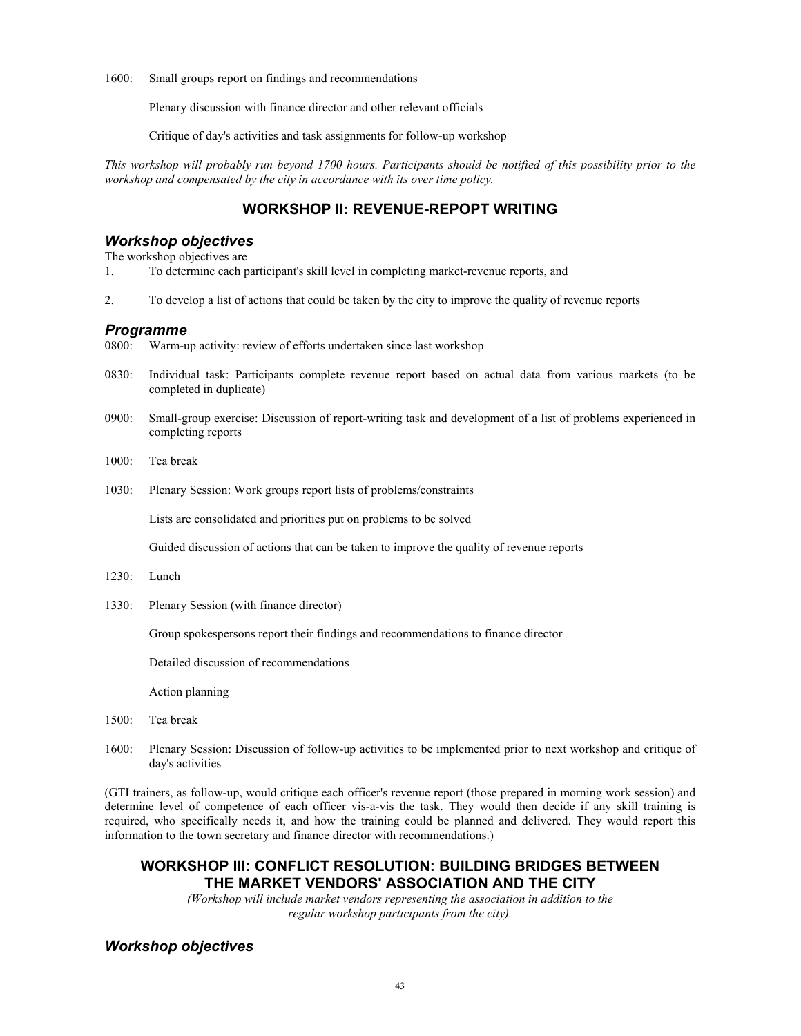1600: Small groups report on findings and recommendations

Plenary discussion with finance director and other relevant officials

Critique of day's activities and task assignments for follow-up workshop

*This workshop will probably run beyond 1700 hours. Participants should be notified of this possibility prior to the workshop and compensated by the city in accordance with its over time policy.*

## WORKSHOP II: REVENUE-REPOPT WRITING

### *Workshop objectives*

The workshop objectives are

1. To determine each participant's skill level in completing market-revenue reports, and

2. To develop a list of actions that could be taken by the city to improve the quality of revenue reports

### *Programme*

0800: Warm-up activity: review of efforts undertaken since last workshop

0830: Individual task: Participants complete revenue report based on actual data from various markets (to be completed in duplicate)

0900: Small-group exercise: Discussion of report-writing task and development of a list of problems experienced in completing reports

1000: Tea break

1030: Plenary Session: Work groups report lists of problems/constraints

Lists are consolidated and priorities put on problems to be solved

Guided discussion of actions that can be taken to improve the quality of revenue reports

1230: Lunch

1330: Plenary Session (with finance director)

Group spokespersons report their findings and recommendations to finance director

Detailed discussion of recommendations

Action planning

1500: Tea break

1600: Plenary Session: Discussion of follow-up activities to be implemented prior to next workshop and critique of day's activities

(GTI trainers, as follow-up, would critique each officer's revenue report (those prepared in morning work session) and determine level of competence of each officer vis-a-vis the task. They would then decide if any skill training is required, who specifically needs it, and how the training could be planned and delivered. They would report this information to the town secretary and finance director with recommendations.)

## WORKSHOP III: CONFLICT RESOLUTION: BUILDING BRIDGES BETWEEN THE MARKET VENDORS' ASSOCIATION AND THE CITY

*(Workshop will include market vendors representing the association in addition to the regular workshop participants from the city).*

### *Workshop objectives*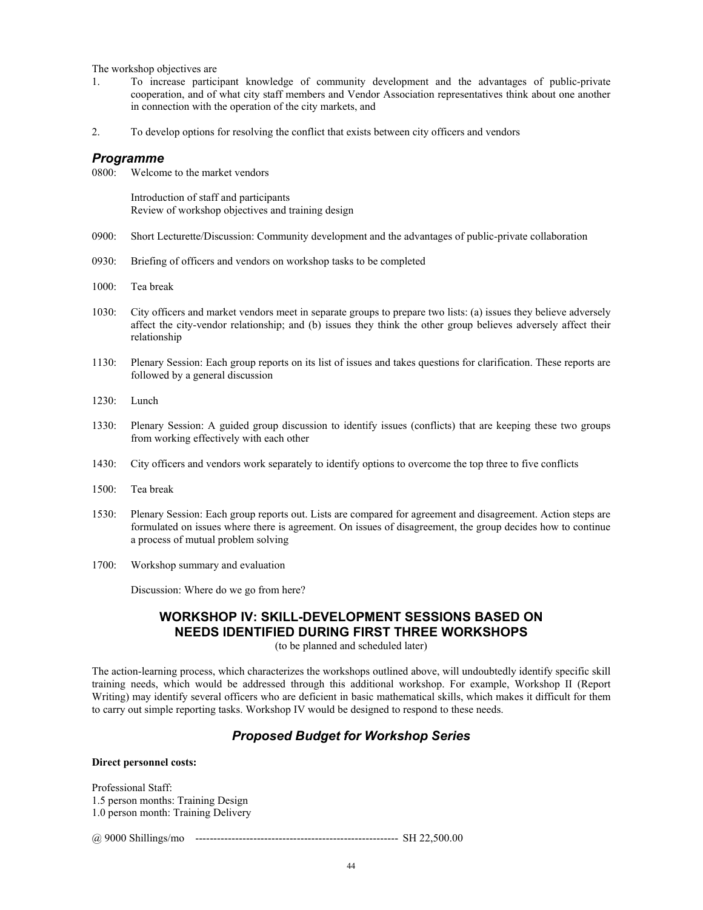The workshop objectives are

1. To increase participant knowledge of community development and the advantages of public-private cooperation, and of what city staff members and Vendor Association representatives think about one another in connection with the operation of the city markets, and

2. To develop options for resolving the conflict that exists between city officers and vendors

### *Programme*

0800: Welcome to the market vendors

Introduction of staff and participants
Review of workshop objectives and training design

0900: Short Lecturette/Discussion: Community development and the advantages of public-private collaboration

0930: Briefing of officers and vendors on workshop tasks to be completed

1000: Tea break

1030: City officers and market vendors meet in separate groups to prepare two lists: (a) issues they believe adversely affect the city-vendor relationship; and (b) issues they think the other group believes adversely affect their relationship

1130: Plenary Session: Each group reports on its list of issues and takes questions for clarification. These reports are followed by a general discussion

1230: Lunch

1330: Plenary Session: A guided group discussion to identify issues (conflicts) that are keeping these two groups from working effectively with each other

1430: City officers and vendors work separately to identify options to overcome the top three to five conflicts

1500: Tea break

1530: Plenary Session: Each group reports out. Lists are compared for agreement and disagreement. Action steps are formulated on issues where there is agreement. On issues of disagreement, the group decides how to continue a process of mutual problem solving

1700: Workshop summary and evaluation

Discussion: Where do we go from here?

## WORKSHOP IV: SKILL-DEVELOPMENT SESSIONS BASED ON NEEDS IDENTIFIED DURING FIRST THREE WORKSHOPS

(to be planned and scheduled later)

The action-learning process, which characterizes the workshops outlined above, will undoubtedly identify specific skill training needs, which would be addressed through this additional workshop. For example, Workshop II (Report Writing) may identify several officers who are deficient in basic mathematical skills, which makes it difficult for them to carry out simple reporting tasks. Workshop IV would be designed to respond to these needs.

## *Proposed Budget for Workshop Series*

**Direct personnel costs:**

Professional Staff:
1.5 person months: Training Design
1.0 person month: Training Delivery

@ 9000 Shillings/mo -------------------------------------------------------- SH 22,500.00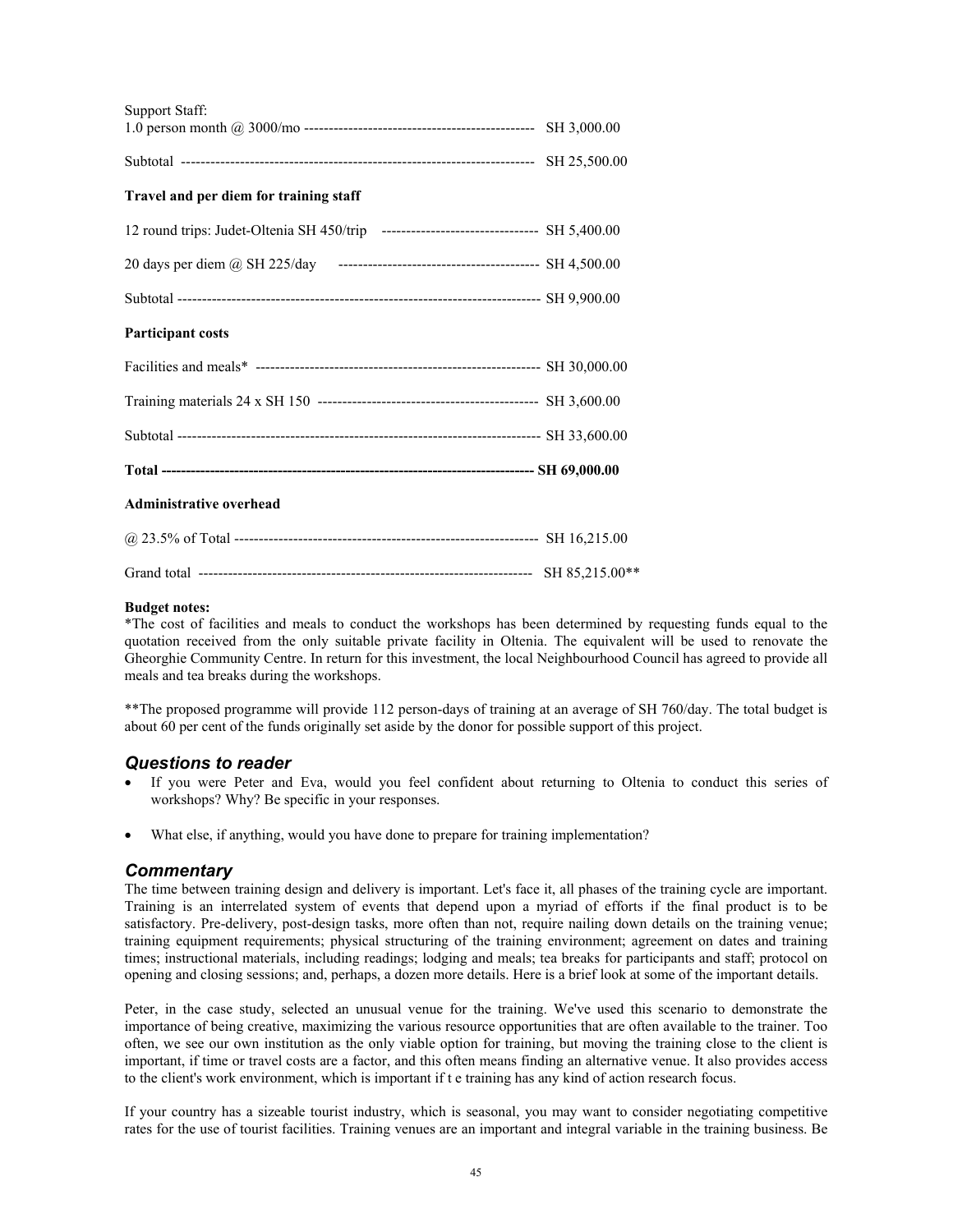Support Staff:

1.0 person month @ 3000/mo ---------------------------------------------- SH 3,000.00

Subtotal ------------------------------------------------------------------------ SH 25,500.00

**Travel and per diem for training staff**

12 round trips: Judet-Oltenia SH 450/trip -------------------------------- SH 5,400.00

20 days per diem @ SH 225/day ---------------------------------------- SH 4,500.00

Subtotal ------------------------------------------------------------------------- SH 9,900.00

**Participant costs**

Facilities and meals* --------------------------------------------------------- SH 30,000.00

Training materials 24 x SH 150 -------------------------------------------- SH 3,600.00

Subtotal ------------------------------------------------------------------------- SH 33,600.00

**Total -------------------------------------------------------------------------- SH 69,000.00**

**Administrative overhead**

@ 23.5% of Total ------------------------------------------------------------- SH 16,215.00

Grand total -------------------------------------------------------------------- SH 85,215.00**

**Budget notes:**

*The cost of facilities and meals to conduct the workshops has been determined by requesting funds equal to the quotation received from the only suitable private facility in Oltenia. The equivalent will be used to renovate the Gheorghie Community Centre. In return for this investment, the local Neighbourhood Council has agreed to provide all meals and tea breaks during the workshops.

**The proposed programme will provide 112 person-days of training at an average of SH 760/day. The total budget is about 60 per cent of the funds originally set aside by the donor for possible support of this project.

## *Questions to reader*

- If you were Peter and Eva, would you feel confident about returning to Oltenia to conduct this series of workshops? Why? Be specific in your responses.
- What else, if anything, would you have done to prepare for training implementation?

## *Commentary*

The time between training design and delivery is important. Let's face it, all phases of the training cycle are important. Training is an interrelated system of events that depend upon a myriad of efforts if the final product is to be satisfactory. Pre-delivery, post-design tasks, more often than not, require nailing down details on the training venue; training equipment requirements; physical structuring of the training environment; agreement on dates and training times; instructional materials, including readings; lodging and meals; tea breaks for participants and staff; protocol on opening and closing sessions; and, perhaps, a dozen more details. Here is a brief look at some of the important details.

Peter, in the case study, selected an unusual venue for the training. We've used this scenario to demonstrate the importance of being creative, maximizing the various resource opportunities that are often available to the trainer. Too often, we see our own institution as the only viable option for training, but moving the training close to the client is important, if time or travel costs are a factor, and this often means finding an alternative venue. It also provides access to the client's work environment, which is important if t e training has any kind of action research focus.

If your country has a sizeable tourist industry, which is seasonal, you may want to consider negotiating competitive rates for the use of tourist facilities. Training venues are an important and integral variable in the training business. Be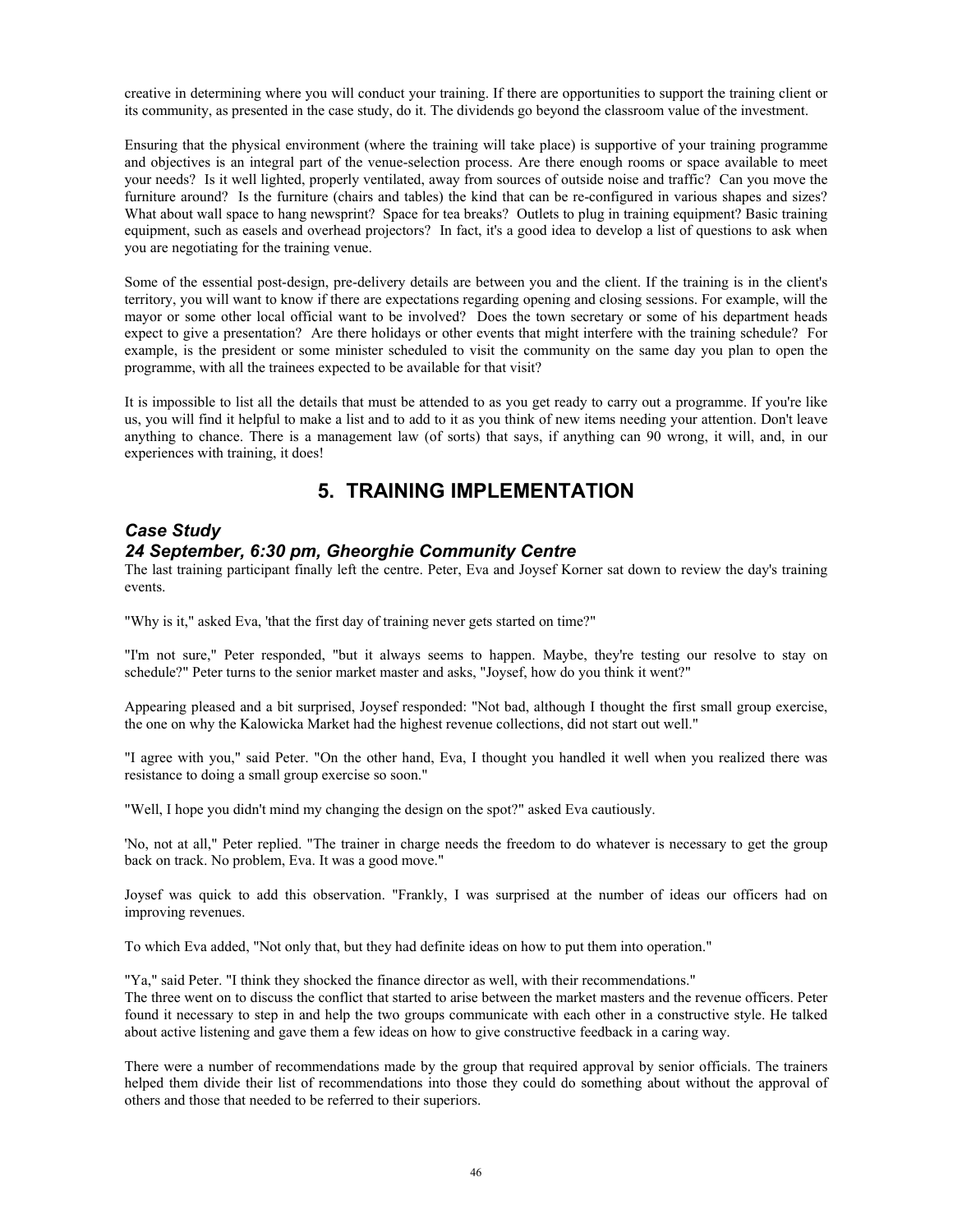creative in determining where you will conduct your training. If there are opportunities to support the training client or its community, as presented in the case study, do it. The dividends go beyond the classroom value of the investment.

Ensuring that the physical environment (where the training will take place) is supportive of your training programme and objectives is an integral part of the venue-selection process. Are there enough rooms or space available to meet your needs? Is it well lighted, properly ventilated, away from sources of outside noise and traffic? Can you move the furniture around? Is the furniture (chairs and tables) the kind that can be re-configured in various shapes and sizes? What about wall space to hang newsprint? Space for tea breaks? Outlets to plug in training equipment? Basic training equipment, such as easels and overhead projectors? In fact, it's a good idea to develop a list of questions to ask when you are negotiating for the training venue.

Some of the essential post-design, pre-delivery details are between you and the client. If the training is in the client's territory, you will want to know if there are expectations regarding opening and closing sessions. For example, will the mayor or some other local official want to be involved? Does the town secretary or some of his department heads expect to give a presentation? Are there holidays or other events that might interfere with the training schedule? For example, is the president or some minister scheduled to visit the community on the same day you plan to open the programme, with all the trainees expected to be available for that visit?

It is impossible to list all the details that must be attended to as you get ready to carry out a programme. If you're like us, you will find it helpful to make a list and to add to it as you think of new items needing your attention. Don't leave anything to chance. There is a management law (of sorts) that says, if anything can 90 wrong, it will, and, in our experiences with training, it does!

# 5. TRAINING IMPLEMENTATION

### *Case Study*
### *24 September, 6:30 pm, Gheorghie Community Centre*

The last training participant finally left the centre. Peter, Eva and Joysef Korner sat down to review the day's training events.

"Why is it," asked Eva, 'that the first day of training never gets started on time?"

"I'm not sure," Peter responded, "but it always seems to happen. Maybe, they're testing our resolve to stay on schedule?" Peter turns to the senior market master and asks, "Joysef, how do you think it went?"

Appearing pleased and a bit surprised, Joysef responded: "Not bad, although I thought the first small group exercise, the one on why the Kalowicka Market had the highest revenue collections, did not start out well."

"I agree with you," said Peter. "On the other hand, Eva, I thought you handled it well when you realized there was resistance to doing a small group exercise so soon."

"Well, I hope you didn't mind my changing the design on the spot?" asked Eva cautiously.

'No, not at all," Peter replied. "The trainer in charge needs the freedom to do whatever is necessary to get the group back on track. No problem, Eva. It was a good move."

Joysef was quick to add this observation. "Frankly, I was surprised at the number of ideas our officers had on improving revenues.

To which Eva added, "Not only that, but they had definite ideas on how to put them into operation."

"Ya," said Peter. "I think they shocked the finance director as well, with their recommendations."
The three went on to discuss the conflict that started to arise between the market masters and the revenue officers. Peter found it necessary to step in and help the two groups communicate with each other in a constructive style. He talked about active listening and gave them a few ideas on how to give constructive feedback in a caring way.

There were a number of recommendations made by the group that required approval by senior officials. The trainers helped them divide their list of recommendations into those they could do something about without the approval of others and those that needed to be referred to their superiors.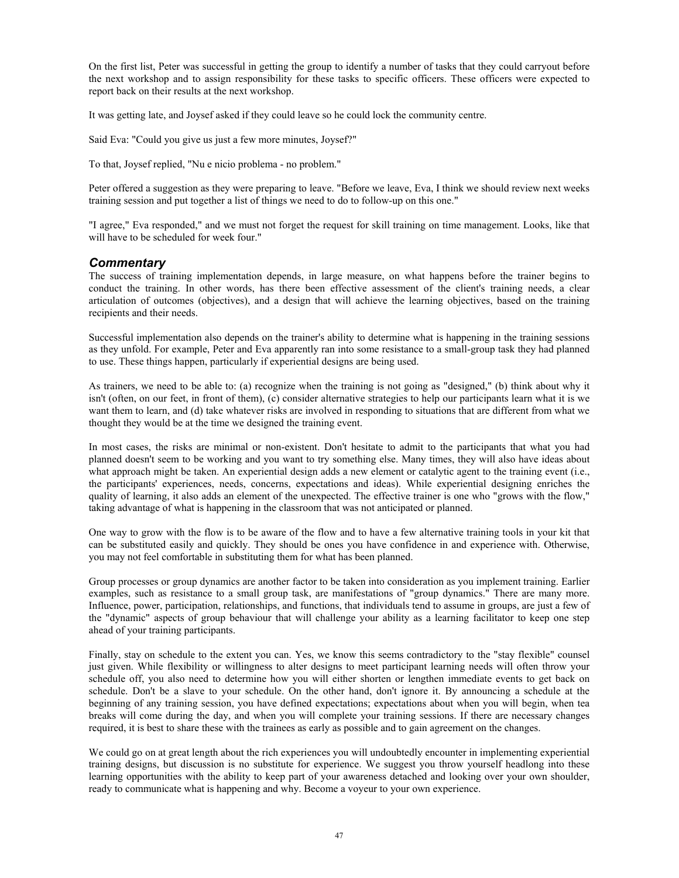On the first list, Peter was successful in getting the group to identify a number of tasks that they could carryout before the next workshop and to assign responsibility for these tasks to specific officers. These officers were expected to report back on their results at the next workshop.

It was getting late, and Joysef asked if they could leave so he could lock the community centre.

Said Eva: "Could you give us just a few more minutes, Joysef?"

To that, Joysef replied, "Nu e nicio problema - no problem."

Peter offered a suggestion as they were preparing to leave. "Before we leave, Eva, I think we should review next weeks training session and put together a list of things we need to do to follow-up on this one."

"I agree," Eva responded," and we must not forget the request for skill training on time management. Looks, like that will have to be scheduled for week four."

### *Commentary*

The success of training implementation depends, in large measure, on what happens before the trainer begins to conduct the training. In other words, has there been effective assessment of the client's training needs, a clear articulation of outcomes (objectives), and a design that will achieve the learning objectives, based on the training recipients and their needs.

Successful implementation also depends on the trainer's ability to determine what is happening in the training sessions as they unfold. For example, Peter and Eva apparently ran into some resistance to a small-group task they had planned to use. These things happen, particularly if experiential designs are being used.

As trainers, we need to be able to: (a) recognize when the training is not going as "designed," (b) think about why it isn't (often, on our feet, in front of them), (c) consider alternative strategies to help our participants learn what it is we want them to learn, and (d) take whatever risks are involved in responding to situations that are different from what we thought they would be at the time we designed the training event.

In most cases, the risks are minimal or non-existent. Don't hesitate to admit to the participants that what you had planned doesn't seem to be working and you want to try something else. Many times, they will also have ideas about what approach might be taken. An experiential design adds a new element or catalytic agent to the training event (i.e., the participants' experiences, needs, concerns, expectations and ideas). While experiential designing enriches the quality of learning, it also adds an element of the unexpected. The effective trainer is one who "grows with the flow," taking advantage of what is happening in the classroom that was not anticipated or planned.

One way to grow with the flow is to be aware of the flow and to have a few alternative training tools in your kit that can be substituted easily and quickly. They should be ones you have confidence in and experience with. Otherwise, you may not feel comfortable in substituting them for what has been planned.

Group processes or group dynamics are another factor to be taken into consideration as you implement training. Earlier examples, such as resistance to a small group task, are manifestations of "group dynamics." There are many more. Influence, power, participation, relationships, and functions, that individuals tend to assume in groups, are just a few of the "dynamic" aspects of group behaviour that will challenge your ability as a learning facilitator to keep one step ahead of your training participants.

Finally, stay on schedule to the extent you can. Yes, we know this seems contradictory to the "stay flexible" counsel just given. While flexibility or willingness to alter designs to meet participant learning needs will often throw your schedule off, you also need to determine how you will either shorten or lengthen immediate events to get back on schedule. Don't be a slave to your schedule. On the other hand, don't ignore it. By announcing a schedule at the beginning of any training session, you have defined expectations; expectations about when you will begin, when tea breaks will come during the day, and when you will complete your training sessions. If there are necessary changes required, it is best to share these with the trainees as early as possible and to gain agreement on the changes.

We could go on at great length about the rich experiences you will undoubtedly encounter in implementing experiential training designs, but discussion is no substitute for experience. We suggest you throw yourself headlong into these learning opportunities with the ability to keep part of your awareness detached and looking over your own shoulder, ready to communicate what is happening and why. Become a voyeur to your own experience.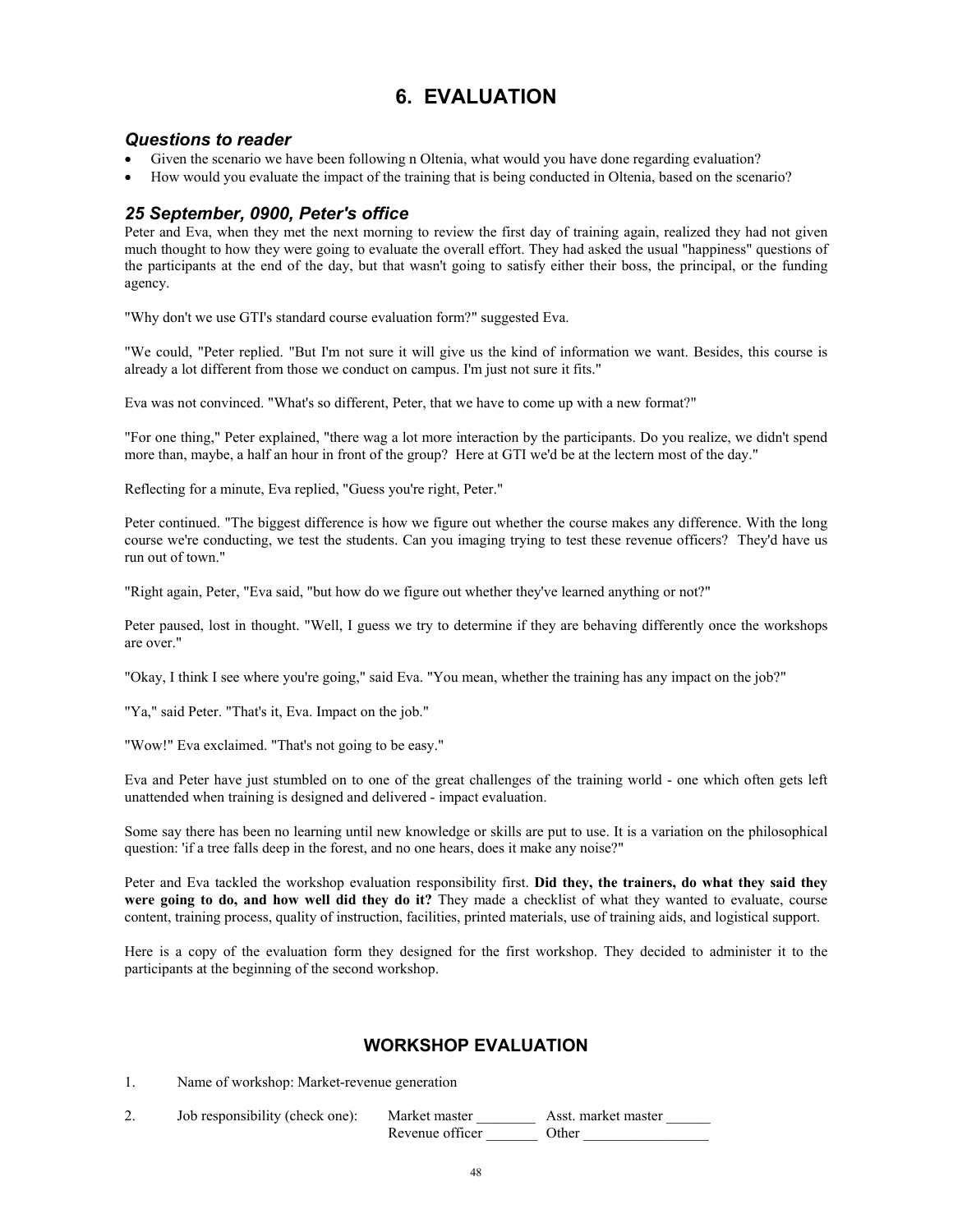# 6. EVALUATION

### *Questions to reader*

- Given the scenario we have been following n Oltenia, what would you have done regarding evaluation?
- How would you evaluate the impact of the training that is being conducted in Oltenia, based on the scenario?

### *25 September, 0900, Peter's office*

Peter and Eva, when they met the next morning to review the first day of training again, realized they had not given much thought to how they were going to evaluate the overall effort. They had asked the usual "happiness" questions of the participants at the end of the day, but that wasn't going to satisfy either their boss, the principal, or the funding agency.

"Why don't we use GTI's standard course evaluation form?" suggested Eva.

"We could, "Peter replied. "But I'm not sure it will give us the kind of information we want. Besides, this course is already a lot different from those we conduct on campus. I'm just not sure it fits."

Eva was not convinced. "What's so different, Peter, that we have to come up with a new format?"

"For one thing," Peter explained, "there wag a lot more interaction by the participants. Do you realize, we didn't spend more than, maybe, a half an hour in front of the group? Here at GTI we'd be at the lectern most of the day."

Reflecting for a minute, Eva replied, "Guess you're right, Peter."

Peter continued. "The biggest difference is how we figure out whether the course makes any difference. With the long course we're conducting, we test the students. Can you imaging trying to test these revenue officers? They'd have us run out of town."

"Right again, Peter, "Eva said, "but how do we figure out whether they've learned anything or not?"

Peter paused, lost in thought. "Well, I guess we try to determine if they are behaving differently once the workshops are over."

"Okay, I think I see where you're going," said Eva. "You mean, whether the training has any impact on the job?"

"Ya," said Peter. "That's it, Eva. Impact on the job."

"Wow!" Eva exclaimed. "That's not going to be easy."

Eva and Peter have just stumbled on to one of the great challenges of the training world - one which often gets left unattended when training is designed and delivered - impact evaluation.

Some say there has been no learning until new knowledge or skills are put to use. It is a variation on the philosophical question: 'if a tree falls deep in the forest, and no one hears, does it make any noise?"

Peter and Eva tackled the workshop evaluation responsibility first. **Did they, the trainers, do what they said they were going to do, and how well did they do it?** They made a checklist of what they wanted to evaluate, course content, training process, quality of instruction, facilities, printed materials, use of training aids, and logistical support.

Here is a copy of the evaluation form they designed for the first workshop. They decided to administer it to the participants at the beginning of the second workshop.

## WORKSHOP EVALUATION

1. Name of workshop: Market-revenue generation

2. Job responsibility (check one): Market master ________ Asst. market master ______
   Revenue officer _______ Other _________________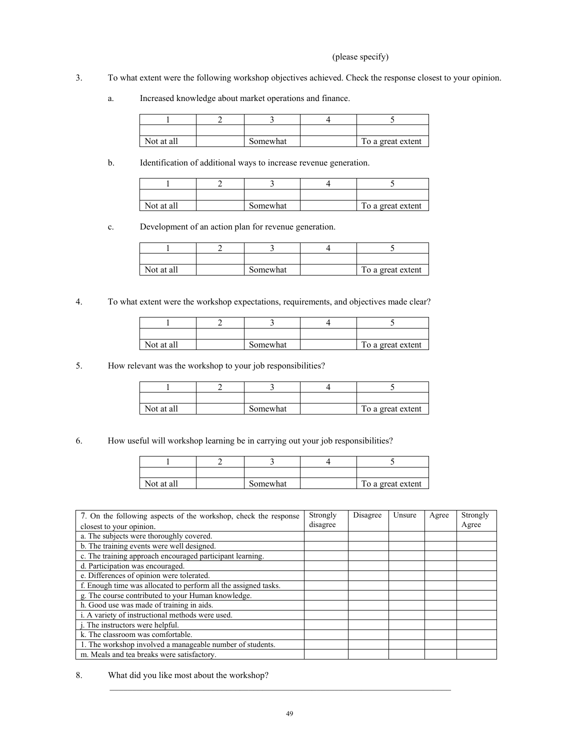(please specify)

3. To what extent were the following workshop objectives achieved. Check the response closest to your opinion.

   a. Increased knowledge about market operations and finance.

| 1 | 2 | 3 | 4 | 5 |
|---|---|---|---|---|
| | | | | |
| Not at all | | Somewhat | | To a great extent |

   b. Identification of additional ways to increase revenue generation.

| 1 | 2 | 3 | 4 | 5 |
|---|---|---|---|---|
| | | | | |
| Not at all | | Somewhat | | To a great extent |

   c. Development of an action plan for revenue generation.

| 1 | 2 | 3 | 4 | 5 |
|---|---|---|---|---|
| | | | | |
| Not at all | | Somewhat | | To a great extent |

4. To what extent were the workshop expectations, requirements, and objectives made clear?

| 1 | 2 | 3 | 4 | 5 |
|---|---|---|---|---|
| | | | | |
| Not at all | | Somewhat | | To a great extent |

5. How relevant was the workshop to your job responsibilities?

| 1 | 2 | 3 | 4 | 5 |
|---|---|---|---|---|
| | | | | |
| Not at all | | Somewhat | | To a great extent |

6. How useful will workshop learning be in carrying out your job responsibilities?

| 1 | 2 | 3 | 4 | 5 |
|---|---|---|---|---|
| | | | | |
| Not at all | | Somewhat | | To a great extent |

| 7. On the following aspects of the workshop, check the response closest to your opinion. | Strongly disagree | Disagree | Unsure | Agree | Strongly Agree |
|---|---|---|---|---|---|
| a. The subjects were thoroughly covered. | | | | | |
| b. The training events were well designed. | | | | | |
| c. The training approach encouraged participant learning. | | | | | |
| d. Participation was encouraged. | | | | | |
| e. Differences of opinion were tolerated. | | | | | |
| f. Enough time was allocated to perform all the assigned tasks. | | | | | |
| g. The course contributed to your Human knowledge. | | | | | |
| h. Good use was made of training in aids. | | | | | |
| i. A variety of instructional methods were used. | | | | | |
| j. The instructors were helpful. | | | | | |
| k. The classroom was comfortable. | | | | | |
| 1. The workshop involved a manageable number of students. | | | | | |
| m. Meals and tea breaks were satisfactory. | | | | | |

8. What did you like most about the workshop?

   ______________________________________________________________________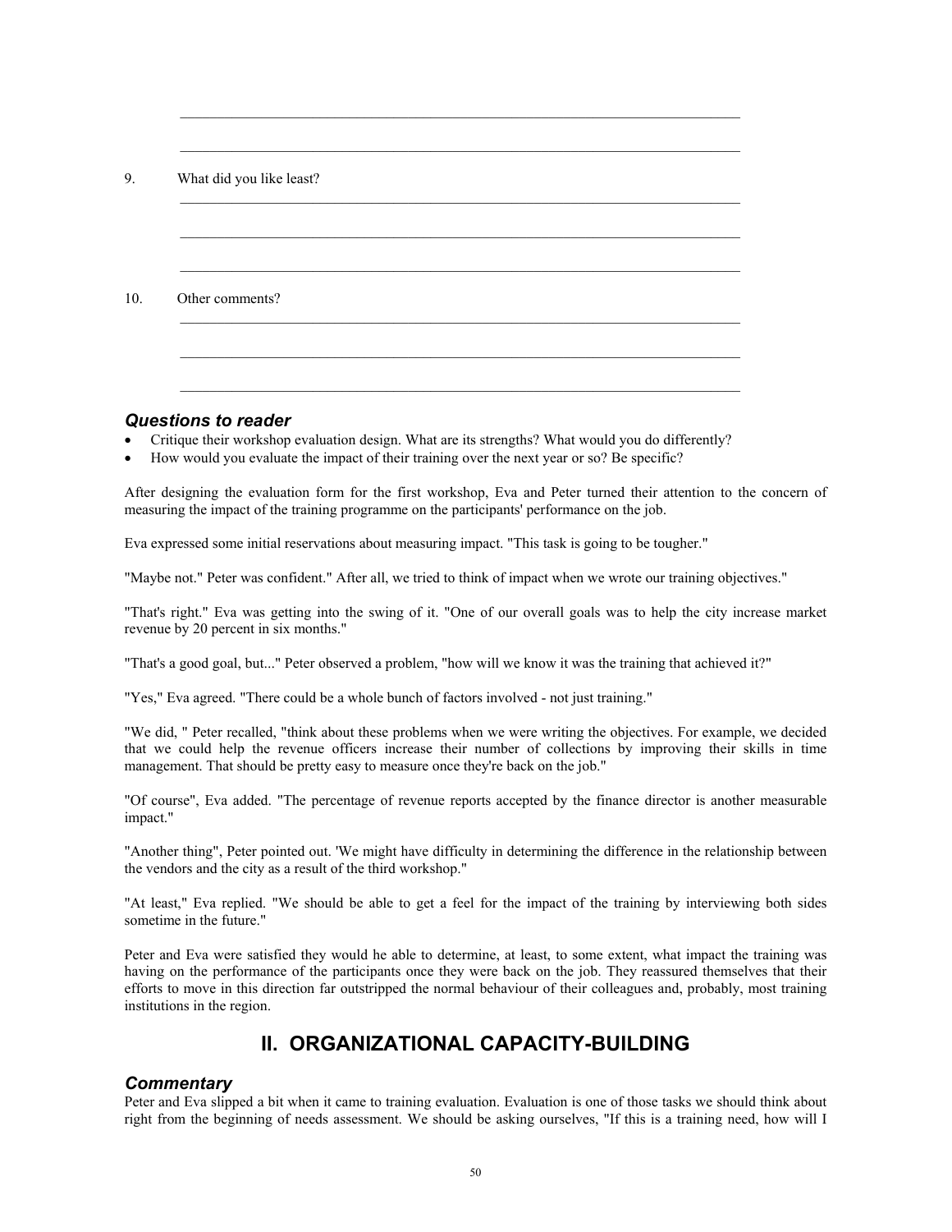\_\_\_\_\_\_\_\_\_\_\_\_\_\_\_\_\_\_\_\_\_\_\_\_\_\_\_\_\_\_\_\_\_\_\_\_\_\_\_\_\_\_\_\_\_\_\_\_\_\_\_\_\_\_\_\_\_\_\_\_\_\_\_\_\_\_\_\_\_\_\_\_\_\_

\_\_\_\_\_\_\_\_\_\_\_\_\_\_\_\_\_\_\_\_\_\_\_\_\_\_\_\_\_\_\_\_\_\_\_\_\_\_\_\_\_\_\_\_\_\_\_\_\_\_\_\_\_\_\_\_\_\_\_\_\_\_\_\_\_\_\_\_\_\_\_\_\_\_

9. What did you like least?

\_\_\_\_\_\_\_\_\_\_\_\_\_\_\_\_\_\_\_\_\_\_\_\_\_\_\_\_\_\_\_\_\_\_\_\_\_\_\_\_\_\_\_\_\_\_\_\_\_\_\_\_\_\_\_\_\_\_\_\_\_\_\_\_\_\_\_\_\_\_\_\_\_\_

\_\_\_\_\_\_\_\_\_\_\_\_\_\_\_\_\_\_\_\_\_\_\_\_\_\_\_\_\_\_\_\_\_\_\_\_\_\_\_\_\_\_\_\_\_\_\_\_\_\_\_\_\_\_\_\_\_\_\_\_\_\_\_\_\_\_\_\_\_\_\_\_\_\_

\_\_\_\_\_\_\_\_\_\_\_\_\_\_\_\_\_\_\_\_\_\_\_\_\_\_\_\_\_\_\_\_\_\_\_\_\_\_\_\_\_\_\_\_\_\_\_\_\_\_\_\_\_\_\_\_\_\_\_\_\_\_\_\_\_\_\_\_\_\_\_\_\_\_

10. Other comments?

\_\_\_\_\_\_\_\_\_\_\_\_\_\_\_\_\_\_\_\_\_\_\_\_\_\_\_\_\_\_\_\_\_\_\_\_\_\_\_\_\_\_\_\_\_\_\_\_\_\_\_\_\_\_\_\_\_\_\_\_\_\_\_\_\_\_\_\_\_\_\_\_\_\_

\_\_\_\_\_\_\_\_\_\_\_\_\_\_\_\_\_\_\_\_\_\_\_\_\_\_\_\_\_\_\_\_\_\_\_\_\_\_\_\_\_\_\_\_\_\_\_\_\_\_\_\_\_\_\_\_\_\_\_\_\_\_\_\_\_\_\_\_\_\_\_\_\_\_

\_\_\_\_\_\_\_\_\_\_\_\_\_\_\_\_\_\_\_\_\_\_\_\_\_\_\_\_\_\_\_\_\_\_\_\_\_\_\_\_\_\_\_\_\_\_\_\_\_\_\_\_\_\_\_\_\_\_\_\_\_\_\_\_\_\_\_\_\_\_\_\_\_\_

### *Questions to reader*

- Critique their workshop evaluation design. What are its strengths? What would you do differently?
- How would you evaluate the impact of their training over the next year or so? Be specific?

After designing the evaluation form for the first workshop, Eva and Peter turned their attention to the concern of measuring the impact of the training programme on the participants' performance on the job.

Eva expressed some initial reservations about measuring impact. "This task is going to be tougher."

"Maybe not." Peter was confident." After all, we tried to think of impact when we wrote our training objectives."

"That's right." Eva was getting into the swing of it. "One of our overall goals was to help the city increase market revenue by 20 percent in six months."

"That's a good goal, but..." Peter observed a problem, "how will we know it was the training that achieved it?"

"Yes," Eva agreed. "There could be a whole bunch of factors involved - not just training."

"We did, " Peter recalled, "think about these problems when we were writing the objectives. For example, we decided that we could help the revenue officers increase their number of collections by improving their skills in time management. That should be pretty easy to measure once they're back on the job."

"Of course", Eva added. "The percentage of revenue reports accepted by the finance director is another measurable impact."

"Another thing", Peter pointed out. 'We might have difficulty in determining the difference in the relationship between the vendors and the city as a result of the third workshop."

"At least," Eva replied. "We should be able to get a feel for the impact of the training by interviewing both sides sometime in the future."

Peter and Eva were satisfied they would he able to determine, at least, to some extent, what impact the training was having on the performance of the participants once they were back on the job. They reassured themselves that their efforts to move in this direction far outstripped the normal behaviour of their colleagues and, probably, most training institutions in the region.

## II. ORGANIZATIONAL CAPACITY-BUILDING

### *Commentary*

Peter and Eva slipped a bit when it came to training evaluation. Evaluation is one of those tasks we should think about right from the beginning of needs assessment. We should be asking ourselves, "If this is a training need, how will I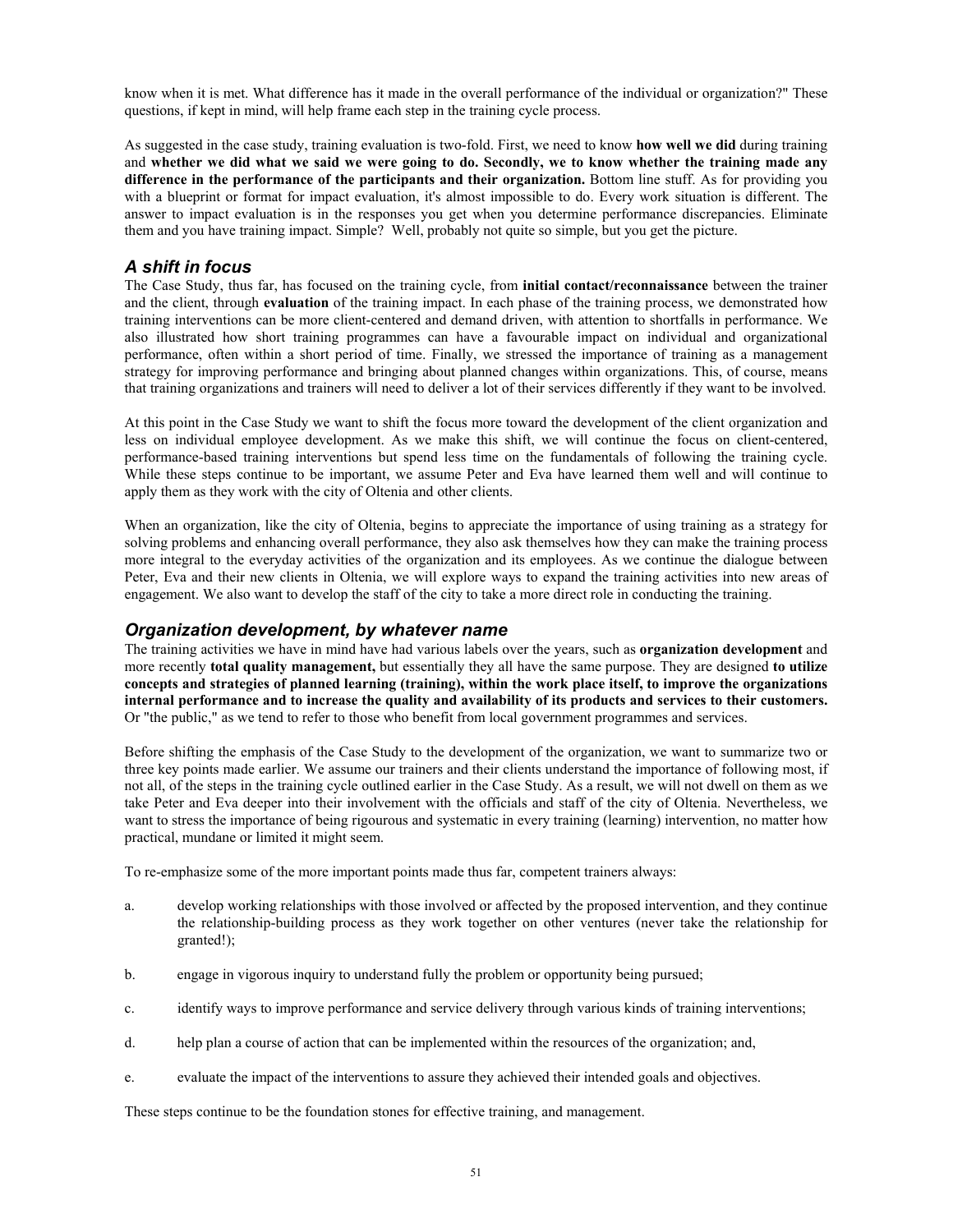know when it is met. What difference has it made in the overall performance of the individual or organization?" These questions, if kept in mind, will help frame each step in the training cycle process.

As suggested in the case study, training evaluation is two-fold. First, we need to know **how well we did** during training and **whether we did what we said we were going to do. Secondly, we to know whether the training made any difference in the performance of the participants and their organization.** Bottom line stuff. As for providing you with a blueprint or format for impact evaluation, it's almost impossible to do. Every work situation is different. The answer to impact evaluation is in the responses you get when you determine performance discrepancies. Eliminate them and you have training impact. Simple? Well, probably not quite so simple, but you get the picture.

## *A shift in focus*

The Case Study, thus far, has focused on the training cycle, from **initial contact/reconnaissance** between the trainer and the client, through **evaluation** of the training impact. In each phase of the training process, we demonstrated how training interventions can be more client-centered and demand driven, with attention to shortfalls in performance. We also illustrated how short training programmes can have a favourable impact on individual and organizational performance, often within a short period of time. Finally, we stressed the importance of training as a management strategy for improving performance and bringing about planned changes within organizations. This, of course, means that training organizations and trainers will need to deliver a lot of their services differently if they want to be involved.

At this point in the Case Study we want to shift the focus more toward the development of the client organization and less on individual employee development. As we make this shift, we will continue the focus on client-centered, performance-based training interventions but spend less time on the fundamentals of following the training cycle. While these steps continue to be important, we assume Peter and Eva have learned them well and will continue to apply them as they work with the city of Oltenia and other clients.

When an organization, like the city of Oltenia, begins to appreciate the importance of using training as a strategy for solving problems and enhancing overall performance, they also ask themselves how they can make the training process more integral to the everyday activities of the organization and its employees. As we continue the dialogue between Peter, Eva and their new clients in Oltenia, we will explore ways to expand the training activities into new areas of engagement. We also want to develop the staff of the city to take a more direct role in conducting the training.

## *Organization development, by whatever name*

The training activities we have in mind have had various labels over the years, such as **organization development** and more recently **total quality management,** but essentially they all have the same purpose. They are designed **to utilize concepts and strategies of planned learning (training), within the work place itself, to improve the organizations internal performance and to increase the quality and availability of its products and services to their customers.** Or "the public," as we tend to refer to those who benefit from local government programmes and services.

Before shifting the emphasis of the Case Study to the development of the organization, we want to summarize two or three key points made earlier. We assume our trainers and their clients understand the importance of following most, if not all, of the steps in the training cycle outlined earlier in the Case Study. As a result, we will not dwell on them as we take Peter and Eva deeper into their involvement with the officials and staff of the city of Oltenia. Nevertheless, we want to stress the importance of being rigourous and systematic in every training (learning) intervention, no matter how practical, mundane or limited it might seem.

To re-emphasize some of the more important points made thus far, competent trainers always:

a. develop working relationships with those involved or affected by the proposed intervention, and they continue the relationship-building process as they work together on other ventures (never take the relationship for granted!);

b. engage in vigorous inquiry to understand fully the problem or opportunity being pursued;

c. identify ways to improve performance and service delivery through various kinds of training interventions;

d. help plan a course of action that can be implemented within the resources of the organization; and,

e. evaluate the impact of the interventions to assure they achieved their intended goals and objectives.

These steps continue to be the foundation stones for effective training, and management.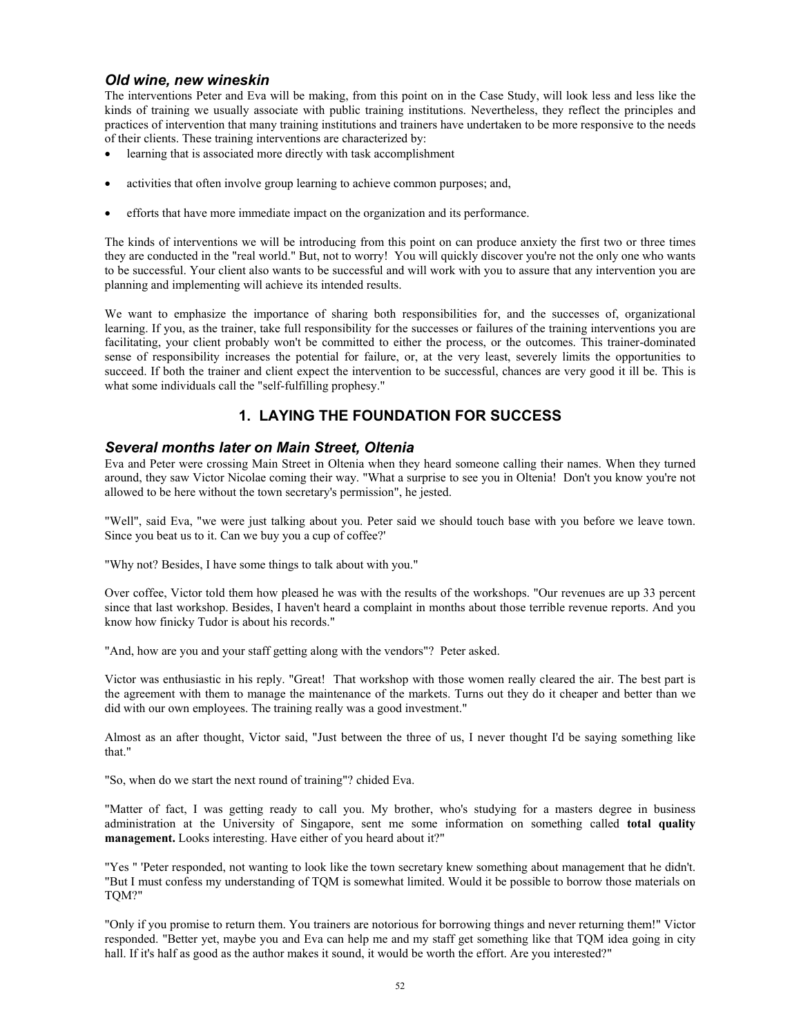### *Old wine, new wineskin*

The interventions Peter and Eva will be making, from this point on in the Case Study, will look less and less like the kinds of training we usually associate with public training institutions. Nevertheless, they reflect the principles and practices of intervention that many training institutions and trainers have undertaken to be more responsive to the needs of their clients. These training interventions are characterized by:

- learning that is associated more directly with task accomplishment
- activities that often involve group learning to achieve common purposes; and,
- efforts that have more immediate impact on the organization and its performance.

The kinds of interventions we will be introducing from this point on can produce anxiety the first two or three times they are conducted in the "real world." But, not to worry! You will quickly discover you're not the only one who wants to be successful. Your client also wants to be successful and will work with you to assure that any intervention you are planning and implementing will achieve its intended results.

We want to emphasize the importance of sharing both responsibilities for, and the successes of, organizational learning. If you, as the trainer, take full responsibility for the successes or failures of the training interventions you are facilitating, your client probably won't be committed to either the process, or the outcomes. This trainer-dominated sense of responsibility increases the potential for failure, or, at the very least, severely limits the opportunities to succeed. If both the trainer and client expect the intervention to be successful, chances are very good it ill be. This is what some individuals call the "self-fulfilling prophesy."

## 1. LAYING THE FOUNDATION FOR SUCCESS

### *Several months later on Main Street, Oltenia*

Eva and Peter were crossing Main Street in Oltenia when they heard someone calling their names. When they turned around, they saw Victor Nicolae coming their way. "What a surprise to see you in Oltenia! Don't you know you're not allowed to be here without the town secretary's permission", he jested.

"Well", said Eva, "we were just talking about you. Peter said we should touch base with you before we leave town. Since you beat us to it. Can we buy you a cup of coffee?'

"Why not? Besides, I have some things to talk about with you."

Over coffee, Victor told them how pleased he was with the results of the workshops. "Our revenues are up 33 percent since that last workshop. Besides, I haven't heard a complaint in months about those terrible revenue reports. And you know how finicky Tudor is about his records."

"And, how are you and your staff getting along with the vendors"? Peter asked.

Victor was enthusiastic in his reply. "Great! That workshop with those women really cleared the air. The best part is the agreement with them to manage the maintenance of the markets. Turns out they do it cheaper and better than we did with our own employees. The training really was a good investment."

Almost as an after thought, Victor said, "Just between the three of us, I never thought I'd be saying something like that."

"So, when do we start the next round of training"? chided Eva.

"Matter of fact, I was getting ready to call you. My brother, who's studying for a masters degree in business administration at the University of Singapore, sent me some information on something called **total quality management.** Looks interesting. Have either of you heard about it?"

"Yes " 'Peter responded, not wanting to look like the town secretary knew something about management that he didn't. "But I must confess my understanding of TQM is somewhat limited. Would it be possible to borrow those materials on TQM?"

"Only if you promise to return them. You trainers are notorious for borrowing things and never returning them!" Victor responded. "Better yet, maybe you and Eva can help me and my staff get something like that TQM idea going in city hall. If it's half as good as the author makes it sound, it would be worth the effort. Are you interested?"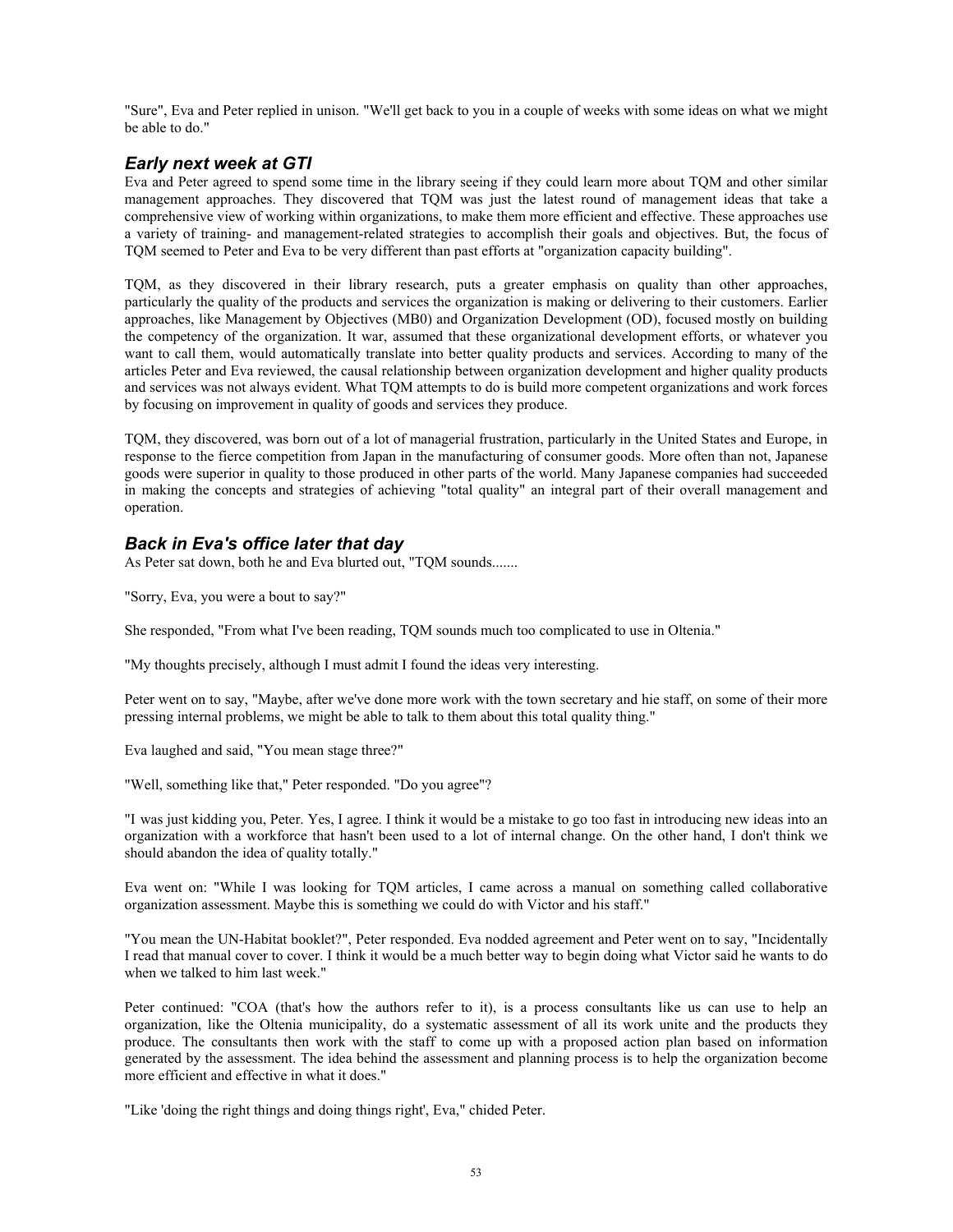"Sure", Eva and Peter replied in unison. "We'll get back to you in a couple of weeks with some ideas on what we might be able to do."

### *Early next week at GTI*

Eva and Peter agreed to spend some time in the library seeing if they could learn more about TQM and other similar management approaches. They discovered that TQM was just the latest round of management ideas that take a comprehensive view of working within organizations, to make them more efficient and effective. These approaches use a variety of training- and management-related strategies to accomplish their goals and objectives. But, the focus of TQM seemed to Peter and Eva to be very different than past efforts at "organization capacity building".

TQM, as they discovered in their library research, puts a greater emphasis on quality than other approaches, particularly the quality of the products and services the organization is making or delivering to their customers. Earlier approaches, like Management by Objectives (MB0) and Organization Development (OD), focused mostly on building the competency of the organization. It war, assumed that these organizational development efforts, or whatever you want to call them, would automatically translate into better quality products and services. According to many of the articles Peter and Eva reviewed, the causal relationship between organization development and higher quality products and services was not always evident. What TQM attempts to do is build more competent organizations and work forces by focusing on improvement in quality of goods and services they produce.

TQM, they discovered, was born out of a lot of managerial frustration, particularly in the United States and Europe, in response to the fierce competition from Japan in the manufacturing of consumer goods. More often than not, Japanese goods were superior in quality to those produced in other parts of the world. Many Japanese companies had succeeded in making the concepts and strategies of achieving "total quality" an integral part of their overall management and operation.

### *Back in Eva's office later that day*

As Peter sat down, both he and Eva blurted out, "TQM sounds.......

"Sorry, Eva, you were a bout to say?"

She responded, "From what I've been reading, TQM sounds much too complicated to use in Oltenia."

"My thoughts precisely, although I must admit I found the ideas very interesting.

Peter went on to say, "Maybe, after we've done more work with the town secretary and hie staff, on some of their more pressing internal problems, we might be able to talk to them about this total quality thing."

Eva laughed and said, "You mean stage three?"

"Well, something like that," Peter responded. "Do you agree"?

"I was just kidding you, Peter. Yes, I agree. I think it would be a mistake to go too fast in introducing new ideas into an organization with a workforce that hasn't been used to a lot of internal change. On the other hand, I don't think we should abandon the idea of quality totally."

Eva went on: "While I was looking for TQM articles, I came across a manual on something called collaborative organization assessment. Maybe this is something we could do with Victor and his staff."

"You mean the UN-Habitat booklet?", Peter responded. Eva nodded agreement and Peter went on to say, "Incidentally I read that manual cover to cover. I think it would be a much better way to begin doing what Victor said he wants to do when we talked to him last week."

Peter continued: "COA (that's how the authors refer to it), is a process consultants like us can use to help an organization, like the Oltenia municipality, do a systematic assessment of all its work unite and the products they produce. The consultants then work with the staff to come up with a proposed action plan based on information generated by the assessment. The idea behind the assessment and planning process is to help the organization become more efficient and effective in what it does."

"Like 'doing the right things and doing things right', Eva," chided Peter.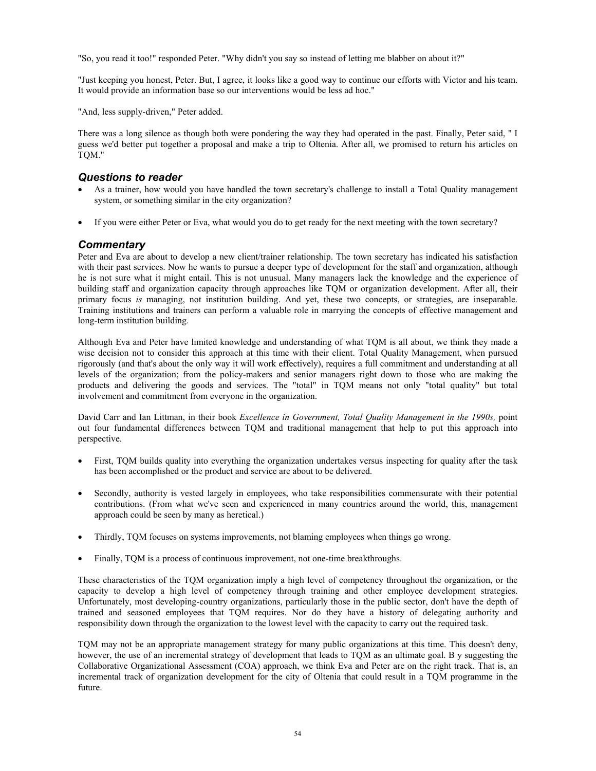"So, you read it too!" responded Peter. "Why didn't you say so instead of letting me blabber on about it?"

"Just keeping you honest, Peter. But, I agree, it looks like a good way to continue our efforts with Victor and his team. It would provide an information base so our interventions would be less ad hoc."

"And, less supply-driven," Peter added.

There was a long silence as though both were pondering the way they had operated in the past. Finally, Peter said, " I guess we'd better put together a proposal and make a trip to Oltenia. After all, we promised to return his articles on TQM."

### *Questions to reader*

- As a trainer, how would you have handled the town secretary's challenge to install a Total Quality management system, or something similar in the city organization?
- If you were either Peter or Eva, what would you do to get ready for the next meeting with the town secretary?

### *Commentary*

Peter and Eva are about to develop a new client/trainer relationship. The town secretary has indicated his satisfaction with their past services. Now he wants to pursue a deeper type of development for the staff and organization, although he is not sure what it might entail. This is not unusual. Many managers lack the knowledge and the experience of building staff and organization capacity through approaches like TQM or organization development. After all, their primary focus *is* managing, not institution building. And yet, these two concepts, or strategies, are inseparable. Training institutions and trainers can perform a valuable role in marrying the concepts of effective management and long-term institution building.

Although Eva and Peter have limited knowledge and understanding of what TQM is all about, we think they made a wise decision not to consider this approach at this time with their client. Total Quality Management, when pursued rigorously (and that's about the only way it will work effectively), requires a full commitment and understanding at all levels of the organization; from the policy-makers and senior managers right down to those who are making the products and delivering the goods and services. The "total" in TQM means not only "total quality" but total involvement and commitment from everyone in the organization.

David Carr and Ian Littman, in their book *Excellence in Government, Total Quality Management in the 1990s,* point out four fundamental differences between TQM and traditional management that help to put this approach into perspective.

- First, TQM builds quality into everything the organization undertakes versus inspecting for quality after the task has been accomplished or the product and service are about to be delivered.
- Secondly, authority is vested largely in employees, who take responsibilities commensurate with their potential contributions. (From what we've seen and experienced in many countries around the world, this, management approach could be seen by many as heretical.)
- Thirdly, TQM focuses on systems improvements, not blaming employees when things go wrong.
- Finally, TQM is a process of continuous improvement, not one-time breakthroughs.

These characteristics of the TQM organization imply a high level of competency throughout the organization, or the capacity to develop a high level of competency through training and other employee development strategies. Unfortunately, most developing-country organizations, particularly those in the public sector, don't have the depth of trained and seasoned employees that TQM requires. Nor do they have a history of delegating authority and responsibility down through the organization to the lowest level with the capacity to carry out the required task.

TQM may not be an appropriate management strategy for many public organizations at this time. This doesn't deny, however, the use of an incremental strategy of development that leads to TQM as an ultimate goal. B y suggesting the Collaborative Organizational Assessment (COA) approach, we think Eva and Peter are on the right track. That is, an incremental track of organization development for the city of Oltenia that could result in a TQM programme in the future.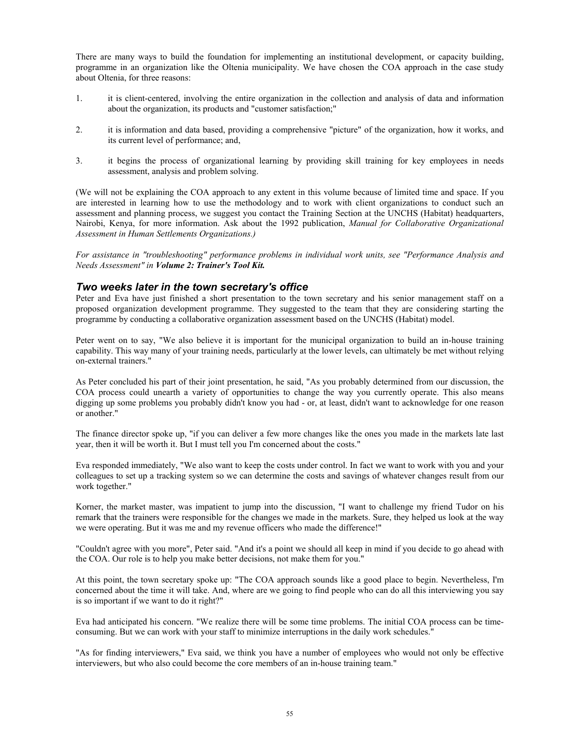There are many ways to build the foundation for implementing an institutional development, or capacity building, programme in an organization like the Oltenia municipality. We have chosen the COA approach in the case study about Oltenia, for three reasons:

1. it is client-centered, involving the entire organization in the collection and analysis of data and information about the organization, its products and "customer satisfaction;"

2. it is information and data based, providing a comprehensive "picture" of the organization, how it works, and its current level of performance; and,

3. it begins the process of organizational learning by providing skill training for key employees in needs assessment, analysis and problem solving.

(We will not be explaining the COA approach to any extent in this volume because of limited time and space. If you are interested in learning how to use the methodology and to work with client organizations to conduct such an assessment and planning process, we suggest you contact the Training Section at the UNCHS (Habitat) headquarters, Nairobi, Kenya, for more information. Ask about the 1992 publication, *Manual for Collaborative Organizational Assessment in Human Settlements Organizations.)*

*For assistance in "troubleshooting" performance problems in individual work units, see "Performance Analysis and Needs Assessment" in **Volume 2: Trainer's Tool Kit.***

### *Two weeks later in the town secretary's office*

Peter and Eva have just finished a short presentation to the town secretary and his senior management staff on a proposed organization development programme. They suggested to the team that they are considering starting the programme by conducting a collaborative organization assessment based on the UNCHS (Habitat) model.

Peter went on to say, "We also believe it is important for the municipal organization to build an in-house training capability. This way many of your training needs, particularly at the lower levels, can ultimately be met without relying on-external trainers."

As Peter concluded his part of their joint presentation, he said, "As you probably determined from our discussion, the COA process could unearth a variety of opportunities to change the way you currently operate. This also means digging up some problems you probably didn't know you had - or, at least, didn't want to acknowledge for one reason or another."

The finance director spoke up, "if you can deliver a few more changes like the ones you made in the markets late last year, then it will be worth it. But I must tell you I'm concerned about the costs."

Eva responded immediately, "We also want to keep the costs under control. In fact we want to work with you and your colleagues to set up a tracking system so we can determine the costs and savings of whatever changes result from our work together."

Korner, the market master, was impatient to jump into the discussion, "I want to challenge my friend Tudor on his remark that the trainers were responsible for the changes we made in the markets. Sure, they helped us look at the way we were operating. But it was me and my revenue officers who made the difference!"

"Couldn't agree with you more", Peter said. "And it's a point we should all keep in mind if you decide to go ahead with the COA. Our role is to help you make better decisions, not make them for you."

At this point, the town secretary spoke up: "The COA approach sounds like a good place to begin. Nevertheless, I'm concerned about the time it will take. And, where are we going to find people who can do all this interviewing you say is so important if we want to do it right?"

Eva had anticipated his concern. "We realize there will be some time problems. The initial COA process can be time-consuming. But we can work with your staff to minimize interruptions in the daily work schedules."

"As for finding interviewers," Eva said, we think you have a number of employees who would not only be effective interviewers, but who also could become the core members of an in-house training team."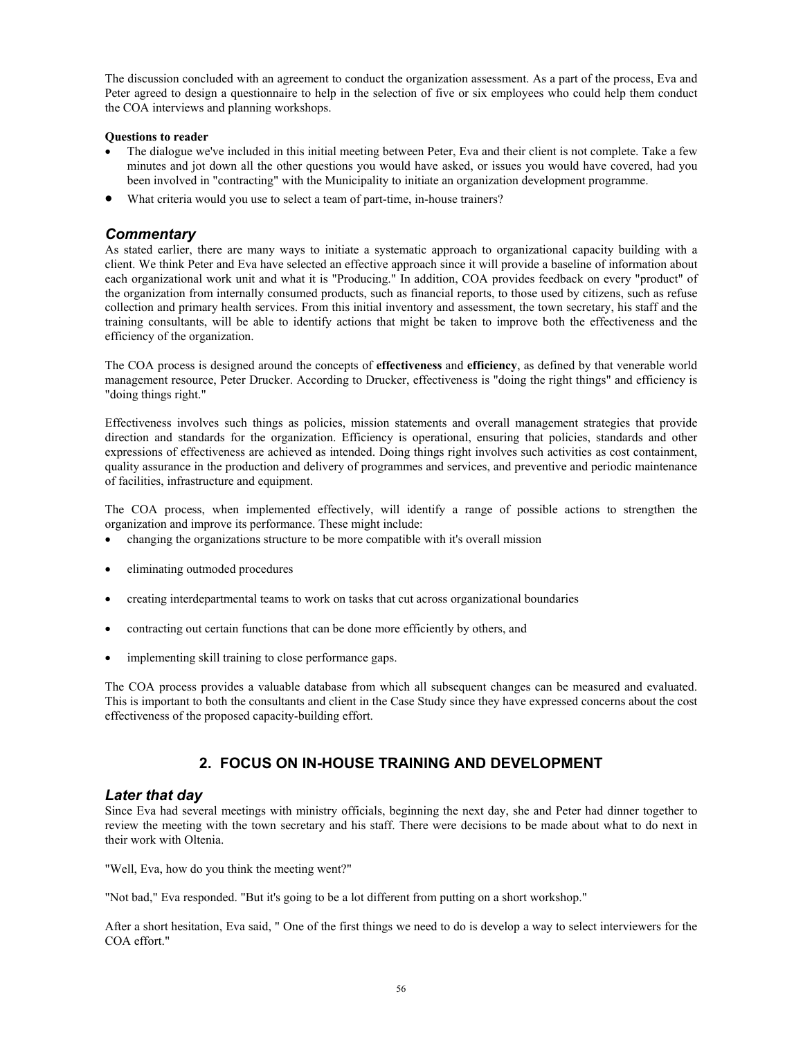The discussion concluded with an agreement to conduct the organization assessment. As a part of the process, Eva and Peter agreed to design a questionnaire to help in the selection of five or six employees who could help them conduct the COA interviews and planning workshops.

**Questions to reader**

- The dialogue we've included in this initial meeting between Peter, Eva and their client is not complete. Take a few minutes and jot down all the other questions you would have asked, or issues you would have covered, had you been involved in "contracting" with the Municipality to initiate an organization development programme.
- What criteria would you use to select a team of part-time, in-house trainers?

### *Commentary*

As stated earlier, there are many ways to initiate a systematic approach to organizational capacity building with a client. We think Peter and Eva have selected an effective approach since it will provide a baseline of information about each organizational work unit and what it is "Producing." In addition, COA provides feedback on every "product" of the organization from internally consumed products, such as financial reports, to those used by citizens, such as refuse collection and primary health services. From this initial inventory and assessment, the town secretary, his staff and the training consultants, will be able to identify actions that might be taken to improve both the effectiveness and the efficiency of the organization.

The COA process is designed around the concepts of **effectiveness** and **efficiency**, as defined by that venerable world management resource, Peter Drucker. According to Drucker, effectiveness is "doing the right things" and efficiency is "doing things right."

Effectiveness involves such things as policies, mission statements and overall management strategies that provide direction and standards for the organization. Efficiency is operational, ensuring that policies, standards and other expressions of effectiveness are achieved as intended. Doing things right involves such activities as cost containment, quality assurance in the production and delivery of programmes and services, and preventive and periodic maintenance of facilities, infrastructure and equipment.

The COA process, when implemented effectively, will identify a range of possible actions to strengthen the organization and improve its performance. These might include:

- changing the organizations structure to be more compatible with it's overall mission
- eliminating outmoded procedures
- creating interdepartmental teams to work on tasks that cut across organizational boundaries
- contracting out certain functions that can be done more efficiently by others, and
- implementing skill training to close performance gaps.

The COA process provides a valuable database from which all subsequent changes can be measured and evaluated. This is important to both the consultants and client in the Case Study since they have expressed concerns about the cost effectiveness of the proposed capacity-building effort.

## 2. FOCUS ON IN-HOUSE TRAINING AND DEVELOPMENT

### *Later that day*

Since Eva had several meetings with ministry officials, beginning the next day, she and Peter had dinner together to review the meeting with the town secretary and his staff. There were decisions to be made about what to do next in their work with Oltenia.

"Well, Eva, how do you think the meeting went?"

"Not bad," Eva responded. "But it's going to be a lot different from putting on a short workshop."

After a short hesitation, Eva said, " One of the first things we need to do is develop a way to select interviewers for the COA effort."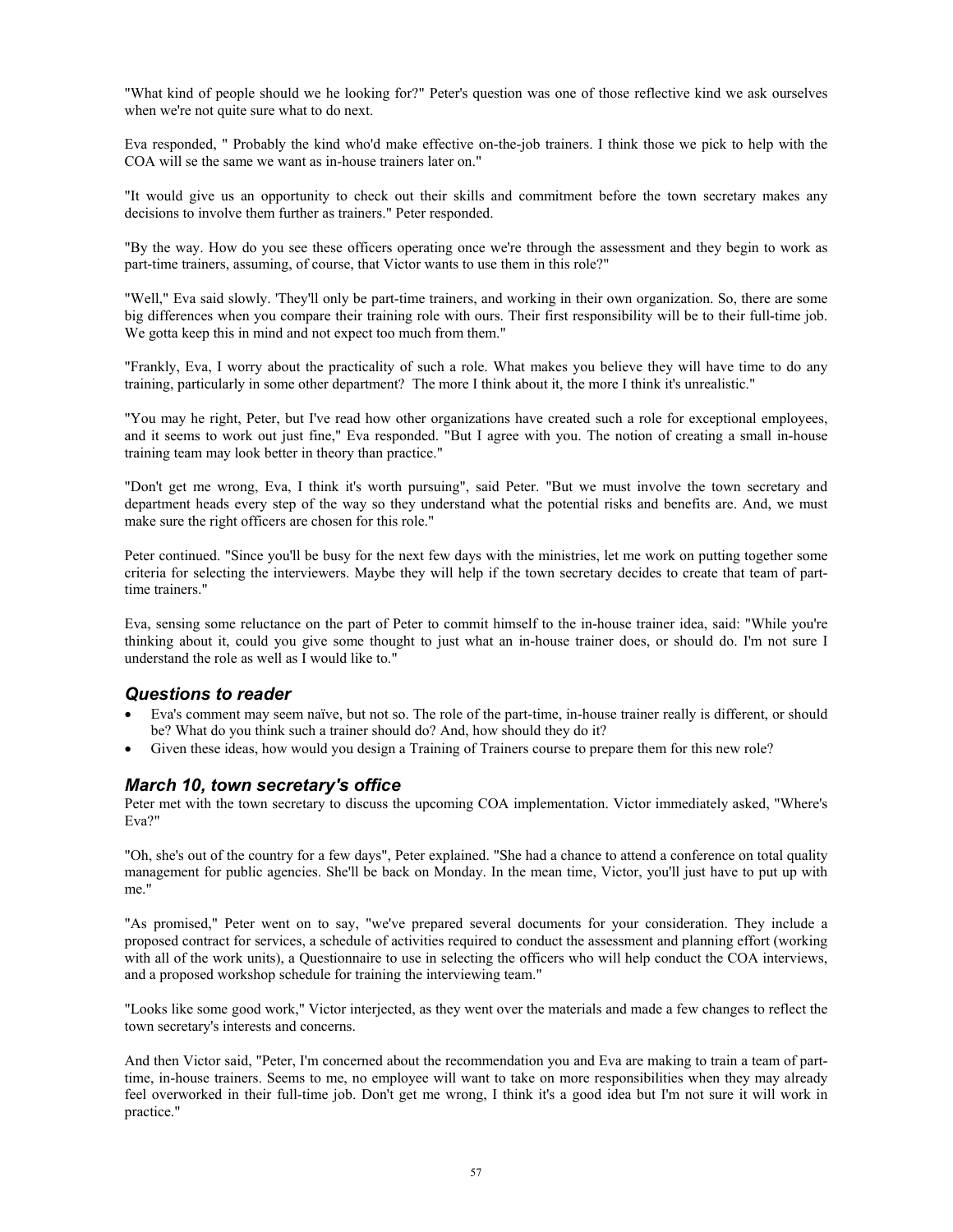"What kind of people should we he looking for?" Peter's question was one of those reflective kind we ask ourselves when we're not quite sure what to do next.

Eva responded, " Probably the kind who'd make effective on-the-job trainers. I think those we pick to help with the COA will se the same we want as in-house trainers later on."

"It would give us an opportunity to check out their skills and commitment before the town secretary makes any decisions to involve them further as trainers." Peter responded.

"By the way. How do you see these officers operating once we're through the assessment and they begin to work as part-time trainers, assuming, of course, that Victor wants to use them in this role?"

"Well," Eva said slowly. 'They'll only be part-time trainers, and working in their own organization. So, there are some big differences when you compare their training role with ours. Their first responsibility will be to their full-time job. We gotta keep this in mind and not expect too much from them."

"Frankly, Eva, I worry about the practicality of such a role. What makes you believe they will have time to do any training, particularly in some other department? The more I think about it, the more I think it's unrealistic."

"You may he right, Peter, but I've read how other organizations have created such a role for exceptional employees, and it seems to work out just fine," Eva responded. "But I agree with you. The notion of creating a small in-house training team may look better in theory than practice."

"Don't get me wrong, Eva, I think it's worth pursuing", said Peter. "But we must involve the town secretary and department heads every step of the way so they understand what the potential risks and benefits are. And, we must make sure the right officers are chosen for this role."

Peter continued. "Since you'll be busy for the next few days with the ministries, let me work on putting together some criteria for selecting the interviewers. Maybe they will help if the town secretary decides to create that team of part-time trainers."

Eva, sensing some reluctance on the part of Peter to commit himself to the in-house trainer idea, said: "While you're thinking about it, could you give some thought to just what an in-house trainer does, or should do. I'm not sure I understand the role as well as I would like to."

### *Questions to reader*

- Eva's comment may seem naïve, but not so. The role of the part-time, in-house trainer really is different, or should be? What do you think such a trainer should do? And, how should they do it?
- Given these ideas, how would you design a Training of Trainers course to prepare them for this new role?

### *March 10, town secretary's office*

Peter met with the town secretary to discuss the upcoming COA implementation. Victor immediately asked, "Where's Eva?"

"Oh, she's out of the country for a few days", Peter explained. "She had a chance to attend a conference on total quality management for public agencies. She'll be back on Monday. In the mean time, Victor, you'll just have to put up with me."

"As promised," Peter went on to say, "we've prepared several documents for your consideration. They include a proposed contract for services, a schedule of activities required to conduct the assessment and planning effort (working with all of the work units), a Questionnaire to use in selecting the officers who will help conduct the COA interviews, and a proposed workshop schedule for training the interviewing team."

"Looks like some good work," Victor interjected, as they went over the materials and made a few changes to reflect the town secretary's interests and concerns.

And then Victor said, "Peter, I'm concerned about the recommendation you and Eva are making to train a team of part-time, in-house trainers. Seems to me, no employee will want to take on more responsibilities when they may already feel overworked in their full-time job. Don't get me wrong, I think it's a good idea but I'm not sure it will work in practice."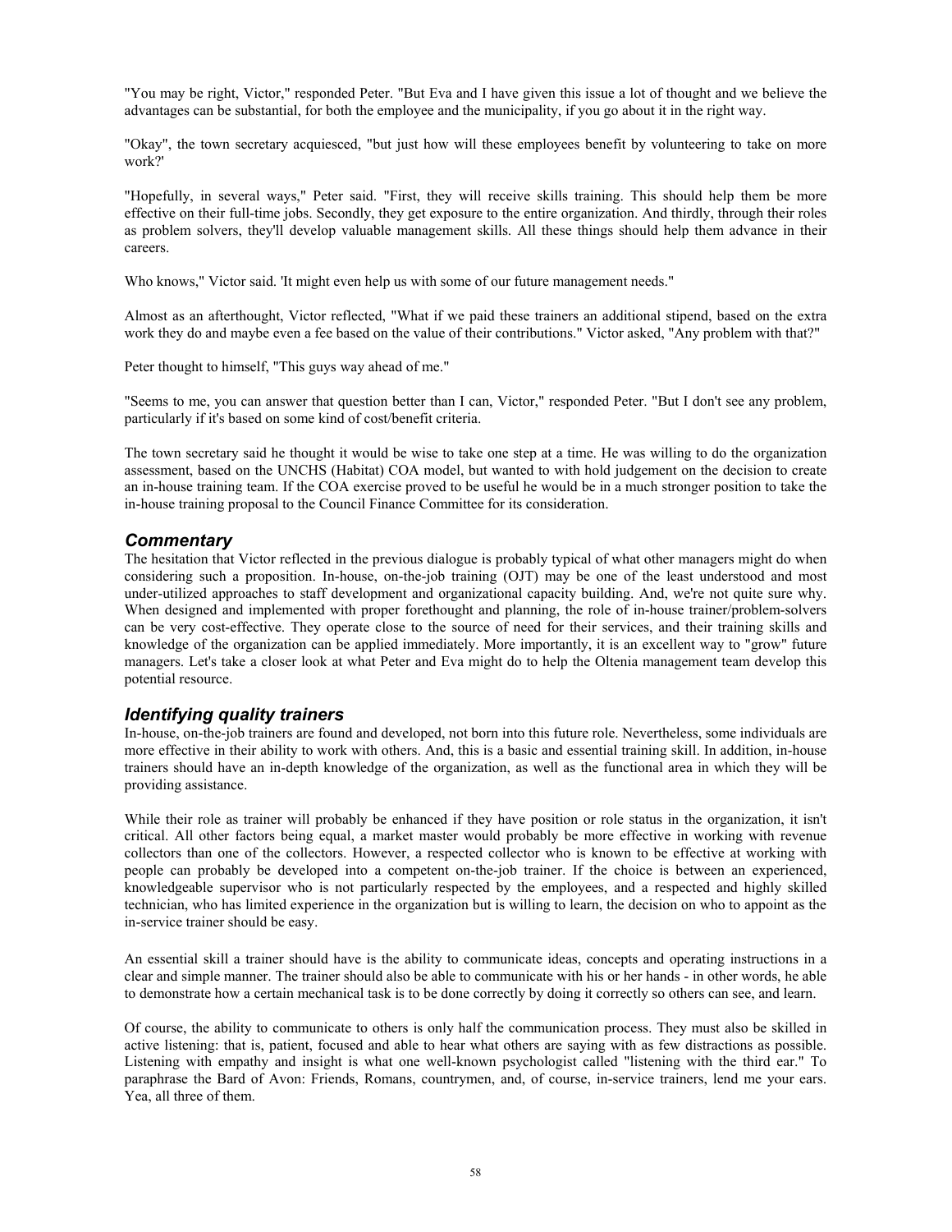"You may be right, Victor," responded Peter. "But Eva and I have given this issue a lot of thought and we believe the advantages can be substantial, for both the employee and the municipality, if you go about it in the right way.

"Okay", the town secretary acquiesced, "but just how will these employees benefit by volunteering to take on more work?'

"Hopefully, in several ways," Peter said. "First, they will receive skills training. This should help them be more effective on their full-time jobs. Secondly, they get exposure to the entire organization. And thirdly, through their roles as problem solvers, they'll develop valuable management skills. All these things should help them advance in their careers.

Who knows," Victor said. 'It might even help us with some of our future management needs."

Almost as an afterthought, Victor reflected, "What if we paid these trainers an additional stipend, based on the extra work they do and maybe even a fee based on the value of their contributions." Victor asked, "Any problem with that?"

Peter thought to himself, "This guys way ahead of me."

"Seems to me, you can answer that question better than I can, Victor," responded Peter. "But I don't see any problem, particularly if it's based on some kind of cost/benefit criteria.

The town secretary said he thought it would be wise to take one step at a time. He was willing to do the organization assessment, based on the UNCHS (Habitat) COA model, but wanted to with hold judgement on the decision to create an in-house training team. If the COA exercise proved to be useful he would be in a much stronger position to take the in-house training proposal to the Council Finance Committee for its consideration.

### *Commentary*

The hesitation that Victor reflected in the previous dialogue is probably typical of what other managers might do when considering such a proposition. In-house, on-the-job training (OJT) may be one of the least understood and most under-utilized approaches to staff development and organizational capacity building. And, we're not quite sure why. When designed and implemented with proper forethought and planning, the role of in-house trainer/problem-solvers can be very cost-effective. They operate close to the source of need for their services, and their training skills and knowledge of the organization can be applied immediately. More importantly, it is an excellent way to "grow" future managers. Let's take a closer look at what Peter and Eva might do to help the Oltenia management team develop this potential resource.

### *Identifying quality trainers*

In-house, on-the-job trainers are found and developed, not born into this future role. Nevertheless, some individuals are more effective in their ability to work with others. And, this is a basic and essential training skill. In addition, in-house trainers should have an in-depth knowledge of the organization, as well as the functional area in which they will be providing assistance.

While their role as trainer will probably be enhanced if they have position or role status in the organization, it isn't critical. All other factors being equal, a market master would probably be more effective in working with revenue collectors than one of the collectors. However, a respected collector who is known to be effective at working with people can probably be developed into a competent on-the-job trainer. If the choice is between an experienced, knowledgeable supervisor who is not particularly respected by the employees, and a respected and highly skilled technician, who has limited experience in the organization but is willing to learn, the decision on who to appoint as the in-service trainer should be easy.

An essential skill a trainer should have is the ability to communicate ideas, concepts and operating instructions in a clear and simple manner. The trainer should also be able to communicate with his or her hands - in other words, he able to demonstrate how a certain mechanical task is to be done correctly by doing it correctly so others can see, and learn.

Of course, the ability to communicate to others is only half the communication process. They must also be skilled in active listening: that is, patient, focused and able to hear what others are saying with as few distractions as possible. Listening with empathy and insight is what one well-known psychologist called "listening with the third ear." To paraphrase the Bard of Avon: Friends, Romans, countrymen, and, of course, in-service trainers, lend me your ears. Yea, all three of them.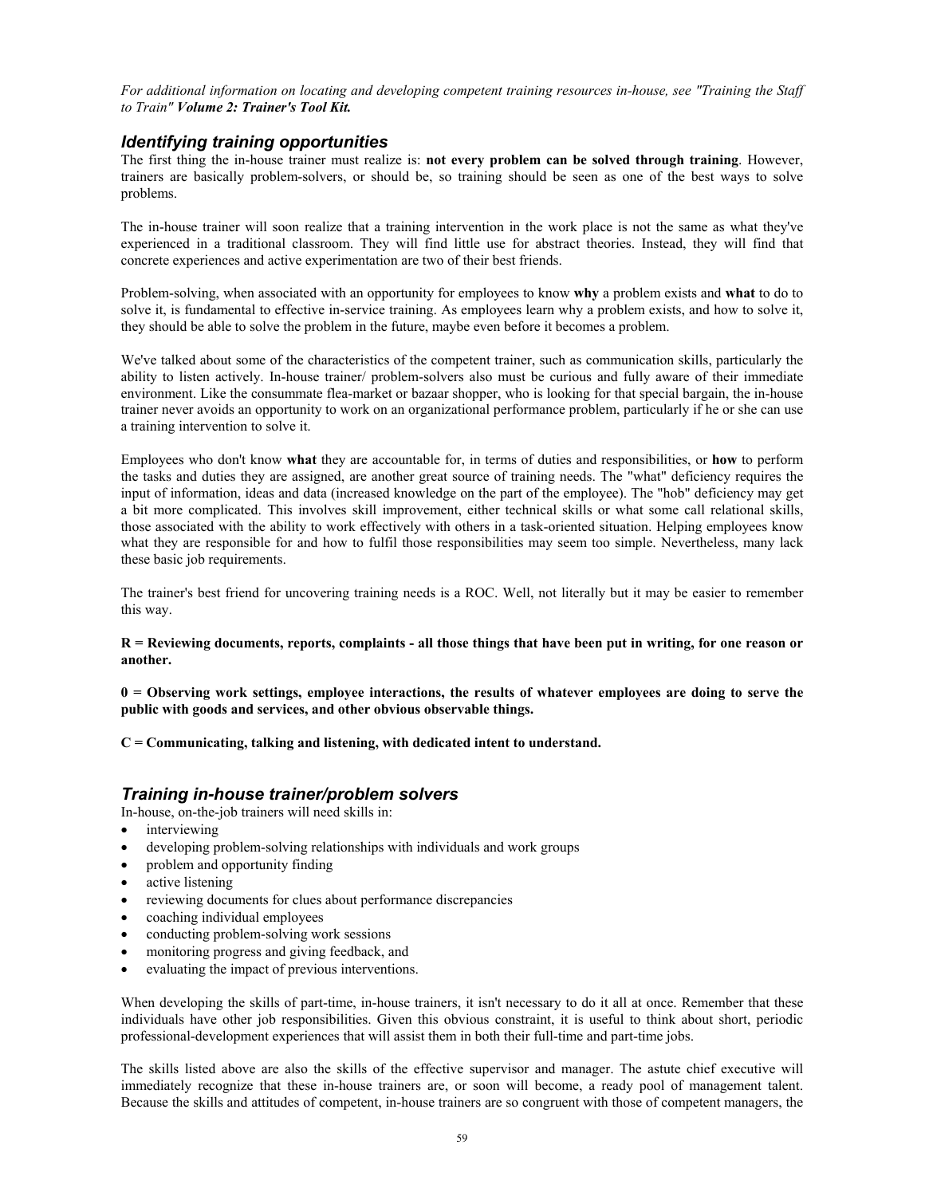*For additional information on locating and developing competent training resources in-house, see "Training the Staff to Train"* ***Volume 2: Trainer's Tool Kit.***

## *Identifying training opportunities*

The first thing the in-house trainer must realize is: **not every problem can be solved through training**. However, trainers are basically problem-solvers, or should be, so training should be seen as one of the best ways to solve problems.

The in-house trainer will soon realize that a training intervention in the work place is not the same as what they've experienced in a traditional classroom. They will find little use for abstract theories. Instead, they will find that concrete experiences and active experimentation are two of their best friends.

Problem-solving, when associated with an opportunity for employees to know **why** a problem exists and **what** to do to solve it, is fundamental to effective in-service training. As employees learn why a problem exists, and how to solve it, they should be able to solve the problem in the future, maybe even before it becomes a problem.

We've talked about some of the characteristics of the competent trainer, such as communication skills, particularly the ability to listen actively. In-house trainer/ problem-solvers also must be curious and fully aware of their immediate environment. Like the consummate flea-market or bazaar shopper, who is looking for that special bargain, the in-house trainer never avoids an opportunity to work on an organizational performance problem, particularly if he or she can use a training intervention to solve it.

Employees who don't know **what** they are accountable for, in terms of duties and responsibilities, or **how** to perform the tasks and duties they are assigned, are another great source of training needs. The "what" deficiency requires the input of information, ideas and data (increased knowledge on the part of the employee). The "hob" deficiency may get a bit more complicated. This involves skill improvement, either technical skills or what some call relational skills, those associated with the ability to work effectively with others in a task-oriented situation. Helping employees know what they are responsible for and how to fulfil those responsibilities may seem too simple. Nevertheless, many lack these basic job requirements.

The trainer's best friend for uncovering training needs is a ROC. Well, not literally but it may be easier to remember this way.

**R = Reviewing documents, reports, complaints - all those things that have been put in writing, for one reason or another.**

**0 = Observing work settings, employee interactions, the results of whatever employees are doing to serve the public with goods and services, and other obvious observable things.**

**C = Communicating, talking and listening, with dedicated intent to understand.**

## *Training in-house trainer/problem solvers*

In-house, on-the-job trainers will need skills in:

- interviewing
- developing problem-solving relationships with individuals and work groups
- problem and opportunity finding
- active listening
- reviewing documents for clues about performance discrepancies
- coaching individual employees
- conducting problem-solving work sessions
- monitoring progress and giving feedback, and
- evaluating the impact of previous interventions.

When developing the skills of part-time, in-house trainers, it isn't necessary to do it all at once. Remember that these individuals have other job responsibilities. Given this obvious constraint, it is useful to think about short, periodic professional-development experiences that will assist them in both their full-time and part-time jobs.

The skills listed above are also the skills of the effective supervisor and manager. The astute chief executive will immediately recognize that these in-house trainers are, or soon will become, a ready pool of management talent. Because the skills and attitudes of competent, in-house trainers are so congruent with those of competent managers, the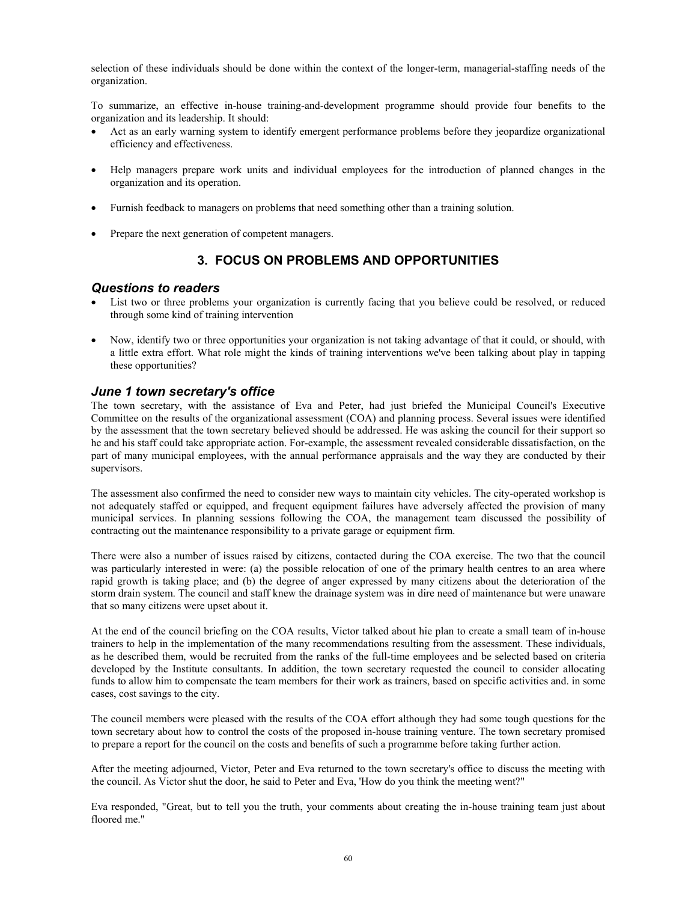selection of these individuals should be done within the context of the longer-term, managerial-staffing needs of the organization.

To summarize, an effective in-house training-and-development programme should provide four benefits to the organization and its leadership. It should:

- Act as an early warning system to identify emergent performance problems before they jeopardize organizational efficiency and effectiveness.
- Help managers prepare work units and individual employees for the introduction of planned changes in the organization and its operation.
- Furnish feedback to managers on problems that need something other than a training solution.
- Prepare the next generation of competent managers.

## 3. FOCUS ON PROBLEMS AND OPPORTUNITIES

### *Questions to readers*

- List two or three problems your organization is currently facing that you believe could be resolved, or reduced through some kind of training intervention
- Now, identify two or three opportunities your organization is not taking advantage of that it could, or should, with a little extra effort. What role might the kinds of training interventions we've been talking about play in tapping these opportunities?

### *June 1 town secretary's office*

The town secretary, with the assistance of Eva and Peter, had just briefed the Municipal Council's Executive Committee on the results of the organizational assessment (COA) and planning process. Several issues were identified by the assessment that the town secretary believed should be addressed. He was asking the council for their support so he and his staff could take appropriate action. For-example, the assessment revealed considerable dissatisfaction, on the part of many municipal employees, with the annual performance appraisals and the way they are conducted by their supervisors.

The assessment also confirmed the need to consider new ways to maintain city vehicles. The city-operated workshop is not adequately staffed or equipped, and frequent equipment failures have adversely affected the provision of many municipal services. In planning sessions following the COA, the management team discussed the possibility of contracting out the maintenance responsibility to a private garage or equipment firm.

There were also a number of issues raised by citizens, contacted during the COA exercise. The two that the council was particularly interested in were: (a) the possible relocation of one of the primary health centres to an area where rapid growth is taking place; and (b) the degree of anger expressed by many citizens about the deterioration of the storm drain system. The council and staff knew the drainage system was in dire need of maintenance but were unaware that so many citizens were upset about it.

At the end of the council briefing on the COA results, Victor talked about hie plan to create a small team of in-house trainers to help in the implementation of the many recommendations resulting from the assessment. These individuals, as he described them, would be recruited from the ranks of the full-time employees and be selected based on criteria developed by the Institute consultants. In addition, the town secretary requested the council to consider allocating funds to allow him to compensate the team members for their work as trainers, based on specific activities and. in some cases, cost savings to the city.

The council members were pleased with the results of the COA effort although they had some tough questions for the town secretary about how to control the costs of the proposed in-house training venture. The town secretary promised to prepare a report for the council on the costs and benefits of such a programme before taking further action.

After the meeting adjourned, Victor, Peter and Eva returned to the town secretary's office to discuss the meeting with the council. As Victor shut the door, he said to Peter and Eva, 'How do you think the meeting went?"

Eva responded, "Great, but to tell you the truth, your comments about creating the in-house training team just about floored me."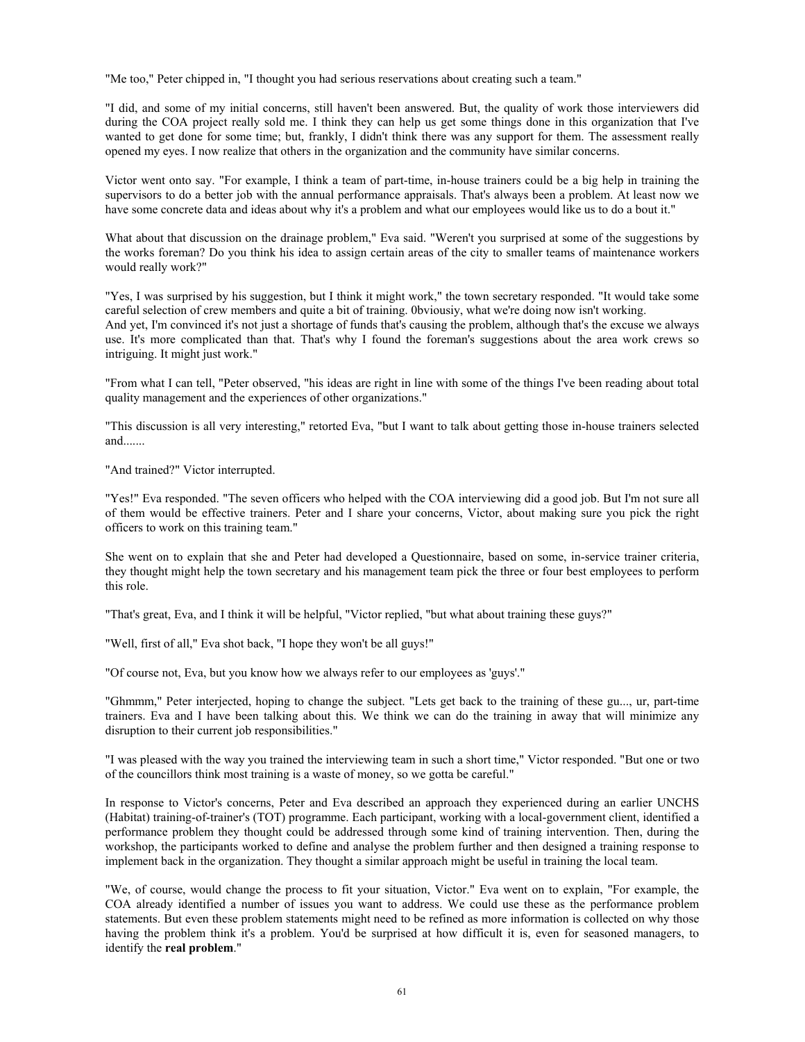"Me too," Peter chipped in, "I thought you had serious reservations about creating such a team."

"I did, and some of my initial concerns, still haven't been answered. But, the quality of work those interviewers did during the COA project really sold me. I think they can help us get some things done in this organization that I've wanted to get done for some time; but, frankly, I didn't think there was any support for them. The assessment really opened my eyes. I now realize that others in the organization and the community have similar concerns.

Victor went onto say. "For example, I think a team of part-time, in-house trainers could be a big help in training the supervisors to do a better job with the annual performance appraisals. That's always been a problem. At least now we have some concrete data and ideas about why it's a problem and what our employees would like us to do a bout it."

What about that discussion on the drainage problem," Eva said. "Weren't you surprised at some of the suggestions by the works foreman? Do you think his idea to assign certain areas of the city to smaller teams of maintenance workers would really work?"

"Yes, I was surprised by his suggestion, but I think it might work," the town secretary responded. "It would take some careful selection of crew members and quite a bit of training. 0bviousiy, what we're doing now isn't working.
And yet, I'm convinced it's not just a shortage of funds that's causing the problem, although that's the excuse we always use. It's more complicated than that. That's why I found the foreman's suggestions about the area work crews so intriguing. It might just work."

"From what I can tell, "Peter observed, "his ideas are right in line with some of the things I've been reading about total quality management and the experiences of other organizations."

"This discussion is all very interesting," retorted Eva, "but I want to talk about getting those in-house trainers selected and.......

"And trained?" Victor interrupted.

"Yes!" Eva responded. "The seven officers who helped with the COA interviewing did a good job. But I'm not sure all of them would be effective trainers. Peter and I share your concerns, Victor, about making sure you pick the right officers to work on this training team."

She went on to explain that she and Peter had developed a Questionnaire, based on some, in-service trainer criteria, they thought might help the town secretary and his management team pick the three or four best employees to perform this role.

"That's great, Eva, and I think it will be helpful, "Victor replied, "but what about training these guys?"

"Well, first of all," Eva shot back, "I hope they won't be all guys!"

"Of course not, Eva, but you know how we always refer to our employees as 'guys'."

"Ghmmm," Peter interjected, hoping to change the subject. "Lets get back to the training of these gu..., ur, part-time trainers. Eva and I have been talking about this. We think we can do the training in away that will minimize any disruption to their current job responsibilities."

"I was pleased with the way you trained the interviewing team in such a short time," Victor responded. "But one or two of the councillors think most training is a waste of money, so we gotta be careful."

In response to Victor's concerns, Peter and Eva described an approach they experienced during an earlier UNCHS (Habitat) training-of-trainer's (TOT) programme. Each participant, working with a local-government client, identified a performance problem they thought could be addressed through some kind of training intervention. Then, during the workshop, the participants worked to define and analyse the problem further and then designed a training response to implement back in the organization. They thought a similar approach might be useful in training the local team.

"We, of course, would change the process to fit your situation, Victor." Eva went on to explain, "For example, the COA already identified a number of issues you want to address. We could use these as the performance problem statements. But even these problem statements might need to be refined as more information is collected on why those having the problem think it's a problem. You'd be surprised at how difficult it is, even for seasoned managers, to identify the **real problem**."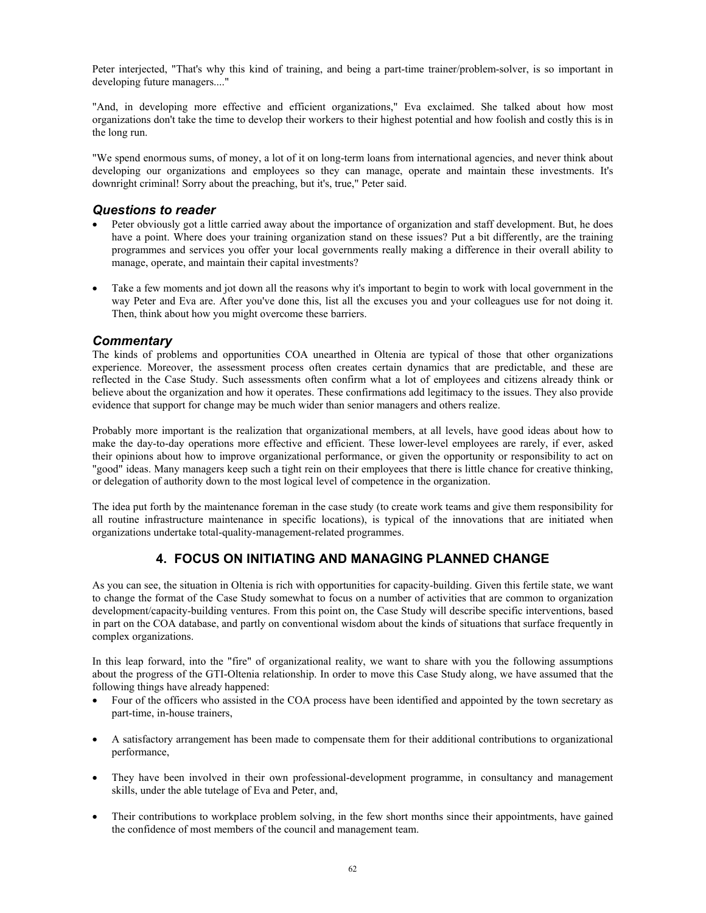Peter interjected, "That's why this kind of training, and being a part-time trainer/problem-solver, is so important in developing future managers...."

"And, in developing more effective and efficient organizations," Eva exclaimed. She talked about how most organizations don't take the time to develop their workers to their highest potential and how foolish and costly this is in the long run.

"We spend enormous sums, of money, a lot of it on long-term loans from international agencies, and never think about developing our organizations and employees so they can manage, operate and maintain these investments. It's downright criminal! Sorry about the preaching, but it's, true," Peter said.

### *Questions to reader*

- Peter obviously got a little carried away about the importance of organization and staff development. But, he does have a point. Where does your training organization stand on these issues? Put a bit differently, are the training programmes and services you offer your local governments really making a difference in their overall ability to manage, operate, and maintain their capital investments?

- Take a few moments and jot down all the reasons why it's important to begin to work with local government in the way Peter and Eva are. After you've done this, list all the excuses you and your colleagues use for not doing it. Then, think about how you might overcome these barriers.

### *Commentary*

The kinds of problems and opportunities COA unearthed in Oltenia are typical of those that other organizations experience. Moreover, the assessment process often creates certain dynamics that are predictable, and these are reflected in the Case Study. Such assessments often confirm what a lot of employees and citizens already think or believe about the organization and how it operates. These confirmations add legitimacy to the issues. They also provide evidence that support for change may be much wider than senior managers and others realize.

Probably more important is the realization that organizational members, at all levels, have good ideas about how to make the day-to-day operations more effective and efficient. These lower-level employees are rarely, if ever, asked their opinions about how to improve organizational performance, or given the opportunity or responsibility to act on "good" ideas. Many managers keep such a tight rein on their employees that there is little chance for creative thinking, or delegation of authority down to the most logical level of competence in the organization.

The idea put forth by the maintenance foreman in the case study (to create work teams and give them responsibility for all routine infrastructure maintenance in specific locations), is typical of the innovations that are initiated when organizations undertake total-quality-management-related programmes.

## 4. FOCUS ON INITIATING AND MANAGING PLANNED CHANGE

As you can see, the situation in Oltenia is rich with opportunities for capacity-building. Given this fertile state, we want to change the format of the Case Study somewhat to focus on a number of activities that are common to organization development/capacity-building ventures. From this point on, the Case Study will describe specific interventions, based in part on the COA database, and partly on conventional wisdom about the kinds of situations that surface frequently in complex organizations.

In this leap forward, into the "fire" of organizational reality, we want to share with you the following assumptions about the progress of the GTI-Oltenia relationship. In order to move this Case Study along, we have assumed that the following things have already happened:

- Four of the officers who assisted in the COA process have been identified and appointed by the town secretary as part-time, in-house trainers,

- A satisfactory arrangement has been made to compensate them for their additional contributions to organizational performance,

- They have been involved in their own professional-development programme, in consultancy and management skills, under the able tutelage of Eva and Peter, and,

- Their contributions to workplace problem solving, in the few short months since their appointments, have gained the confidence of most members of the council and management team.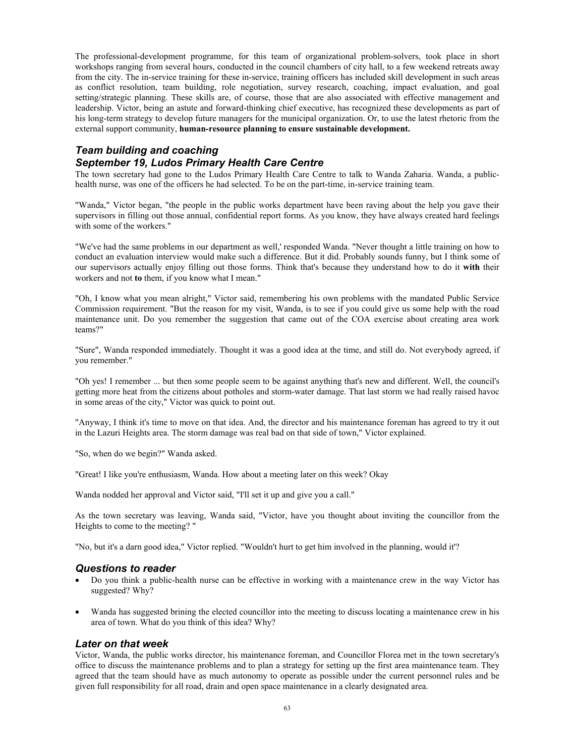The professional-development programme, for this team of organizational problem-solvers, took place in short workshops ranging from several hours, conducted in the council chambers of city hall, to a few weekend retreats away from the city. The in-service training for these in-service, training officers has included skill development in such areas as conflict resolution, team building, role negotiation, survey research, coaching, impact evaluation, and goal setting/strategic planning. These skills are, of course, those that are also associated with effective management and leadership. Victor, being an astute and forward-thinking chief executive, has recognized these developments as part of his long-term strategy to develop future managers for the municipal organization. Or, to use the latest rhetoric from the external support community, **human-resource planning to ensure sustainable development.**

### *Team building and coaching*
### *September 19, Ludos Primary Health Care Centre*

The town secretary had gone to the Ludos Primary Health Care Centre to talk to Wanda Zaharia. Wanda, a public-health nurse, was one of the officers he had selected. To be on the part-time, in-service training team.

"Wanda," Victor began, "the people in the public works department have been raving about the help you gave their supervisors in filling out those annual, confidential report forms. As you know, they have always created hard feelings with some of the workers."

"We've had the same problems in our department as well,' responded Wanda. "Never thought a little training on how to conduct an evaluation interview would make such a difference. But it did. Probably sounds funny, but I think some of our supervisors actually enjoy filling out those forms. Think that's because they understand how to do it **with** their workers and not **to** them, if you know what I mean."

"Oh, I know what you mean alright," Victor said, remembering his own problems with the mandated Public Service Commission requirement. "But the reason for my visit, Wanda, is to see if you could give us some help with the road maintenance unit. Do you remember the suggestion that came out of the COA exercise about creating area work teams?"

"Sure", Wanda responded immediately. Thought it was a good idea at the time, and still do. Not everybody agreed, if you remember."

"Oh yes! I remember ... but then some people seem to be against anything that's new and different. Well, the council's getting more heat from the citizens about potholes and storm-water damage. That last storm we had really raised havoc in some areas of the city," Victor was quick to point out.

"Anyway, I think it's time to move on that idea. And, the director and his maintenance foreman has agreed to try it out in the Lazuri Heights area. The storm damage was real bad on that side of town," Victor explained.

"So, when do we begin?" Wanda asked.

"Great! I like you're enthusiasm, Wanda. How about a meeting later on this week? Okay

Wanda nodded her approval and Victor said, "I'll set it up and give you a call."

As the town secretary was leaving, Wanda said, "Victor, have you thought about inviting the councillor from the Heights to come to the meeting? "

"No, but it's a darn good idea," Victor replied. "Wouldn't hurt to get him involved in the planning, would it'?

### *Questions to reader*

- Do you think a public-health nurse can be effective in working with a maintenance crew in the way Victor has suggested? Why?
- Wanda has suggested brining the elected councillor into the meeting to discuss locating a maintenance crew in his area of town. What do you think of this idea? Why?

### *Later on that week*

Victor, Wanda, the public works director, his maintenance foreman, and Councillor Florea met in the town secretary's office to discuss the maintenance problems and to plan a strategy for setting up the first area maintenance team. They agreed that the team should have as much autonomy to operate as possible under the current personnel rules and be given full responsibility for all road, drain and open space maintenance in a clearly designated area.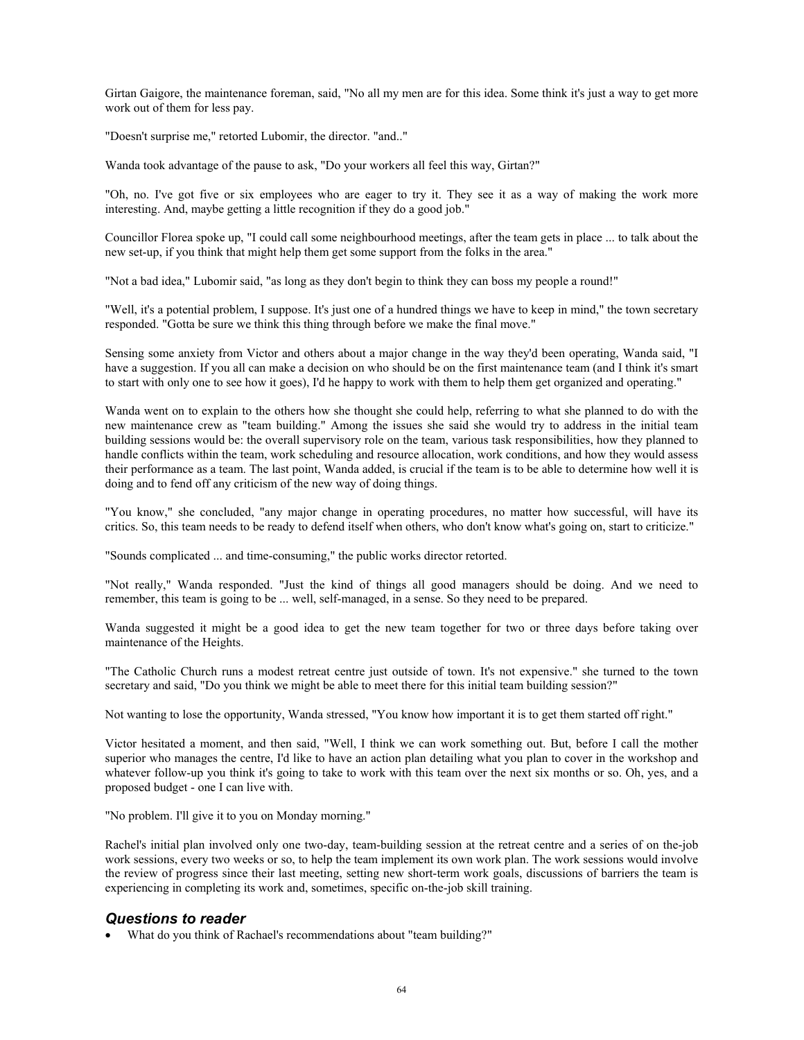Girtan Gaigore, the maintenance foreman, said, "No all my men are for this idea. Some think it's just a way to get more work out of them for less pay.

"Doesn't surprise me," retorted Lubomir, the director. "and.."

Wanda took advantage of the pause to ask, "Do your workers all feel this way, Girtan?"

"Oh, no. I've got five or six employees who are eager to try it. They see it as a way of making the work more interesting. And, maybe getting a little recognition if they do a good job."

Councillor Florea spoke up, "I could call some neighbourhood meetings, after the team gets in place ... to talk about the new set-up, if you think that might help them get some support from the folks in the area."

"Not a bad idea," Lubomir said, "as long as they don't begin to think they can boss my people a round!"

"Well, it's a potential problem, I suppose. It's just one of a hundred things we have to keep in mind," the town secretary responded. "Gotta be sure we think this thing through before we make the final move."

Sensing some anxiety from Victor and others about a major change in the way they'd been operating, Wanda said, "I have a suggestion. If you all can make a decision on who should be on the first maintenance team (and I think it's smart to start with only one to see how it goes), I'd he happy to work with them to help them get organized and operating."

Wanda went on to explain to the others how she thought she could help, referring to what she planned to do with the new maintenance crew as "team building." Among the issues she said she would try to address in the initial team building sessions would be: the overall supervisory role on the team, various task responsibilities, how they planned to handle conflicts within the team, work scheduling and resource allocation, work conditions, and how they would assess their performance as a team. The last point, Wanda added, is crucial if the team is to be able to determine how well it is doing and to fend off any criticism of the new way of doing things.

"You know," she concluded, "any major change in operating procedures, no matter how successful, will have its critics. So, this team needs to be ready to defend itself when others, who don't know what's going on, start to criticize."

"Sounds complicated ... and time-consuming," the public works director retorted.

"Not really," Wanda responded. "Just the kind of things all good managers should be doing. And we need to remember, this team is going to be ... well, self-managed, in a sense. So they need to be prepared.

Wanda suggested it might be a good idea to get the new team together for two or three days before taking over maintenance of the Heights.

"The Catholic Church runs a modest retreat centre just outside of town. It's not expensive." she turned to the town secretary and said, "Do you think we might be able to meet there for this initial team building session?"

Not wanting to lose the opportunity, Wanda stressed, "You know how important it is to get them started off right."

Victor hesitated a moment, and then said, "Well, I think we can work something out. But, before I call the mother superior who manages the centre, I'd like to have an action plan detailing what you plan to cover in the workshop and whatever follow-up you think it's going to take to work with this team over the next six months or so. Oh, yes, and a proposed budget - one I can live with.

"No problem. I'll give it to you on Monday morning."

Rachel's initial plan involved only one two-day, team-building session at the retreat centre and a series of on the-job work sessions, every two weeks or so, to help the team implement its own work plan. The work sessions would involve the review of progress since their last meeting, setting new short-term work goals, discussions of barriers the team is experiencing in completing its work and, sometimes, specific on-the-job skill training.

### *Questions to reader*

- What do you think of Rachael's recommendations about "team building?"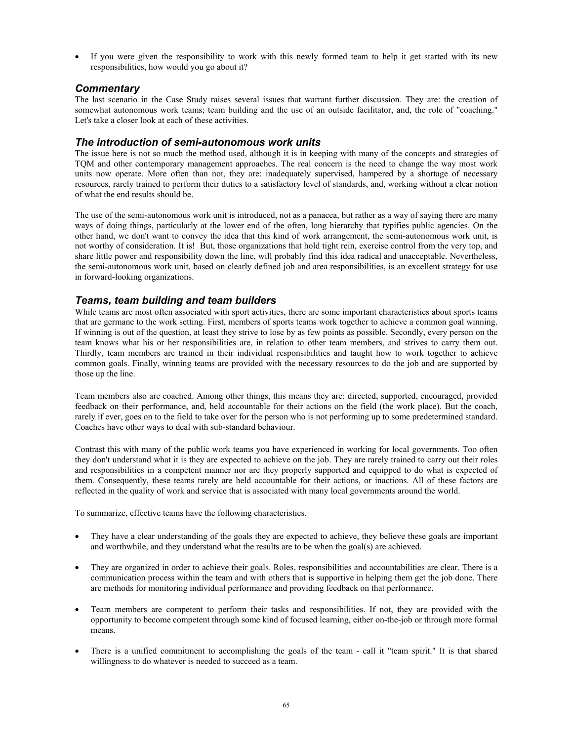- If you were given the responsibility to work with this newly formed team to help it get started with its new responsibilities, how would you go about it?

### *Commentary*

The last scenario in the Case Study raises several issues that warrant further discussion. They are: the creation of somewhat autonomous work teams; team building and the use of an outside facilitator, and, the role of "coaching." Let's take a closer look at each of these activities.

### *The introduction of semi-autonomous work units*

The issue here is not so much the method used, although it is in keeping with many of the concepts and strategies of TQM and other contemporary management approaches. The real concern is the need to change the way most work units now operate. More often than not, they are: inadequately supervised, hampered by a shortage of necessary resources, rarely trained to perform their duties to a satisfactory level of standards, and, working without a clear notion of what the end results should be.

The use of the semi-autonomous work unit is introduced, not as a panacea, but rather as a way of saying there are many ways of doing things, particularly at the lower end of the often, long hierarchy that typifies public agencies. On the other hand, we don't want to convey the idea that this kind of work arrangement, the semi-autonomous work unit, is not worthy of consideration. It is! But, those organizations that hold tight rein, exercise control from the very top, and share little power and responsibility down the line, will probably find this idea radical and unacceptable. Nevertheless, the semi-autonomous work unit, based on clearly defined job and area responsibilities, is an excellent strategy for use in forward-looking organizations.

### *Teams, team building and team builders*

While teams are most often associated with sport activities, there are some important characteristics about sports teams that are germane to the work setting. First, members of sports teams work together to achieve a common goal winning. If winning is out of the question, at least they strive to lose by as few points as possible. Secondly, every person on the team knows what his or her responsibilities are, in relation to other team members, and strives to carry them out. Thirdly, team members are trained in their individual responsibilities and taught how to work together to achieve common goals. Finally, winning teams are provided with the necessary resources to do the job and are supported by those up the line.

Team members also are coached. Among other things, this means they are: directed, supported, encouraged, provided feedback on their performance, and, held accountable for their actions on the field (the work place). But the coach, rarely if ever, goes on to the field to take over for the person who is not performing up to some predetermined standard. Coaches have other ways to deal with sub-standard behaviour.

Contrast this with many of the public work teams you have experienced in working for local governments. Too often they don't understand what it is they are expected to achieve on the job. They are rarely trained to carry out their roles and responsibilities in a competent manner nor are they properly supported and equipped to do what is expected of them. Consequently, these teams rarely are held accountable for their actions, or inactions. All of these factors are reflected in the quality of work and service that is associated with many local governments around the world.

To summarize, effective teams have the following characteristics.

- They have a clear understanding of the goals they are expected to achieve, they believe these goals are important and worthwhile, and they understand what the results are to be when the goal(s) are achieved.

- They are organized in order to achieve their goals. Roles, responsibilities and accountabilities are clear. There is a communication process within the team and with others that is supportive in helping them get the job done. There are methods for monitoring individual performance and providing feedback on that performance.

- Team members are competent to perform their tasks and responsibilities. If not, they are provided with the opportunity to become competent through some kind of focused learning, either on-the-job or through more formal means.

- There is a unified commitment to accomplishing the goals of the team - call it "team spirit." It is that shared willingness to do whatever is needed to succeed as a team.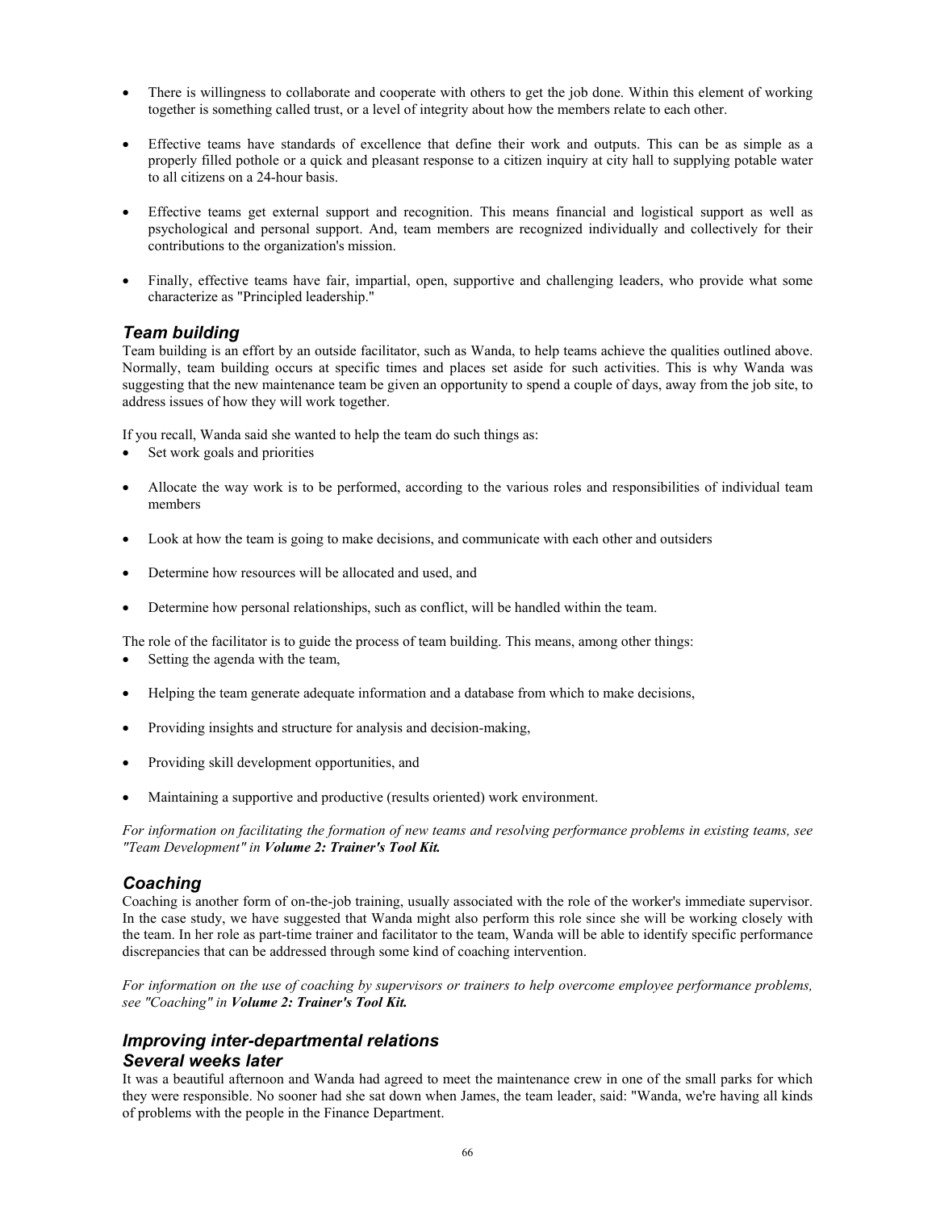- There is willingness to collaborate and cooperate with others to get the job done. Within this element of working together is something called trust, or a level of integrity about how the members relate to each other.

- Effective teams have standards of excellence that define their work and outputs. This can be as simple as a properly filled pothole or a quick and pleasant response to a citizen inquiry at city hall to supplying potable water to all citizens on a 24-hour basis.

- Effective teams get external support and recognition. This means financial and logistical support as well as psychological and personal support. And, team members are recognized individually and collectively for their contributions to the organization's mission.

- Finally, effective teams have fair, impartial, open, supportive and challenging leaders, who provide what some characterize as "Principled leadership."

## *Team building*

Team building is an effort by an outside facilitator, such as Wanda, to help teams achieve the qualities outlined above. Normally, team building occurs at specific times and places set aside for such activities. This is why Wanda was suggesting that the new maintenance team be given an opportunity to spend a couple of days, away from the job site, to address issues of how they will work together.

If you recall, Wanda said she wanted to help the team do such things as:

- Set work goals and priorities

- Allocate the way work is to be performed, according to the various roles and responsibilities of individual team members

- Look at how the team is going to make decisions, and communicate with each other and outsiders

- Determine how resources will be allocated and used, and

- Determine how personal relationships, such as conflict, will be handled within the team.

The role of the facilitator is to guide the process of team building. This means, among other things:

- Setting the agenda with the team,

- Helping the team generate adequate information and a database from which to make decisions,

- Providing insights and structure for analysis and decision-making,

- Providing skill development opportunities, and

- Maintaining a supportive and productive (results oriented) work environment.

*For information on facilitating the formation of new teams and resolving performance problems in existing teams, see "Team Development" in **Volume 2: Trainer's Tool Kit.***

## *Coaching*

Coaching is another form of on-the-job training, usually associated with the role of the worker's immediate supervisor. In the case study, we have suggested that Wanda might also perform this role since she will be working closely with the team. In her role as part-time trainer and facilitator to the team, Wanda will be able to identify specific performance discrepancies that can be addressed through some kind of coaching intervention.

*For information on the use of coaching by supervisors or trainers to help overcome employee performance problems, see "Coaching" in **Volume 2: Trainer's Tool Kit.***

## *Improving inter-departmental relations*

### *Several weeks later*

It was a beautiful afternoon and Wanda had agreed to meet the maintenance crew in one of the small parks for which they were responsible. No sooner had she sat down when James, the team leader, said: "Wanda, we're having all kinds of problems with the people in the Finance Department.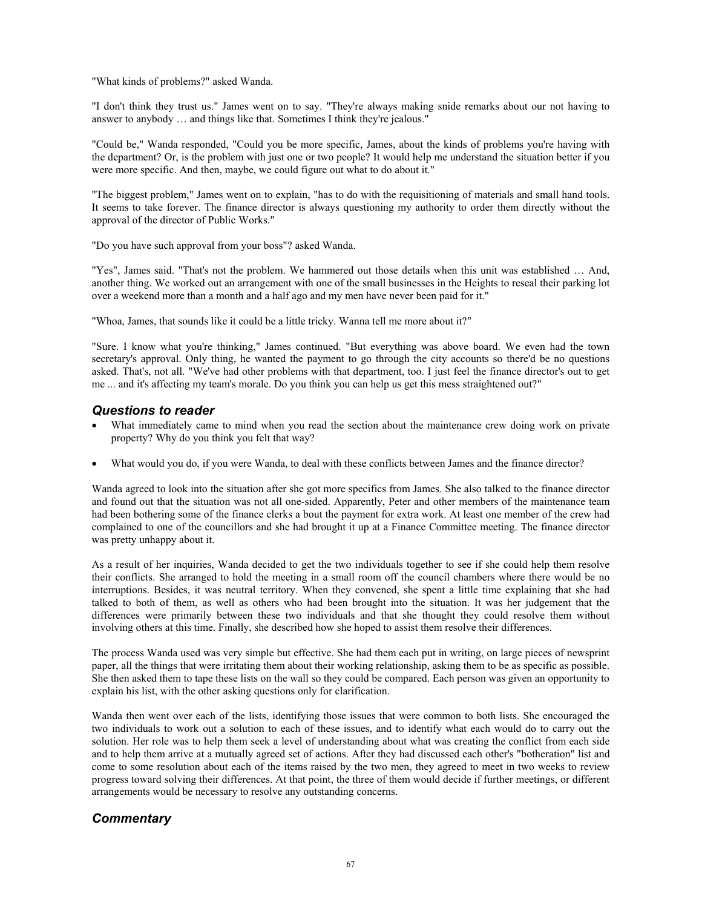"What kinds of problems?" asked Wanda.

"I don't think they trust us." James went on to say. "They're always making snide remarks about our not having to answer to anybody … and things like that. Sometimes I think they're jealous."

"Could be," Wanda responded, "Could you be more specific, James, about the kinds of problems you're having with the department? Or, is the problem with just one or two people? It would help me understand the situation better if you were more specific. And then, maybe, we could figure out what to do about it."

"The biggest problem," James went on to explain, "has to do with the requisitioning of materials and small hand tools. It seems to take forever. The finance director is always questioning my authority to order them directly without the approval of the director of Public Works."

"Do you have such approval from your boss"? asked Wanda.

"Yes", James said. "That's not the problem. We hammered out those details when this unit was established … And, another thing. We worked out an arrangement with one of the small businesses in the Heights to reseal their parking lot over a weekend more than a month and a half ago and my men have never been paid for it."

"Whoa, James, that sounds like it could be a little tricky. Wanna tell me more about it?"

"Sure. I know what you're thinking," James continued. "But everything was above board. We even had the town secretary's approval. Only thing, he wanted the payment to go through the city accounts so there'd be no questions asked. That's, not all. "We've had other problems with that department, too. I just feel the finance director's out to get me ... and it's affecting my team's morale. Do you think you can help us get this mess straightened out?"

### *Questions to reader*

- What immediately came to mind when you read the section about the maintenance crew doing work on private property? Why do you think you felt that way?
- What would you do, if you were Wanda, to deal with these conflicts between James and the finance director?

Wanda agreed to look into the situation after she got more specifics from James. She also talked to the finance director and found out that the situation was not all one-sided. Apparently, Peter and other members of the maintenance team had been bothering some of the finance clerks a bout the payment for extra work. At least one member of the crew had complained to one of the councillors and she had brought it up at a Finance Committee meeting. The finance director was pretty unhappy about it.

As a result of her inquiries, Wanda decided to get the two individuals together to see if she could help them resolve their conflicts. She arranged to hold the meeting in a small room off the council chambers where there would be no interruptions. Besides, it was neutral territory. When they convened, she spent a little time explaining that she had talked to both of them, as well as others who had been brought into the situation. It was her judgement that the differences were primarily between these two individuals and that she thought they could resolve them without involving others at this time. Finally, she described how she hoped to assist them resolve their differences.

The process Wanda used was very simple but effective. She had them each put in writing, on large pieces of newsprint paper, all the things that were irritating them about their working relationship, asking them to be as specific as possible. She then asked them to tape these lists on the wall so they could be compared. Each person was given an opportunity to explain his list, with the other asking questions only for clarification.

Wanda then went over each of the lists, identifying those issues that were common to both lists. She encouraged the two individuals to work out a solution to each of these issues, and to identify what each would do to carry out the solution. Her role was to help them seek a level of understanding about what was creating the conflict from each side and to help them arrive at a mutually agreed set of actions. After they had discussed each other's "botheration" list and come to some resolution about each of the items raised by the two men, they agreed to meet in two weeks to review progress toward solving their differences. At that point, the three of them would decide if further meetings, or different arrangements would be necessary to resolve any outstanding concerns.

## *Commentary*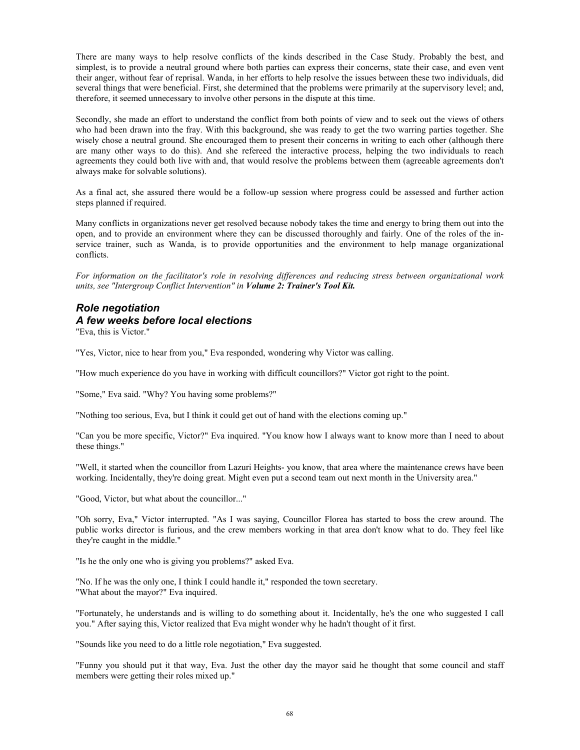There are many ways to help resolve conflicts of the kinds described in the Case Study. Probably the best, and simplest, is to provide a neutral ground where both parties can express their concerns, state their case, and even vent their anger, without fear of reprisal. Wanda, in her efforts to help resolve the issues between these two individuals, did several things that were beneficial. First, she determined that the problems were primarily at the supervisory level; and, therefore, it seemed unnecessary to involve other persons in the dispute at this time.

Secondly, she made an effort to understand the conflict from both points of view and to seek out the views of others who had been drawn into the fray. With this background, she was ready to get the two warring parties together. She wisely chose a neutral ground. She encouraged them to present their concerns in writing to each other (although there are many other ways to do this). And she refereed the interactive process, helping the two individuals to reach agreements they could both live with and, that would resolve the problems between them (agreeable agreements don't always make for solvable solutions).

As a final act, she assured there would be a follow-up session where progress could be assessed and further action steps planned if required.

Many conflicts in organizations never get resolved because nobody takes the time and energy to bring them out into the open, and to provide an environment where they can be discussed thoroughly and fairly. One of the roles of the in-service trainer, such as Wanda, is to provide opportunities and the environment to help manage organizational conflicts.

*For information on the facilitator's role in resolving differences and reducing stress between organizational work units, see "Intergroup Conflict Intervention" in **Volume 2: Trainer's Tool Kit.***

## *Role negotiation*
### *A few weeks before local elections*

"Eva, this is Victor."

"Yes, Victor, nice to hear from you," Eva responded, wondering why Victor was calling.

"How much experience do you have in working with difficult councillors?" Victor got right to the point.

"Some," Eva said. "Why? You having some problems?"

"Nothing too serious, Eva, but I think it could get out of hand with the elections coming up."

"Can you be more specific, Victor?" Eva inquired. "You know how I always want to know more than I need to about these things."

"Well, it started when the councillor from Lazuri Heights- you know, that area where the maintenance crews have been working. Incidentally, they're doing great. Might even put a second team out next month in the University area."

"Good, Victor, but what about the councillor..."

"Oh sorry, Eva," Victor interrupted. "As I was saying, Councillor Florea has started to boss the crew around. The public works director is furious, and the crew members working in that area don't know what to do. They feel like they're caught in the middle."

"Is he the only one who is giving you problems?" asked Eva.

"No. If he was the only one, I think I could handle it," responded the town secretary.
"What about the mayor?" Eva inquired.

"Fortunately, he understands and is willing to do something about it. Incidentally, he's the one who suggested I call you." After saying this, Victor realized that Eva might wonder why he hadn't thought of it first.

"Sounds like you need to do a little role negotiation," Eva suggested.

"Funny you should put it that way, Eva. Just the other day the mayor said he thought that some council and staff members were getting their roles mixed up."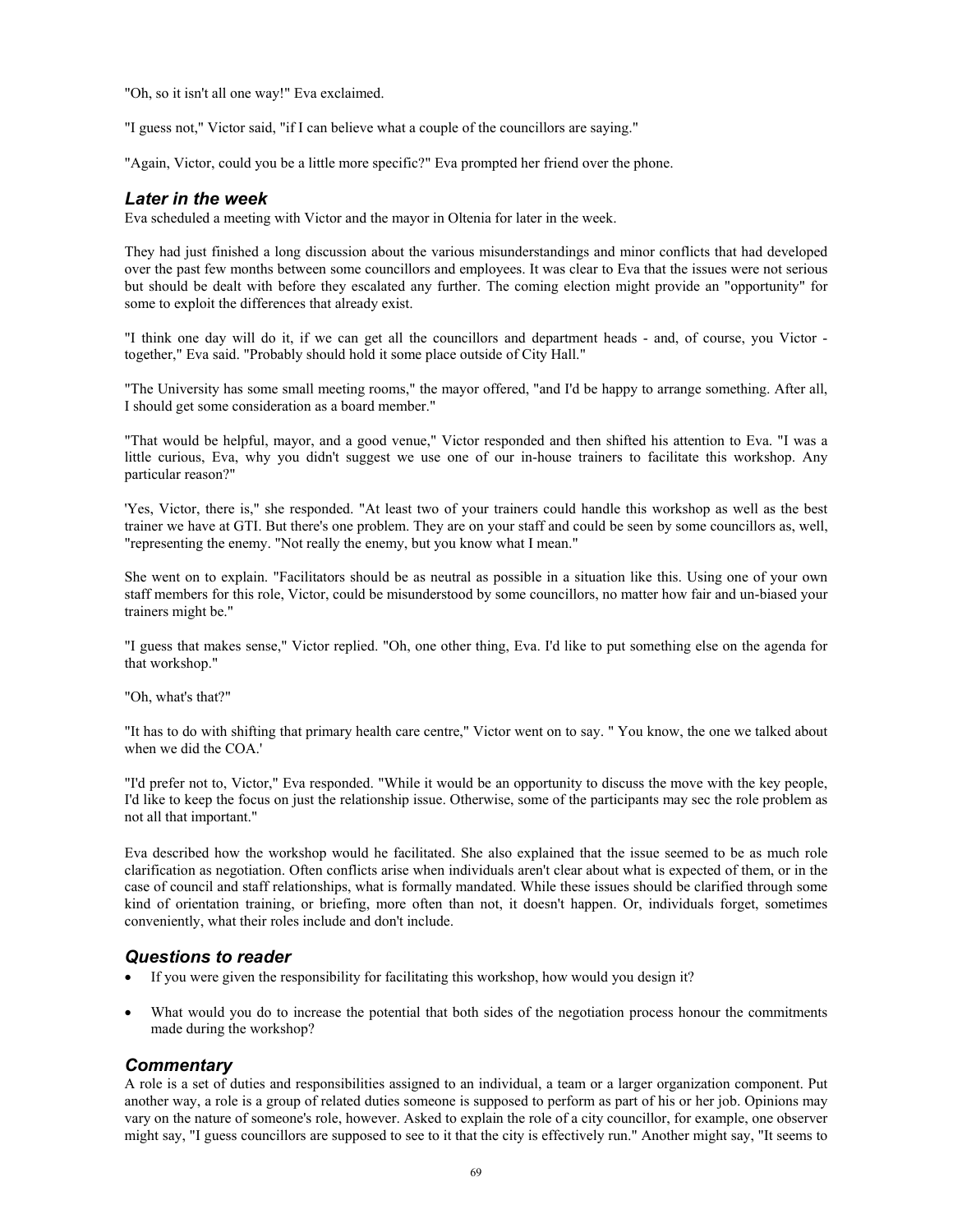"Oh, so it isn't all one way!" Eva exclaimed.

"I guess not," Victor said, "if I can believe what a couple of the councillors are saying."

"Again, Victor, could you be a little more specific?" Eva prompted her friend over the phone.

### *Later in the week*

Eva scheduled a meeting with Victor and the mayor in Oltenia for later in the week.

They had just finished a long discussion about the various misunderstandings and minor conflicts that had developed over the past few months between some councillors and employees. It was clear to Eva that the issues were not serious but should be dealt with before they escalated any further. The coming election might provide an "opportunity" for some to exploit the differences that already exist.

"I think one day will do it, if we can get all the councillors and department heads - and, of course, you Victor - together," Eva said. "Probably should hold it some place outside of City Hall."

"The University has some small meeting rooms," the mayor offered, "and I'd be happy to arrange something. After all, I should get some consideration as a board member."

"That would be helpful, mayor, and a good venue," Victor responded and then shifted his attention to Eva. "I was a little curious, Eva, why you didn't suggest we use one of our in-house trainers to facilitate this workshop. Any particular reason?"

'Yes, Victor, there is," she responded. "At least two of your trainers could handle this workshop as well as the best trainer we have at GTI. But there's one problem. They are on your staff and could be seen by some councillors as, well, "representing the enemy. "Not really the enemy, but you know what I mean."

She went on to explain. "Facilitators should be as neutral as possible in a situation like this. Using one of your own staff members for this role, Victor, could be misunderstood by some councillors, no matter how fair and un-biased your trainers might be."

"I guess that makes sense," Victor replied. "Oh, one other thing, Eva. I'd like to put something else on the agenda for that workshop."

"Oh, what's that?"

"It has to do with shifting that primary health care centre," Victor went on to say. " You know, the one we talked about when we did the COA.'

"I'd prefer not to, Victor," Eva responded. "While it would be an opportunity to discuss the move with the key people, I'd like to keep the focus on just the relationship issue. Otherwise, some of the participants may sec the role problem as not all that important."

Eva described how the workshop would he facilitated. She also explained that the issue seemed to be as much role clarification as negotiation. Often conflicts arise when individuals aren't clear about what is expected of them, or in the case of council and staff relationships, what is formally mandated. While these issues should be clarified through some kind of orientation training, or briefing, more often than not, it doesn't happen. Or, individuals forget, sometimes conveniently, what their roles include and don't include.

### *Questions to reader*

- If you were given the responsibility for facilitating this workshop, how would you design it?
- What would you do to increase the potential that both sides of the negotiation process honour the commitments made during the workshop?

### *Commentary*

A role is a set of duties and responsibilities assigned to an individual, a team or a larger organization component. Put another way, a role is a group of related duties someone is supposed to perform as part of his or her job. Opinions may vary on the nature of someone's role, however. Asked to explain the role of a city councillor, for example, one observer might say, "I guess councillors are supposed to see to it that the city is effectively run." Another might say, "It seems to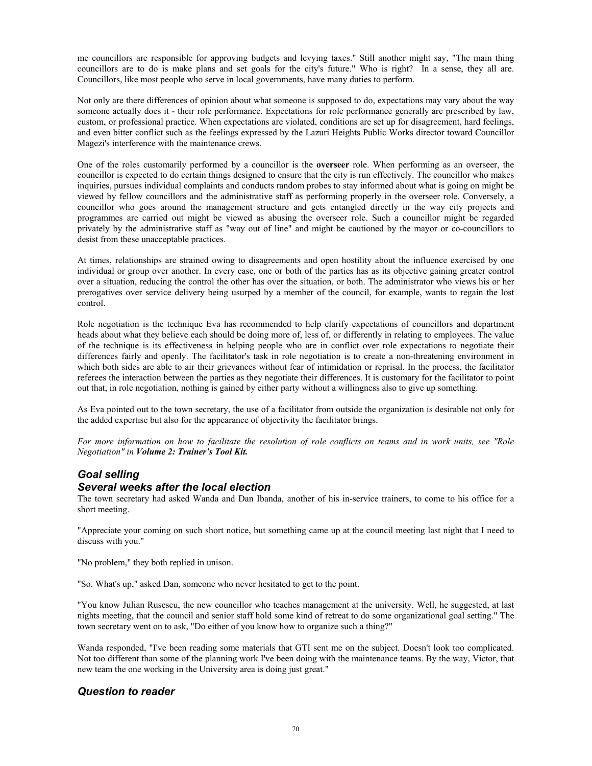me councillors are responsible for approving budgets and levying taxes." Still another might say, "The main thing councillors are to do is make plans and set goals for the city's future." Who is right? In a sense, they all are. Councillors, like most people who serve in local governments, have many duties to perform.

Not only are there differences of opinion about what someone is supposed to do, expectations may vary about the way someone actually does it - their role performance. Expectations for role performance generally are prescribed by law, custom, or professional practice. When expectations are violated, conditions are set up for disagreement, hard feelings, and even bitter conflict such as the feelings expressed by the Lazuri Heights Public Works director toward Councillor Magezi's interference with the maintenance crews.

One of the roles customarily performed by a councillor is the **overseer** role. When performing as an overseer, the councillor is expected to do certain things designed to ensure that the city is run effectively. The councillor who makes inquiries, pursues individual complaints and conducts random probes to stay informed about what is going on might be viewed by fellow councillors and the administrative staff as performing properly in the overseer role. Conversely, a councillor who goes around the management structure and gets entangled directly in the way city projects and programmes are carried out might be viewed as abusing the overseer role. Such a councillor might be regarded privately by the administrative staff as "way out of line" and might be cautioned by the mayor or co-councillors to desist from these unacceptable practices.

At times, relationships are strained owing to disagreements and open hostility about the influence exercised by one individual or group over another. In every case, one or both of the parties has as its objective gaining greater control over a situation, reducing the control the other has over the situation, or both. The administrator who views his or her prerogatives over service delivery being usurped by a member of the council, for example, wants to regain the lost control.

Role negotiation is the technique Eva has recommended to help clarify expectations of councillors and department heads about what they believe each should be doing more of, less of, or differently in relating to employees. The value of the technique is its effectiveness in helping people who are in conflict over role expectations to negotiate their differences fairly and openly. The facilitator's task in role negotiation is to create a non-threatening environment in which both sides are able to air their grievances without fear of intimidation or reprisal. In the process, the facilitator referees the interaction between the parties as they negotiate their differences. It is customary for the facilitator to point out that, in role negotiation, nothing is gained by either party without a willingness also to give up something.

As Eva pointed out to the town secretary, the use of a facilitator from outside the organization is desirable not only for the added expertise but also for the appearance of objectivity the facilitator brings.

*For more information on how to facilitate the resolution of role conflicts on teams and in work units, see "Role Negotiation" in **Volume 2: Trainer's Tool Kit.***

## *Goal selling*
## *Several weeks after the local election*

The town secretary had asked Wanda and Dan Ibanda, another of his in-service trainers, to come to his office for a short meeting.

"Appreciate your coming on such short notice, but something came up at the council meeting last night that I need to discuss with you."

"No problem," they both replied in unison.

"So. What's up," asked Dan, someone who never hesitated to get to the point.

"You know Julian Rusescu, the new councillor who teaches management at the university. Well, he suggested, at last nights meeting, that the council and senior staff hold some kind of retreat to do some organizational goal setting." The town secretary went on to ask, "Do either of you know how to organize such a thing?"

Wanda responded, "I've been reading some materials that GTI sent me on the subject. Doesn't look too complicated. Not too different than some of the planning work I've been doing with the maintenance teams. By the way, Victor, that new team the one working in the University area is doing just great."

## *Question to reader*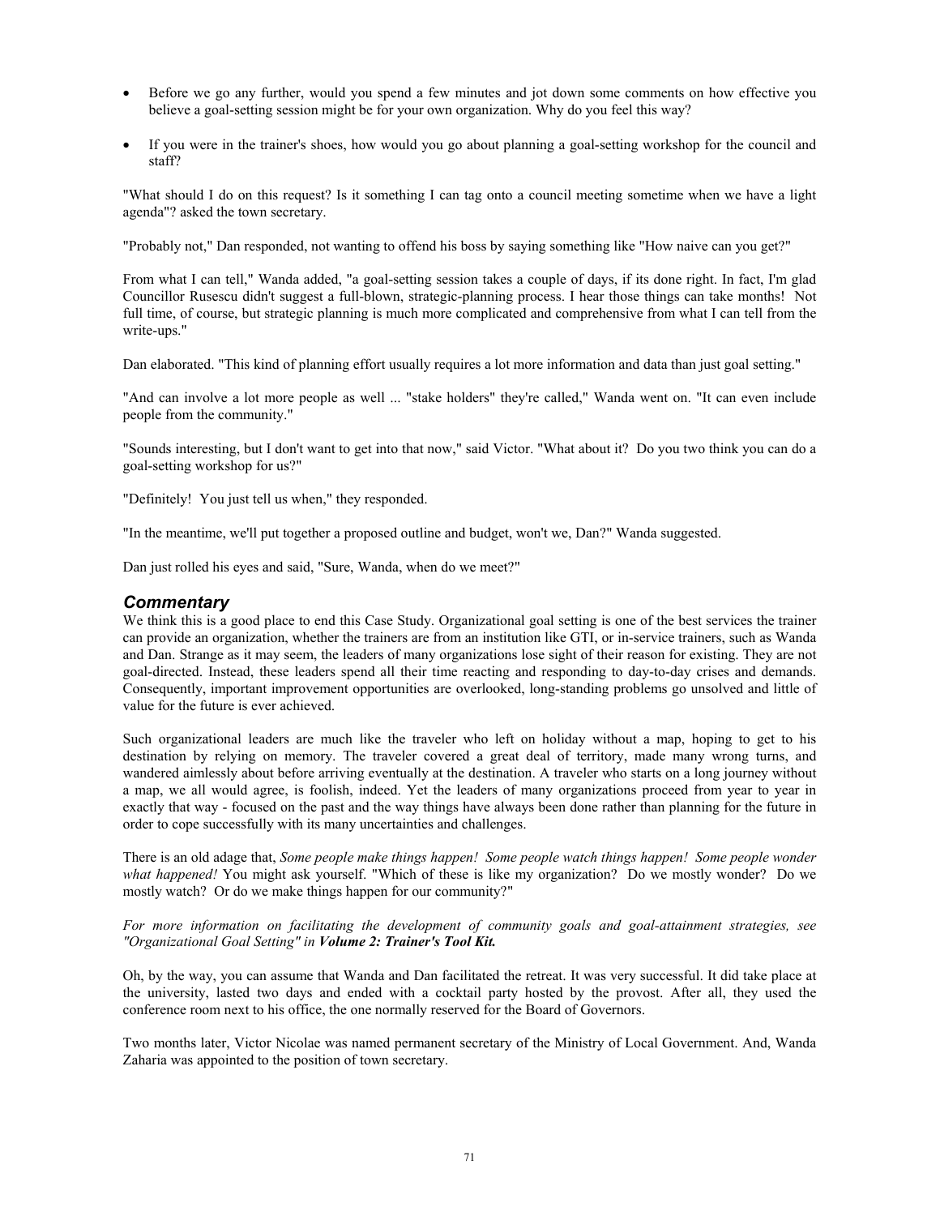- Before we go any further, would you spend a few minutes and jot down some comments on how effective you believe a goal-setting session might be for your own organization. Why do you feel this way?

- If you were in the trainer's shoes, how would you go about planning a goal-setting workshop for the council and staff?

"What should I do on this request? Is it something I can tag onto a council meeting sometime when we have a light agenda"? asked the town secretary.

"Probably not," Dan responded, not wanting to offend his boss by saying something like "How naive can you get?"

From what I can tell," Wanda added, "a goal-setting session takes a couple of days, if its done right. In fact, I'm glad Councillor Rusescu didn't suggest a full-blown, strategic-planning process. I hear those things can take months! Not full time, of course, but strategic planning is much more complicated and comprehensive from what I can tell from the write-ups."

Dan elaborated. "This kind of planning effort usually requires a lot more information and data than just goal setting."

"And can involve a lot more people as well ... "stake holders" they're called," Wanda went on. "It can even include people from the community."

"Sounds interesting, but I don't want to get into that now," said Victor. "What about it? Do you two think you can do a goal-setting workshop for us?"

"Definitely! You just tell us when," they responded.

"In the meantime, we'll put together a proposed outline and budget, won't we, Dan?" Wanda suggested.

Dan just rolled his eyes and said, "Sure, Wanda, when do we meet?"

## *Commentary*

We think this is a good place to end this Case Study. Organizational goal setting is one of the best services the trainer can provide an organization, whether the trainers are from an institution like GTI, or in-service trainers, such as Wanda and Dan. Strange as it may seem, the leaders of many organizations lose sight of their reason for existing. They are not goal-directed. Instead, these leaders spend all their time reacting and responding to day-to-day crises and demands. Consequently, important improvement opportunities are overlooked, long-standing problems go unsolved and little of value for the future is ever achieved.

Such organizational leaders are much like the traveler who left on holiday without a map, hoping to get to his destination by relying on memory. The traveler covered a great deal of territory, made many wrong turns, and wandered aimlessly about before arriving eventually at the destination. A traveler who starts on a long journey without a map, we all would agree, is foolish, indeed. Yet the leaders of many organizations proceed from year to year in exactly that way - focused on the past and the way things have always been done rather than planning for the future in order to cope successfully with its many uncertainties and challenges.

There is an old adage that, *Some people make things happen! Some people watch things happen! Some people wonder what happened!* You might ask yourself. "Which of these is like my organization? Do we mostly wonder? Do we mostly watch? Or do we make things happen for our community?"

*For more information on facilitating the development of community goals and goal-attainment strategies, see "Organizational Goal Setting" in* ***Volume 2: Trainer's Tool Kit.***

Oh, by the way, you can assume that Wanda and Dan facilitated the retreat. It was very successful. It did take place at the university, lasted two days and ended with a cocktail party hosted by the provost. After all, they used the conference room next to his office, the one normally reserved for the Board of Governors.

Two months later, Victor Nicolae was named permanent secretary of the Ministry of Local Government. And, Wanda Zaharia was appointed to the position of town secretary.